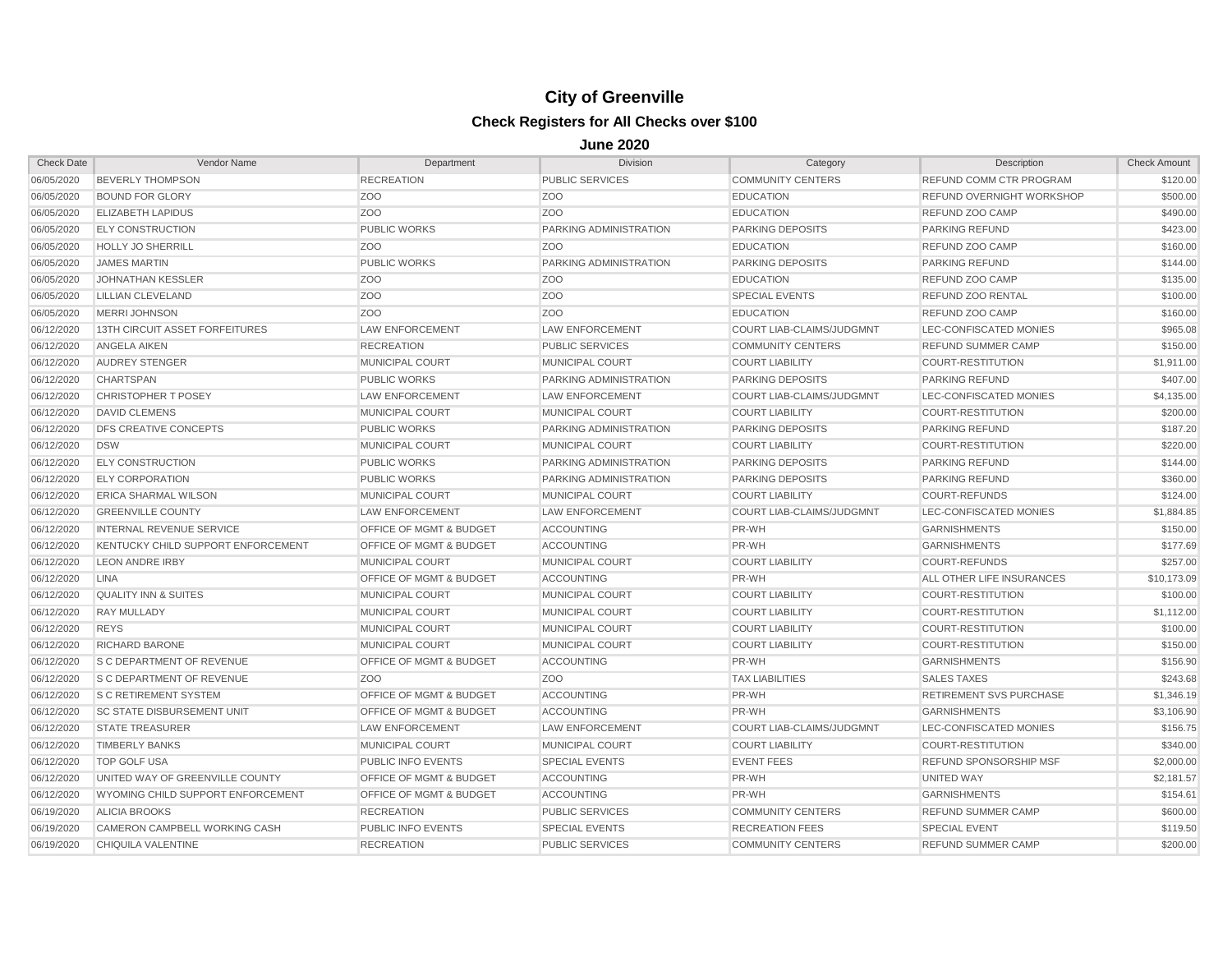# City of Greenville

## Check Registers for All Checks over $100

### June 2020

| Check Date | Vendor Name | Department | Division | Category | Description | Check Amount |
|---|---|---|---|---|---|---|
| 06/05/2020 | BEVERLY THOMPSON | RECREATION | PUBLIC SERVICES | COMMUNITY CENTERS | REFUND COMM CTR PROGRAM | $120.00 |
| 06/05/2020 | BOUND FOR GLORY | ZOO | ZOO | EDUCATION | REFUND OVERNIGHT WORKSHOP | $500.00 |
| 06/05/2020 | ELIZABETH LAPIDUS | ZOO | ZOO | EDUCATION | REFUND ZOO CAMP | $490.00 |
| 06/05/2020 | ELY CONSTRUCTION | PUBLIC WORKS | PARKING ADMINISTRATION | PARKING DEPOSITS | PARKING REFUND | $423.00 |
| 06/05/2020 | HOLLY JO SHERRILL | ZOO | ZOO | EDUCATION | REFUND ZOO CAMP | $160.00 |
| 06/05/2020 | JAMES MARTIN | PUBLIC WORKS | PARKING ADMINISTRATION | PARKING DEPOSITS | PARKING REFUND | $144.00 |
| 06/05/2020 | JOHNATHAN KESSLER | ZOO | ZOO | EDUCATION | REFUND ZOO CAMP | $135.00 |
| 06/05/2020 | LILLIAN CLEVELAND | ZOO | ZOO | SPECIAL EVENTS | REFUND ZOO RENTAL | $100.00 |
| 06/05/2020 | MERRI JOHNSON | ZOO | ZOO | EDUCATION | REFUND ZOO CAMP | $160.00 |
| 06/12/2020 | 13TH CIRCUIT ASSET FORFEITURES | LAW ENFORCEMENT | LAW ENFORCEMENT | COURT LIAB-CLAIMS/JUDGMNT | LEC-CONFISCATED MONIES | $965.08 |
| 06/12/2020 | ANGELA AIKEN | RECREATION | PUBLIC SERVICES | COMMUNITY CENTERS | REFUND SUMMER CAMP | $150.00 |
| 06/12/2020 | AUDREY STENGER | MUNICIPAL COURT | MUNICIPAL COURT | COURT LIABILITY | COURT-RESTITUTION | $1,911.00 |
| 06/12/2020 | CHARTSPAN | PUBLIC WORKS | PARKING ADMINISTRATION | PARKING DEPOSITS | PARKING REFUND | $407.00 |
| 06/12/2020 | CHRISTOPHER T POSEY | LAW ENFORCEMENT | LAW ENFORCEMENT | COURT LIAB-CLAIMS/JUDGMNT | LEC-CONFISCATED MONIES | $4,135.00 |
| 06/12/2020 | DAVID CLEMENS | MUNICIPAL COURT | MUNICIPAL COURT | COURT LIABILITY | COURT-RESTITUTION | $200.00 |
| 06/12/2020 | DFS CREATIVE CONCEPTS | PUBLIC WORKS | PARKING ADMINISTRATION | PARKING DEPOSITS | PARKING REFUND | $187.20 |
| 06/12/2020 | DSW | MUNICIPAL COURT | MUNICIPAL COURT | COURT LIABILITY | COURT-RESTITUTION | $220.00 |
| 06/12/2020 | ELY CONSTRUCTION | PUBLIC WORKS | PARKING ADMINISTRATION | PARKING DEPOSITS | PARKING REFUND | $144.00 |
| 06/12/2020 | ELY CORPORATION | PUBLIC WORKS | PARKING ADMINISTRATION | PARKING DEPOSITS | PARKING REFUND | $360.00 |
| 06/12/2020 | ERICA SHARMAL WILSON | MUNICIPAL COURT | MUNICIPAL COURT | COURT LIABILITY | COURT-REFUNDS | $124.00 |
| 06/12/2020 | GREENVILLE COUNTY | LAW ENFORCEMENT | LAW ENFORCEMENT | COURT LIAB-CLAIMS/JUDGMNT | LEC-CONFISCATED MONIES | $1,884.85 |
| 06/12/2020 | INTERNAL REVENUE SERVICE | OFFICE OF MGMT & BUDGET | ACCOUNTING | PR-WH | GARNISHMENTS | $150.00 |
| 06/12/2020 | KENTUCKY CHILD SUPPORT ENFORCEMENT | OFFICE OF MGMT & BUDGET | ACCOUNTING | PR-WH | GARNISHMENTS | $177.69 |
| 06/12/2020 | LEON ANDRE IRBY | MUNICIPAL COURT | MUNICIPAL COURT | COURT LIABILITY | COURT-REFUNDS | $257.00 |
| 06/12/2020 | LINA | OFFICE OF MGMT & BUDGET | ACCOUNTING | PR-WH | ALL OTHER LIFE INSURANCES | $10,173.09 |
| 06/12/2020 | QUALITY INN & SUITES | MUNICIPAL COURT | MUNICIPAL COURT | COURT LIABILITY | COURT-RESTITUTION | $100.00 |
| 06/12/2020 | RAY MULLADY | MUNICIPAL COURT | MUNICIPAL COURT | COURT LIABILITY | COURT-RESTITUTION | $1,112.00 |
| 06/12/2020 | REYS | MUNICIPAL COURT | MUNICIPAL COURT | COURT LIABILITY | COURT-RESTITUTION | $100.00 |
| 06/12/2020 | RICHARD BARONE | MUNICIPAL COURT | MUNICIPAL COURT | COURT LIABILITY | COURT-RESTITUTION | $150.00 |
| 06/12/2020 | S C DEPARTMENT OF REVENUE | OFFICE OF MGMT & BUDGET | ACCOUNTING | PR-WH | GARNISHMENTS | $156.90 |
| 06/12/2020 | S C DEPARTMENT OF REVENUE | ZOO | ZOO | TAX LIABILITIES | SALES TAXES | $243.68 |
| 06/12/2020 | S C RETIREMENT SYSTEM | OFFICE OF MGMT & BUDGET | ACCOUNTING | PR-WH | RETIREMENT SVS PURCHASE | $1,346.19 |
| 06/12/2020 | SC STATE DISBURSEMENT UNIT | OFFICE OF MGMT & BUDGET | ACCOUNTING | PR-WH | GARNISHMENTS | $3,106.90 |
| 06/12/2020 | STATE TREASURER | LAW ENFORCEMENT | LAW ENFORCEMENT | COURT LIAB-CLAIMS/JUDGMNT | LEC-CONFISCATED MONIES | $156.75 |
| 06/12/2020 | TIMBERLY BANKS | MUNICIPAL COURT | MUNICIPAL COURT | COURT LIABILITY | COURT-RESTITUTION | $340.00 |
| 06/12/2020 | TOP GOLF USA | PUBLIC INFO EVENTS | SPECIAL EVENTS | EVENT FEES | REFUND SPONSORSHIP MSF | $2,000.00 |
| 06/12/2020 | UNITED WAY OF GREENVILLE COUNTY | OFFICE OF MGMT & BUDGET | ACCOUNTING | PR-WH | UNITED WAY | $2,181.57 |
| 06/12/2020 | WYOMING CHILD SUPPORT ENFORCEMENT | OFFICE OF MGMT & BUDGET | ACCOUNTING | PR-WH | GARNISHMENTS | $154.61 |
| 06/19/2020 | ALICIA BROOKS | RECREATION | PUBLIC SERVICES | COMMUNITY CENTERS | REFUND SUMMER CAMP | $600.00 |
| 06/19/2020 | CAMERON CAMPBELL WORKING CASH | PUBLIC INFO EVENTS | SPECIAL EVENTS | RECREATION FEES | SPECIAL EVENT | $119.50 |
| 06/19/2020 | CHIQUILA VALENTINE | RECREATION | PUBLIC SERVICES | COMMUNITY CENTERS | REFUND SUMMER CAMP | $200.00 |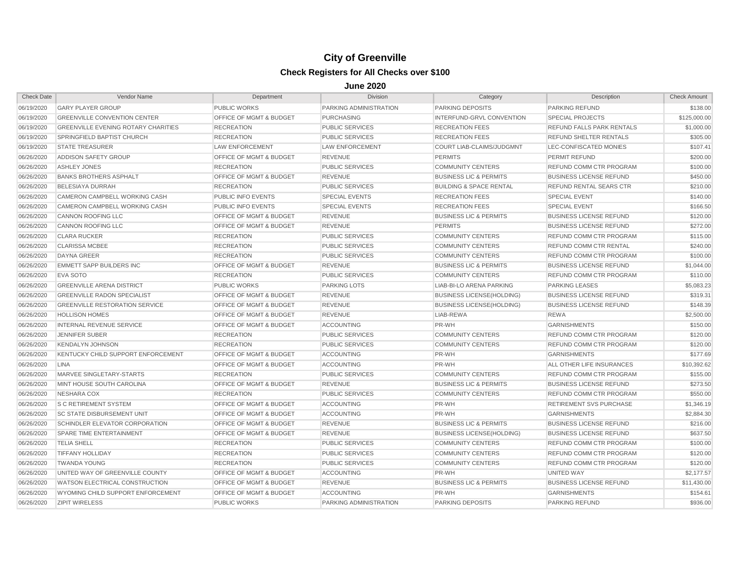# City of Greenville

## Check Registers for All Checks over $100

### June 2020

| Check Date | Vendor Name | Department | Division | Category | Description | Check Amount |
|---|---|---|---|---|---|---|
| 06/19/2020 | GARY PLAYER GROUP | PUBLIC WORKS | PARKING ADMINISTRATION | PARKING DEPOSITS | PARKING REFUND | $138.00 |
| 06/19/2020 | GREENVILLE CONVENTION CENTER | OFFICE OF MGMT & BUDGET | PURCHASING | INTERFUND-GRVL CONVENTION | SPECIAL PROJECTS | $125,000.00 |
| 06/19/2020 | GREENVILLE EVENING ROTARY CHARITIES | RECREATION | PUBLIC SERVICES | RECREATION FEES | REFUND FALLS PARK RENTALS | $1,000.00 |
| 06/19/2020 | SPRINGFIELD BAPTIST CHURCH | RECREATION | PUBLIC SERVICES | RECREATION FEES | REFUND SHELTER RENTALS | $305.00 |
| 06/19/2020 | STATE TREASURER | LAW ENFORCEMENT | LAW ENFORCEMENT | COURT LIAB-CLAIMS/JUDGMNT | LEC-CONFISCATED MONIES | $107.41 |
| 06/26/2020 | ADDISON SAFETY GROUP | OFFICE OF MGMT & BUDGET | REVENUE | PERMITS | PERMIT REFUND | $200.00 |
| 06/26/2020 | ASHLEY JONES | RECREATION | PUBLIC SERVICES | COMMUNITY CENTERS | REFUND COMM CTR PROGRAM | $100.00 |
| 06/26/2020 | BANKS BROTHERS ASPHALT | OFFICE OF MGMT & BUDGET | REVENUE | BUSINESS LIC & PERMITS | BUSINESS LICENSE REFUND | $450.00 |
| 06/26/2020 | BELESIAYA DURRAH | RECREATION | PUBLIC SERVICES | BUILDING & SPACE RENTAL | REFUND RENTAL SEARS CTR | $210.00 |
| 06/26/2020 | CAMERON CAMPBELL WORKING CASH | PUBLIC INFO EVENTS | SPECIAL EVENTS | RECREATION FEES | SPECIAL EVENT | $140.00 |
| 06/26/2020 | CAMERON CAMPBELL WORKING CASH | PUBLIC INFO EVENTS | SPECIAL EVENTS | RECREATION FEES | SPECIAL EVENT | $166.50 |
| 06/26/2020 | CANNON ROOFING LLC | OFFICE OF MGMT & BUDGET | REVENUE | BUSINESS LIC & PERMITS | BUSINESS LICENSE REFUND | $120.00 |
| 06/26/2020 | CANNON ROOFING LLC | OFFICE OF MGMT & BUDGET | REVENUE | PERMITS | BUSINESS LICENSE REFUND | $272.00 |
| 06/26/2020 | CLARA RUCKER | RECREATION | PUBLIC SERVICES | COMMUNITY CENTERS | REFUND COMM CTR PROGRAM | $115.00 |
| 06/26/2020 | CLARISSA MCBEE | RECREATION | PUBLIC SERVICES | COMMUNITY CENTERS | REFUND COMM CTR RENTAL | $240.00 |
| 06/26/2020 | DAYNA GREER | RECREATION | PUBLIC SERVICES | COMMUNITY CENTERS | REFUND COMM CTR PROGRAM | $100.00 |
| 06/26/2020 | EMMETT SAPP BUILDERS INC | OFFICE OF MGMT & BUDGET | REVENUE | BUSINESS LIC & PERMITS | BUSINESS LICENSE REFUND | $1,044.00 |
| 06/26/2020 | EVA SOTO | RECREATION | PUBLIC SERVICES | COMMUNITY CENTERS | REFUND COMM CTR PROGRAM | $110.00 |
| 06/26/2020 | GREENVILLE ARENA DISTRICT | PUBLIC WORKS | PARKING LOTS | LIAB-BI-LO ARENA PARKING | PARKING LEASES | $5,083.23 |
| 06/26/2020 | GREENVILLE RADON SPECIALIST | OFFICE OF MGMT & BUDGET | REVENUE | BUSINESS LICENSE(HOLDING) | BUSINESS LICENSE REFUND | $319.31 |
| 06/26/2020 | GREENVILLE RESTORATION SERVICE | OFFICE OF MGMT & BUDGET | REVENUE | BUSINESS LICENSE(HOLDING) | BUSINESS LICENSE REFUND | $148.39 |
| 06/26/2020 | HOLLISON HOMES | OFFICE OF MGMT & BUDGET | REVENUE | LIAB-REWA | REWA | $2,500.00 |
| 06/26/2020 | INTERNAL REVENUE SERVICE | OFFICE OF MGMT & BUDGET | ACCOUNTING | PR-WH | GARNISHMENTS | $150.00 |
| 06/26/2020 | JENNIFER SUBER | RECREATION | PUBLIC SERVICES | COMMUNITY CENTERS | REFUND COMM CTR PROGRAM | $120.00 |
| 06/26/2020 | KENDALYN JOHNSON | RECREATION | PUBLIC SERVICES | COMMUNITY CENTERS | REFUND COMM CTR PROGRAM | $120.00 |
| 06/26/2020 | KENTUCKY CHILD SUPPORT ENFORCEMENT | OFFICE OF MGMT & BUDGET | ACCOUNTING | PR-WH | GARNISHMENTS | $177.69 |
| 06/26/2020 | LINA | OFFICE OF MGMT & BUDGET | ACCOUNTING | PR-WH | ALL OTHER LIFE INSURANCES | $10,392.62 |
| 06/26/2020 | MARVEE SINGLETARY-STARTS | RECREATION | PUBLIC SERVICES | COMMUNITY CENTERS | REFUND COMM CTR PROGRAM | $155.00 |
| 06/26/2020 | MINT HOUSE SOUTH CAROLINA | OFFICE OF MGMT & BUDGET | REVENUE | BUSINESS LIC & PERMITS | BUSINESS LICENSE REFUND | $273.50 |
| 06/26/2020 | NESHARA COX | RECREATION | PUBLIC SERVICES | COMMUNITY CENTERS | REFUND COMM CTR PROGRAM | $550.00 |
| 06/26/2020 | S C RETIREMENT SYSTEM | OFFICE OF MGMT & BUDGET | ACCOUNTING | PR-WH | RETIREMENT SVS PURCHASE | $1,346.19 |
| 06/26/2020 | SC STATE DISBURSEMENT UNIT | OFFICE OF MGMT & BUDGET | ACCOUNTING | PR-WH | GARNISHMENTS | $2,884.30 |
| 06/26/2020 | SCHINDLER ELEVATOR CORPORATION | OFFICE OF MGMT & BUDGET | REVENUE | BUSINESS LIC & PERMITS | BUSINESS LICENSE REFUND | $216.00 |
| 06/26/2020 | SPARE TIME ENTERTAINMENT | OFFICE OF MGMT & BUDGET | REVENUE | BUSINESS LICENSE(HOLDING) | BUSINESS LICENSE REFUND | $637.50 |
| 06/26/2020 | TELIA SHELL | RECREATION | PUBLIC SERVICES | COMMUNITY CENTERS | REFUND COMM CTR PROGRAM | $100.00 |
| 06/26/2020 | TIFFANY HOLLIDAY | RECREATION | PUBLIC SERVICES | COMMUNITY CENTERS | REFUND COMM CTR PROGRAM | $120.00 |
| 06/26/2020 | TWANDA YOUNG | RECREATION | PUBLIC SERVICES | COMMUNITY CENTERS | REFUND COMM CTR PROGRAM | $120.00 |
| 06/26/2020 | UNITED WAY OF GREENVILLE COUNTY | OFFICE OF MGMT & BUDGET | ACCOUNTING | PR-WH | UNITED WAY | $2,177.57 |
| 06/26/2020 | WATSON ELECTRICAL CONSTRUCTION | OFFICE OF MGMT & BUDGET | REVENUE | BUSINESS LIC & PERMITS | BUSINESS LICENSE REFUND | $11,430.00 |
| 06/26/2020 | WYOMING CHILD SUPPORT ENFORCEMENT | OFFICE OF MGMT & BUDGET | ACCOUNTING | PR-WH | GARNISHMENTS | $154.61 |
| 06/26/2020 | ZIPIT WIRELESS | PUBLIC WORKS | PARKING ADMINISTRATION | PARKING DEPOSITS | PARKING REFUND | $936.00 |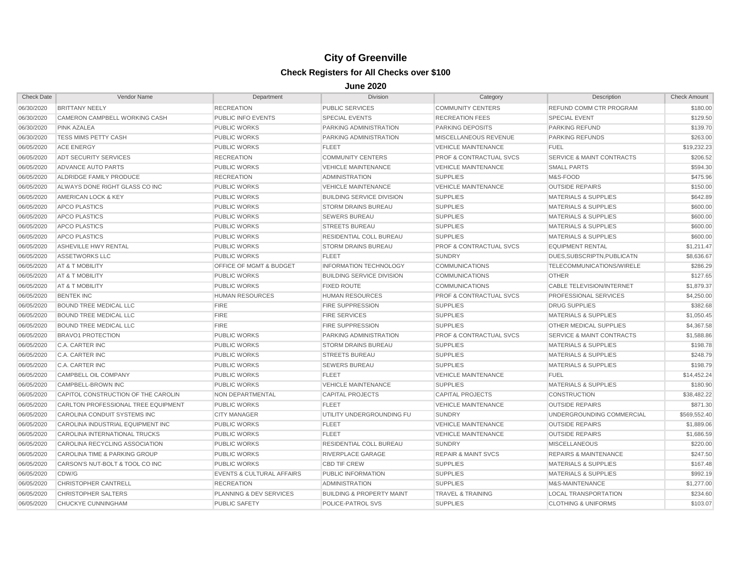# City of Greenville

## Check Registers for All Checks over $100

### June 2020

| Check Date | Vendor Name | Department | Division | Category | Description | Check Amount |
|---|---|---|---|---|---|---|
| 06/30/2020 | BRITTANY NEELY | RECREATION | PUBLIC SERVICES | COMMUNITY CENTERS | REFUND COMM CTR PROGRAM | $180.00 |
| 06/30/2020 | CAMERON CAMPBELL WORKING CASH | PUBLIC INFO EVENTS | SPECIAL EVENTS | RECREATION FEES | SPECIAL EVENT | $129.50 |
| 06/30/2020 | PINK AZALEA | PUBLIC WORKS | PARKING ADMINISTRATION | PARKING DEPOSITS | PARKING REFUND | $139.70 |
| 06/30/2020 | TESS MIMS PETTY CASH | PUBLIC WORKS | PARKING ADMINISTRATION | MISCELLANEOUS REVENUE | PARKING REFUNDS | $263.00 |
| 06/05/2020 | ACE ENERGY | PUBLIC WORKS | FLEET | VEHICLE MAINTENANCE | FUEL | $19,232.23 |
| 06/05/2020 | ADT SECURITY SERVICES | RECREATION | COMMUNITY CENTERS | PROF & CONTRACTUAL SVCS | SERVICE & MAINT CONTRACTS | $206.52 |
| 06/05/2020 | ADVANCE AUTO PARTS | PUBLIC WORKS | VEHICLE MAINTENANCE | VEHICLE MAINTENANCE | SMALL PARTS | $594.30 |
| 06/05/2020 | ALDRIDGE FAMILY PRODUCE | RECREATION | ADMINISTRATION | SUPPLIES | M&S-FOOD | $475.96 |
| 06/05/2020 | ALWAYS DONE RIGHT GLASS CO INC | PUBLIC WORKS | VEHICLE MAINTENANCE | VEHICLE MAINTENANCE | OUTSIDE REPAIRS | $150.00 |
| 06/05/2020 | AMERICAN LOCK & KEY | PUBLIC WORKS | BUILDING SERVICE DIVISION | SUPPLIES | MATERIALS & SUPPLIES | $642.89 |
| 06/05/2020 | APCO PLASTICS | PUBLIC WORKS | STORM DRAINS BUREAU | SUPPLIES | MATERIALS & SUPPLIES | $600.00 |
| 06/05/2020 | APCO PLASTICS | PUBLIC WORKS | SEWERS BUREAU | SUPPLIES | MATERIALS & SUPPLIES | $600.00 |
| 06/05/2020 | APCO PLASTICS | PUBLIC WORKS | STREETS BUREAU | SUPPLIES | MATERIALS & SUPPLIES | $600.00 |
| 06/05/2020 | APCO PLASTICS | PUBLIC WORKS | RESIDENTIAL COLL BUREAU | SUPPLIES | MATERIALS & SUPPLIES | $600.00 |
| 06/05/2020 | ASHEVILLE HWY RENTAL | PUBLIC WORKS | STORM DRAINS BUREAU | PROF & CONTRACTUAL SVCS | EQUIPMENT RENTAL | $1,211.47 |
| 06/05/2020 | ASSETWORKS LLC | PUBLIC WORKS | FLEET | SUNDRY | DUES,SUBSCRIPTN,PUBLICATN | $8,636.67 |
| 06/05/2020 | AT & T MOBILITY | OFFICE OF MGMT & BUDGET | INFORMATION TECHNOLOGY | COMMUNICATIONS | TELECOMMUNICATIONS/WIRELE | $286.29 |
| 06/05/2020 | AT & T MOBILITY | PUBLIC WORKS | BUILDING SERVICE DIVISION | COMMUNICATIONS | OTHER | $127.65 |
| 06/05/2020 | AT & T MOBILITY | PUBLIC WORKS | FIXED ROUTE | COMMUNICATIONS | CABLE TELEVISION/INTERNET | $1,879.37 |
| 06/05/2020 | BENTEK INC | HUMAN RESOURCES | HUMAN RESOURCES | PROF & CONTRACTUAL SVCS | PROFESSIONAL SERVICES | $4,250.00 |
| 06/05/2020 | BOUND TREE MEDICAL LLC | FIRE | FIRE SUPPRESSION | SUPPLIES | DRUG SUPPLIES | $382.68 |
| 06/05/2020 | BOUND TREE MEDICAL LLC | FIRE | FIRE SERVICES | SUPPLIES | MATERIALS & SUPPLIES | $1,050.45 |
| 06/05/2020 | BOUND TREE MEDICAL LLC | FIRE | FIRE SUPPRESSION | SUPPLIES | OTHER MEDICAL SUPPLIES | $4,367.58 |
| 06/05/2020 | BRAVO1 PROTECTION | PUBLIC WORKS | PARKING ADMINISTRATION | PROF & CONTRACTUAL SVCS | SERVICE & MAINT CONTRACTS | $1,588.86 |
| 06/05/2020 | C.A. CARTER INC | PUBLIC WORKS | STORM DRAINS BUREAU | SUPPLIES | MATERIALS & SUPPLIES | $198.78 |
| 06/05/2020 | C.A. CARTER INC | PUBLIC WORKS | STREETS BUREAU | SUPPLIES | MATERIALS & SUPPLIES | $248.79 |
| 06/05/2020 | C.A. CARTER INC | PUBLIC WORKS | SEWERS BUREAU | SUPPLIES | MATERIALS & SUPPLIES | $198.79 |
| 06/05/2020 | CAMPBELL OIL COMPANY | PUBLIC WORKS | FLEET | VEHICLE MAINTENANCE | FUEL | $14,452.24 |
| 06/05/2020 | CAMPBELL-BROWN INC | PUBLIC WORKS | VEHICLE MAINTENANCE | SUPPLIES | MATERIALS & SUPPLIES | $180.90 |
| 06/05/2020 | CAPITOL CONSTRUCTION OF THE CAROLIN | NON DEPARTMENTAL | CAPITAL PROJECTS | CAPITAL PROJECTS | CONSTRUCTION | $38,482.22 |
| 06/05/2020 | CARLTON PROFESSIONAL TREE EQUIPMENT | PUBLIC WORKS | FLEET | VEHICLE MAINTENANCE | OUTSIDE REPAIRS | $871.30 |
| 06/05/2020 | CAROLINA CONDUIT SYSTEMS INC | CITY MANAGER | UTILITY UNDERGROUNDING FU | SUNDRY | UNDERGROUNDING COMMERCIAL | $569,552.40 |
| 06/05/2020 | CAROLINA INDUSTRIAL EQUIPMENT INC | PUBLIC WORKS | FLEET | VEHICLE MAINTENANCE | OUTSIDE REPAIRS | $1,889.06 |
| 06/05/2020 | CAROLINA INTERNATIONAL TRUCKS | PUBLIC WORKS | FLEET | VEHICLE MAINTENANCE | OUTSIDE REPAIRS | $1,686.59 |
| 06/05/2020 | CAROLINA RECYCLING ASSOCIATION | PUBLIC WORKS | RESIDENTIAL COLL BUREAU | SUNDRY | MISCELLANEOUS | $220.00 |
| 06/05/2020 | CAROLINA TIME & PARKING GROUP | PUBLIC WORKS | RIVERPLACE GARAGE | REPAIR & MAINT SVCS | REPAIRS & MAINTENANCE | $247.50 |
| 06/05/2020 | CARSON'S NUT-BOLT & TOOL CO INC | PUBLIC WORKS | CBD TIF CREW | SUPPLIES | MATERIALS & SUPPLIES | $167.48 |
| 06/05/2020 | CDW/G | EVENTS & CULTURAL AFFAIRS | PUBLIC INFORMATION | SUPPLIES | MATERIALS & SUPPLIES | $992.19 |
| 06/05/2020 | CHRISTOPHER CANTRELL | RECREATION | ADMINISTRATION | SUPPLIES | M&S-MAINTENANCE | $1,277.00 |
| 06/05/2020 | CHRISTOPHER SALTERS | PLANNING & DEV SERVICES | BUILDING & PROPERTY MAINT | TRAVEL & TRAINING | LOCAL TRANSPORTATION | $234.60 |
| 06/05/2020 | CHUCKYE CUNNINGHAM | PUBLIC SAFETY | POLICE-PATROL SVS | SUPPLIES | CLOTHING & UNIFORMS | $103.07 |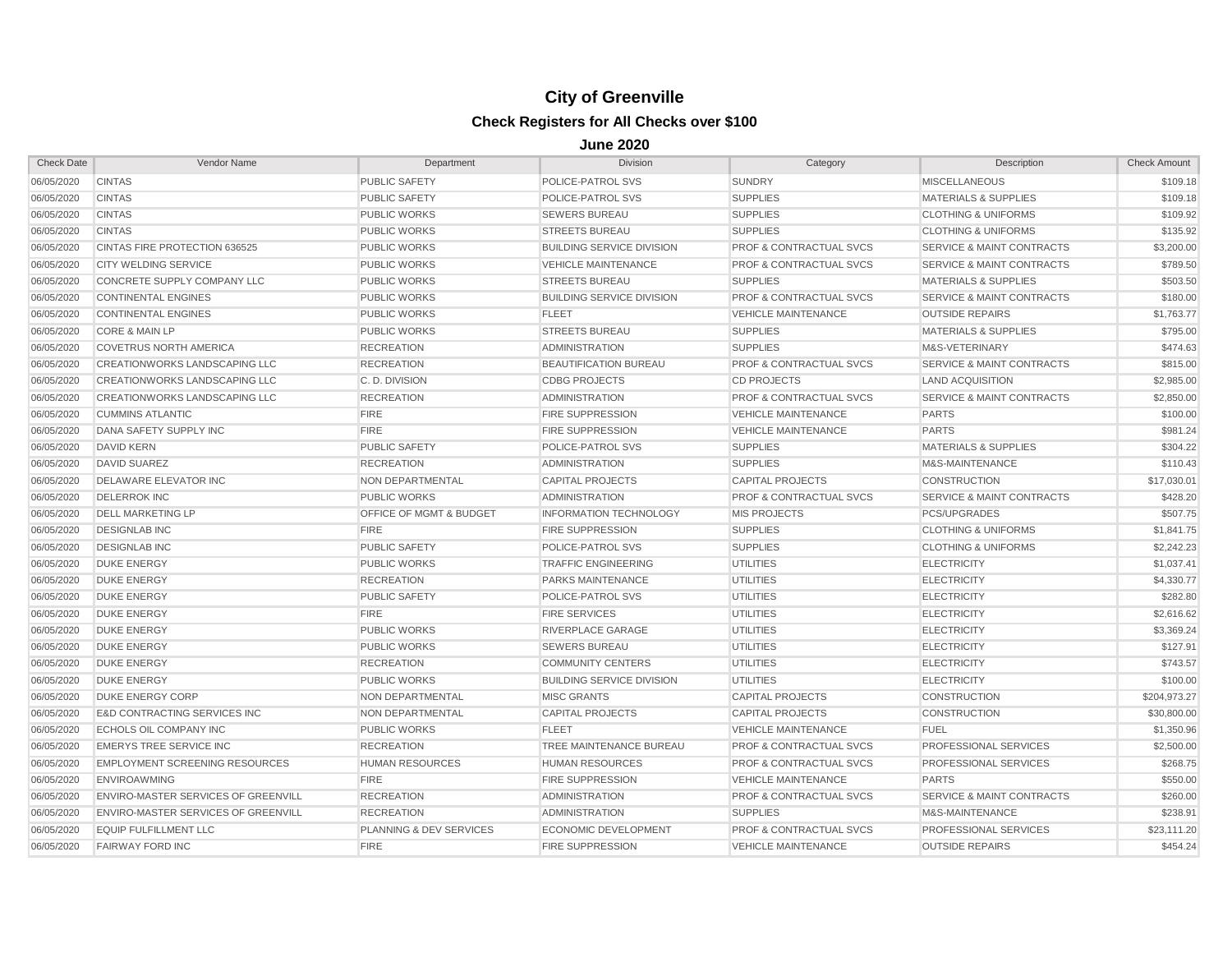# City of Greenville

## Check Registers for All Checks over $100

### June 2020

| Check Date | Vendor Name | Department | Division | Category | Description | Check Amount |
|---|---|---|---|---|---|---|
| 06/05/2020 | CINTAS | PUBLIC SAFETY | POLICE-PATROL SVS | SUNDRY | MISCELLANEOUS | $109.18 |
| 06/05/2020 | CINTAS | PUBLIC SAFETY | POLICE-PATROL SVS | SUPPLIES | MATERIALS & SUPPLIES | $109.18 |
| 06/05/2020 | CINTAS | PUBLIC WORKS | SEWERS BUREAU | SUPPLIES | CLOTHING & UNIFORMS | $109.92 |
| 06/05/2020 | CINTAS | PUBLIC WORKS | STREETS BUREAU | SUPPLIES | CLOTHING & UNIFORMS | $135.92 |
| 06/05/2020 | CINTAS FIRE PROTECTION 636525 | PUBLIC WORKS | BUILDING SERVICE DIVISION | PROF & CONTRACTUAL SVCS | SERVICE & MAINT CONTRACTS | $3,200.00 |
| 06/05/2020 | CITY WELDING SERVICE | PUBLIC WORKS | VEHICLE MAINTENANCE | PROF & CONTRACTUAL SVCS | SERVICE & MAINT CONTRACTS | $789.50 |
| 06/05/2020 | CONCRETE SUPPLY COMPANY LLC | PUBLIC WORKS | STREETS BUREAU | SUPPLIES | MATERIALS & SUPPLIES | $503.50 |
| 06/05/2020 | CONTINENTAL ENGINES | PUBLIC WORKS | BUILDING SERVICE DIVISION | PROF & CONTRACTUAL SVCS | SERVICE & MAINT CONTRACTS | $180.00 |
| 06/05/2020 | CONTINENTAL ENGINES | PUBLIC WORKS | FLEET | VEHICLE MAINTENANCE | OUTSIDE REPAIRS | $1,763.77 |
| 06/05/2020 | CORE & MAIN LP | PUBLIC WORKS | STREETS BUREAU | SUPPLIES | MATERIALS & SUPPLIES | $795.00 |
| 06/05/2020 | COVETRUS NORTH AMERICA | RECREATION | ADMINISTRATION | SUPPLIES | M&S-VETERINARY | $474.63 |
| 06/05/2020 | CREATIONWORKS LANDSCAPING LLC | RECREATION | BEAUTIFICATION BUREAU | PROF & CONTRACTUAL SVCS | SERVICE & MAINT CONTRACTS | $815.00 |
| 06/05/2020 | CREATIONWORKS LANDSCAPING LLC | C. D. DIVISION | CDBG PROJECTS | CD PROJECTS | LAND ACQUISITION | $2,985.00 |
| 06/05/2020 | CREATIONWORKS LANDSCAPING LLC | RECREATION | ADMINISTRATION | PROF & CONTRACTUAL SVCS | SERVICE & MAINT CONTRACTS | $2,850.00 |
| 06/05/2020 | CUMMINS ATLANTIC | FIRE | FIRE SUPPRESSION | VEHICLE MAINTENANCE | PARTS | $100.00 |
| 06/05/2020 | DANA SAFETY SUPPLY INC | FIRE | FIRE SUPPRESSION | VEHICLE MAINTENANCE | PARTS | $981.24 |
| 06/05/2020 | DAVID KERN | PUBLIC SAFETY | POLICE-PATROL SVS | SUPPLIES | MATERIALS & SUPPLIES | $304.22 |
| 06/05/2020 | DAVID SUAREZ | RECREATION | ADMINISTRATION | SUPPLIES | M&S-MAINTENANCE | $110.43 |
| 06/05/2020 | DELAWARE ELEVATOR INC | NON DEPARTMENTAL | CAPITAL PROJECTS | CAPITAL PROJECTS | CONSTRUCTION | $17,030.01 |
| 06/05/2020 | DELERROK INC | PUBLIC WORKS | ADMINISTRATION | PROF & CONTRACTUAL SVCS | SERVICE & MAINT CONTRACTS | $428.20 |
| 06/05/2020 | DELL MARKETING LP | OFFICE OF MGMT & BUDGET | INFORMATION TECHNOLOGY | MIS PROJECTS | PCS/UPGRADES | $507.75 |
| 06/05/2020 | DESIGNLAB INC | FIRE | FIRE SUPPRESSION | SUPPLIES | CLOTHING & UNIFORMS | $1,841.75 |
| 06/05/2020 | DESIGNLAB INC | PUBLIC SAFETY | POLICE-PATROL SVS | SUPPLIES | CLOTHING & UNIFORMS | $2,242.23 |
| 06/05/2020 | DUKE ENERGY | PUBLIC WORKS | TRAFFIC ENGINEERING | UTILITIES | ELECTRICITY | $1,037.41 |
| 06/05/2020 | DUKE ENERGY | RECREATION | PARKS MAINTENANCE | UTILITIES | ELECTRICITY | $4,330.77 |
| 06/05/2020 | DUKE ENERGY | PUBLIC SAFETY | POLICE-PATROL SVS | UTILITIES | ELECTRICITY | $282.80 |
| 06/05/2020 | DUKE ENERGY | FIRE | FIRE SERVICES | UTILITIES | ELECTRICITY | $2,616.62 |
| 06/05/2020 | DUKE ENERGY | PUBLIC WORKS | RIVERPLACE GARAGE | UTILITIES | ELECTRICITY | $3,369.24 |
| 06/05/2020 | DUKE ENERGY | PUBLIC WORKS | SEWERS BUREAU | UTILITIES | ELECTRICITY | $127.91 |
| 06/05/2020 | DUKE ENERGY | RECREATION | COMMUNITY CENTERS | UTILITIES | ELECTRICITY | $743.57 |
| 06/05/2020 | DUKE ENERGY | PUBLIC WORKS | BUILDING SERVICE DIVISION | UTILITIES | ELECTRICITY | $100.00 |
| 06/05/2020 | DUKE ENERGY CORP | NON DEPARTMENTAL | MISC GRANTS | CAPITAL PROJECTS | CONSTRUCTION | $204,973.27 |
| 06/05/2020 | E&D CONTRACTING SERVICES INC | NON DEPARTMENTAL | CAPITAL PROJECTS | CAPITAL PROJECTS | CONSTRUCTION | $30,800.00 |
| 06/05/2020 | ECHOLS OIL COMPANY INC | PUBLIC WORKS | FLEET | VEHICLE MAINTENANCE | FUEL | $1,350.96 |
| 06/05/2020 | EMERYS TREE SERVICE INC | RECREATION | TREE MAINTENANCE BUREAU | PROF & CONTRACTUAL SVCS | PROFESSIONAL SERVICES | $2,500.00 |
| 06/05/2020 | EMPLOYMENT SCREENING RESOURCES | HUMAN RESOURCES | HUMAN RESOURCES | PROF & CONTRACTUAL SVCS | PROFESSIONAL SERVICES | $268.75 |
| 06/05/2020 | ENVIROAWMING | FIRE | FIRE SUPPRESSION | VEHICLE MAINTENANCE | PARTS | $550.00 |
| 06/05/2020 | ENVIRO-MASTER SERVICES OF GREENVILL | RECREATION | ADMINISTRATION | PROF & CONTRACTUAL SVCS | SERVICE & MAINT CONTRACTS | $260.00 |
| 06/05/2020 | ENVIRO-MASTER SERVICES OF GREENVILL | RECREATION | ADMINISTRATION | SUPPLIES | M&S-MAINTENANCE | $238.91 |
| 06/05/2020 | EQUIP FULFILLMENT LLC | PLANNING & DEV SERVICES | ECONOMIC DEVELOPMENT | PROF & CONTRACTUAL SVCS | PROFESSIONAL SERVICES | $23,111.20 |
| 06/05/2020 | FAIRWAY FORD INC | FIRE | FIRE SUPPRESSION | VEHICLE MAINTENANCE | OUTSIDE REPAIRS | $454.24 |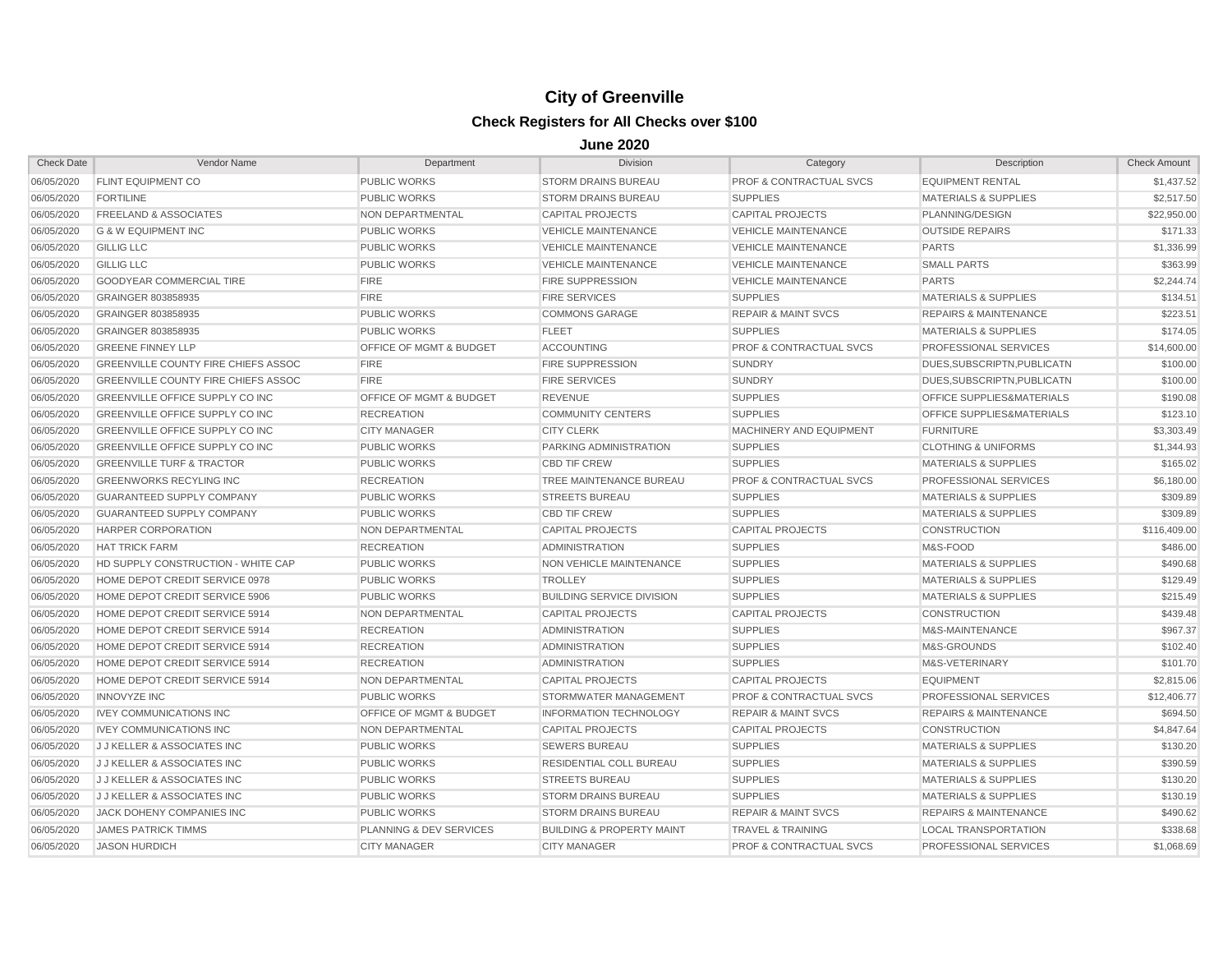# City of Greenville

## Check Registers for All Checks over $100

### June 2020

| Check Date | Vendor Name | Department | Division | Category | Description | Check Amount |
|---|---|---|---|---|---|---|
| 06/05/2020 | FLINT EQUIPMENT CO | PUBLIC WORKS | STORM DRAINS BUREAU | PROF & CONTRACTUAL SVCS | EQUIPMENT RENTAL | $1,437.52 |
| 06/05/2020 | FORTILINE | PUBLIC WORKS | STORM DRAINS BUREAU | SUPPLIES | MATERIALS & SUPPLIES | $2,517.50 |
| 06/05/2020 | FREELAND & ASSOCIATES | NON DEPARTMENTAL | CAPITAL PROJECTS | CAPITAL PROJECTS | PLANNING/DESIGN | $22,950.00 |
| 06/05/2020 | G & W EQUIPMENT INC | PUBLIC WORKS | VEHICLE MAINTENANCE | VEHICLE MAINTENANCE | OUTSIDE REPAIRS | $171.33 |
| 06/05/2020 | GILLIG LLC | PUBLIC WORKS | VEHICLE MAINTENANCE | VEHICLE MAINTENANCE | PARTS | $1,336.99 |
| 06/05/2020 | GILLIG LLC | PUBLIC WORKS | VEHICLE MAINTENANCE | VEHICLE MAINTENANCE | SMALL PARTS | $363.99 |
| 06/05/2020 | GOODYEAR COMMERCIAL TIRE | FIRE | FIRE SUPPRESSION | VEHICLE MAINTENANCE | PARTS | $2,244.74 |
| 06/05/2020 | GRAINGER 803858935 | FIRE | FIRE SERVICES | SUPPLIES | MATERIALS & SUPPLIES | $134.51 |
| 06/05/2020 | GRAINGER 803858935 | PUBLIC WORKS | COMMONS GARAGE | REPAIR & MAINT SVCS | REPAIRS & MAINTENANCE | $223.51 |
| 06/05/2020 | GRAINGER 803858935 | PUBLIC WORKS | FLEET | SUPPLIES | MATERIALS & SUPPLIES | $174.05 |
| 06/05/2020 | GREENE FINNEY LLP | OFFICE OF MGMT & BUDGET | ACCOUNTING | PROF & CONTRACTUAL SVCS | PROFESSIONAL SERVICES | $14,600.00 |
| 06/05/2020 | GREENVILLE COUNTY FIRE CHIEFS ASSOC | FIRE | FIRE SUPPRESSION | SUNDRY | DUES,SUBSCRIPTN,PUBLICATN | $100.00 |
| 06/05/2020 | GREENVILLE COUNTY FIRE CHIEFS ASSOC | FIRE | FIRE SERVICES | SUNDRY | DUES,SUBSCRIPTN,PUBLICATN | $100.00 |
| 06/05/2020 | GREENVILLE OFFICE SUPPLY CO INC | OFFICE OF MGMT & BUDGET | REVENUE | SUPPLIES | OFFICE SUPPLIES&MATERIALS | $190.08 |
| 06/05/2020 | GREENVILLE OFFICE SUPPLY CO INC | RECREATION | COMMUNITY CENTERS | SUPPLIES | OFFICE SUPPLIES&MATERIALS | $123.10 |
| 06/05/2020 | GREENVILLE OFFICE SUPPLY CO INC | CITY MANAGER | CITY CLERK | MACHINERY AND EQUIPMENT | FURNITURE | $3,303.49 |
| 06/05/2020 | GREENVILLE OFFICE SUPPLY CO INC | PUBLIC WORKS | PARKING ADMINISTRATION | SUPPLIES | CLOTHING & UNIFORMS | $1,344.93 |
| 06/05/2020 | GREENVILLE TURF & TRACTOR | PUBLIC WORKS | CBD TIF CREW | SUPPLIES | MATERIALS & SUPPLIES | $165.02 |
| 06/05/2020 | GREENWORKS RECYLING INC | RECREATION | TREE MAINTENANCE BUREAU | PROF & CONTRACTUAL SVCS | PROFESSIONAL SERVICES | $6,180.00 |
| 06/05/2020 | GUARANTEED SUPPLY COMPANY | PUBLIC WORKS | STREETS BUREAU | SUPPLIES | MATERIALS & SUPPLIES | $309.89 |
| 06/05/2020 | GUARANTEED SUPPLY COMPANY | PUBLIC WORKS | CBD TIF CREW | SUPPLIES | MATERIALS & SUPPLIES | $309.89 |
| 06/05/2020 | HARPER CORPORATION | NON DEPARTMENTAL | CAPITAL PROJECTS | CAPITAL PROJECTS | CONSTRUCTION | $116,409.00 |
| 06/05/2020 | HAT TRICK FARM | RECREATION | ADMINISTRATION | SUPPLIES | M&S-FOOD | $486.00 |
| 06/05/2020 | HD SUPPLY CONSTRUCTION - WHITE CAP | PUBLIC WORKS | NON VEHICLE MAINTENANCE | SUPPLIES | MATERIALS & SUPPLIES | $490.68 |
| 06/05/2020 | HOME DEPOT CREDIT SERVICE 0978 | PUBLIC WORKS | TROLLEY | SUPPLIES | MATERIALS & SUPPLIES | $129.49 |
| 06/05/2020 | HOME DEPOT CREDIT SERVICE 5906 | PUBLIC WORKS | BUILDING SERVICE DIVISION | SUPPLIES | MATERIALS & SUPPLIES | $215.49 |
| 06/05/2020 | HOME DEPOT CREDIT SERVICE 5914 | NON DEPARTMENTAL | CAPITAL PROJECTS | CAPITAL PROJECTS | CONSTRUCTION | $439.48 |
| 06/05/2020 | HOME DEPOT CREDIT SERVICE 5914 | RECREATION | ADMINISTRATION | SUPPLIES | M&S-MAINTENANCE | $967.37 |
| 06/05/2020 | HOME DEPOT CREDIT SERVICE 5914 | RECREATION | ADMINISTRATION | SUPPLIES | M&S-GROUNDS | $102.40 |
| 06/05/2020 | HOME DEPOT CREDIT SERVICE 5914 | RECREATION | ADMINISTRATION | SUPPLIES | M&S-VETERINARY | $101.70 |
| 06/05/2020 | HOME DEPOT CREDIT SERVICE 5914 | NON DEPARTMENTAL | CAPITAL PROJECTS | CAPITAL PROJECTS | EQUIPMENT | $2,815.06 |
| 06/05/2020 | INNOVYZE INC | PUBLIC WORKS | STORMWATER MANAGEMENT | PROF & CONTRACTUAL SVCS | PROFESSIONAL SERVICES | $12,406.77 |
| 06/05/2020 | IVEY COMMUNICATIONS INC | OFFICE OF MGMT & BUDGET | INFORMATION TECHNOLOGY | REPAIR & MAINT SVCS | REPAIRS & MAINTENANCE | $694.50 |
| 06/05/2020 | IVEY COMMUNICATIONS INC | NON DEPARTMENTAL | CAPITAL PROJECTS | CAPITAL PROJECTS | CONSTRUCTION | $4,847.64 |
| 06/05/2020 | J J KELLER & ASSOCIATES INC | PUBLIC WORKS | SEWERS BUREAU | SUPPLIES | MATERIALS & SUPPLIES | $130.20 |
| 06/05/2020 | J J KELLER & ASSOCIATES INC | PUBLIC WORKS | RESIDENTIAL COLL BUREAU | SUPPLIES | MATERIALS & SUPPLIES | $390.59 |
| 06/05/2020 | J J KELLER & ASSOCIATES INC | PUBLIC WORKS | STREETS BUREAU | SUPPLIES | MATERIALS & SUPPLIES | $130.20 |
| 06/05/2020 | J J KELLER & ASSOCIATES INC | PUBLIC WORKS | STORM DRAINS BUREAU | SUPPLIES | MATERIALS & SUPPLIES | $130.19 |
| 06/05/2020 | JACK DOHENY COMPANIES INC | PUBLIC WORKS | STORM DRAINS BUREAU | REPAIR & MAINT SVCS | REPAIRS & MAINTENANCE | $490.62 |
| 06/05/2020 | JAMES PATRICK TIMMS | PLANNING & DEV SERVICES | BUILDING & PROPERTY MAINT | TRAVEL & TRAINING | LOCAL TRANSPORTATION | $338.68 |
| 06/05/2020 | JASON HURDICH | CITY MANAGER | CITY MANAGER | PROF & CONTRACTUAL SVCS | PROFESSIONAL SERVICES | $1,068.69 |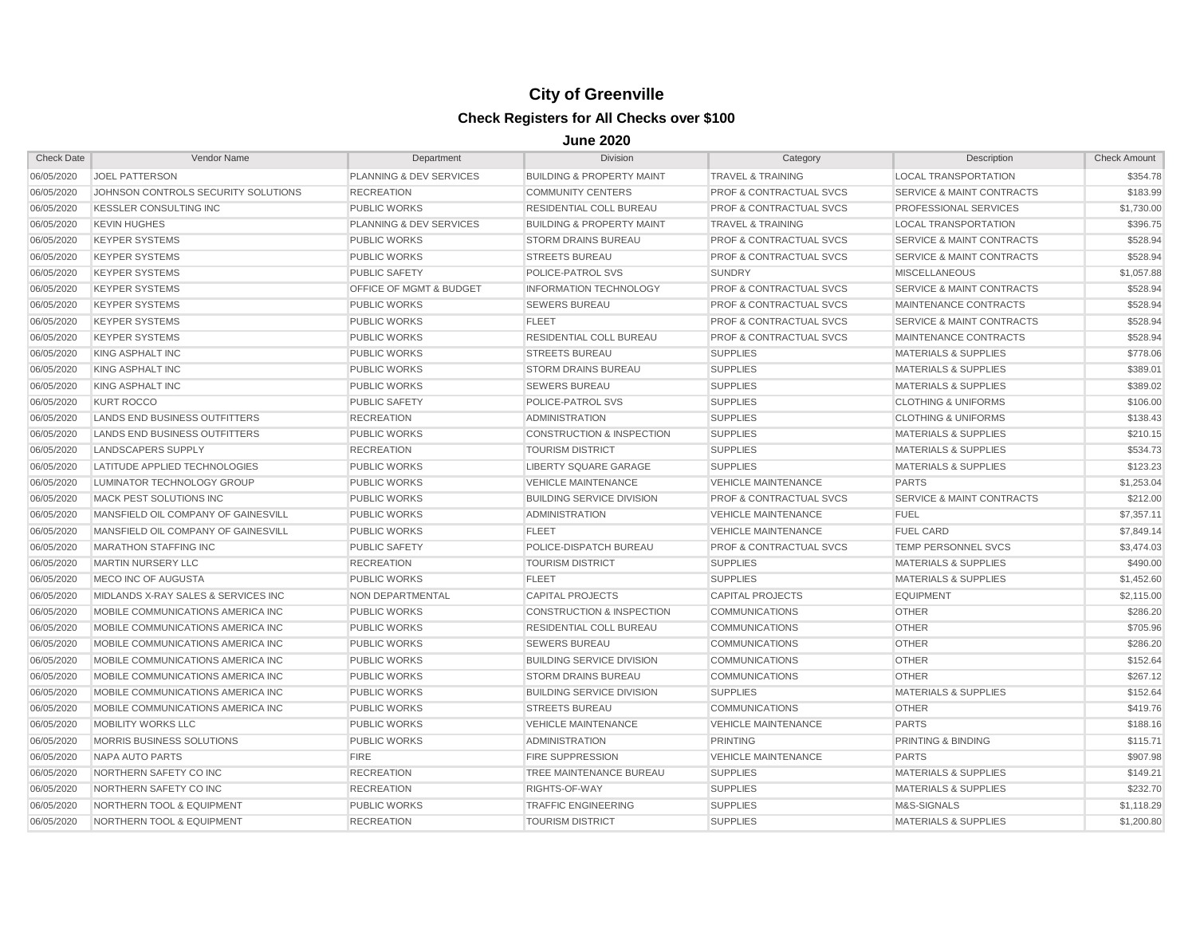# City of Greenville

## Check Registers for All Checks over $100

### June 2020

| Check Date | Vendor Name | Department | Division | Category | Description | Check Amount |
|---|---|---|---|---|---|---|
| 06/05/2020 | JOEL PATTERSON | PLANNING & DEV SERVICES | BUILDING & PROPERTY MAINT | TRAVEL & TRAINING | LOCAL TRANSPORTATION | $354.78 |
| 06/05/2020 | JOHNSON CONTROLS SECURITY SOLUTIONS | RECREATION | COMMUNITY CENTERS | PROF & CONTRACTUAL SVCS | SERVICE & MAINT CONTRACTS | $183.99 |
| 06/05/2020 | KESSLER CONSULTING INC | PUBLIC WORKS | RESIDENTIAL COLL BUREAU | PROF & CONTRACTUAL SVCS | PROFESSIONAL SERVICES | $1,730.00 |
| 06/05/2020 | KEVIN HUGHES | PLANNING & DEV SERVICES | BUILDING & PROPERTY MAINT | TRAVEL & TRAINING | LOCAL TRANSPORTATION | $396.75 |
| 06/05/2020 | KEYPER SYSTEMS | PUBLIC WORKS | STORM DRAINS BUREAU | PROF & CONTRACTUAL SVCS | SERVICE & MAINT CONTRACTS | $528.94 |
| 06/05/2020 | KEYPER SYSTEMS | PUBLIC WORKS | STREETS BUREAU | PROF & CONTRACTUAL SVCS | SERVICE & MAINT CONTRACTS | $528.94 |
| 06/05/2020 | KEYPER SYSTEMS | PUBLIC SAFETY | POLICE-PATROL SVS | SUNDRY | MISCELLANEOUS | $1,057.88 |
| 06/05/2020 | KEYPER SYSTEMS | OFFICE OF MGMT & BUDGET | INFORMATION TECHNOLOGY | PROF & CONTRACTUAL SVCS | SERVICE & MAINT CONTRACTS | $528.94 |
| 06/05/2020 | KEYPER SYSTEMS | PUBLIC WORKS | SEWERS BUREAU | PROF & CONTRACTUAL SVCS | MAINTENANCE CONTRACTS | $528.94 |
| 06/05/2020 | KEYPER SYSTEMS | PUBLIC WORKS | FLEET | PROF & CONTRACTUAL SVCS | SERVICE & MAINT CONTRACTS | $528.94 |
| 06/05/2020 | KEYPER SYSTEMS | PUBLIC WORKS | RESIDENTIAL COLL BUREAU | PROF & CONTRACTUAL SVCS | MAINTENANCE CONTRACTS | $528.94 |
| 06/05/2020 | KING ASPHALT INC | PUBLIC WORKS | STREETS BUREAU | SUPPLIES | MATERIALS & SUPPLIES | $778.06 |
| 06/05/2020 | KING ASPHALT INC | PUBLIC WORKS | STORM DRAINS BUREAU | SUPPLIES | MATERIALS & SUPPLIES | $389.01 |
| 06/05/2020 | KING ASPHALT INC | PUBLIC WORKS | SEWERS BUREAU | SUPPLIES | MATERIALS & SUPPLIES | $389.02 |
| 06/05/2020 | KURT ROCCO | PUBLIC SAFETY | POLICE-PATROL SVS | SUPPLIES | CLOTHING & UNIFORMS | $106.00 |
| 06/05/2020 | LANDS END BUSINESS OUTFITTERS | RECREATION | ADMINISTRATION | SUPPLIES | CLOTHING & UNIFORMS | $138.43 |
| 06/05/2020 | LANDS END BUSINESS OUTFITTERS | PUBLIC WORKS | CONSTRUCTION & INSPECTION | SUPPLIES | MATERIALS & SUPPLIES | $210.15 |
| 06/05/2020 | LANDSCAPERS SUPPLY | RECREATION | TOURISM DISTRICT | SUPPLIES | MATERIALS & SUPPLIES | $534.73 |
| 06/05/2020 | LATITUDE APPLIED TECHNOLOGIES | PUBLIC WORKS | LIBERTY SQUARE GARAGE | SUPPLIES | MATERIALS & SUPPLIES | $123.23 |
| 06/05/2020 | LUMINATOR TECHNOLOGY GROUP | PUBLIC WORKS | VEHICLE MAINTENANCE | VEHICLE MAINTENANCE | PARTS | $1,253.04 |
| 06/05/2020 | MACK PEST SOLUTIONS INC | PUBLIC WORKS | BUILDING SERVICE DIVISION | PROF & CONTRACTUAL SVCS | SERVICE & MAINT CONTRACTS | $212.00 |
| 06/05/2020 | MANSFIELD OIL COMPANY OF GAINESVILL | PUBLIC WORKS | ADMINISTRATION | VEHICLE MAINTENANCE | FUEL | $7,357.11 |
| 06/05/2020 | MANSFIELD OIL COMPANY OF GAINESVILL | PUBLIC WORKS | FLEET | VEHICLE MAINTENANCE | FUEL CARD | $7,849.14 |
| 06/05/2020 | MARATHON STAFFING INC | PUBLIC SAFETY | POLICE-DISPATCH BUREAU | PROF & CONTRACTUAL SVCS | TEMP PERSONNEL SVCS | $3,474.03 |
| 06/05/2020 | MARTIN NURSERY LLC | RECREATION | TOURISM DISTRICT | SUPPLIES | MATERIALS & SUPPLIES | $490.00 |
| 06/05/2020 | MECO INC OF AUGUSTA | PUBLIC WORKS | FLEET | SUPPLIES | MATERIALS & SUPPLIES | $1,452.60 |
| 06/05/2020 | MIDLANDS X-RAY SALES & SERVICES INC | NON DEPARTMENTAL | CAPITAL PROJECTS | CAPITAL PROJECTS | EQUIPMENT | $2,115.00 |
| 06/05/2020 | MOBILE COMMUNICATIONS AMERICA INC | PUBLIC WORKS | CONSTRUCTION & INSPECTION | COMMUNICATIONS | OTHER | $286.20 |
| 06/05/2020 | MOBILE COMMUNICATIONS AMERICA INC | PUBLIC WORKS | RESIDENTIAL COLL BUREAU | COMMUNICATIONS | OTHER | $705.96 |
| 06/05/2020 | MOBILE COMMUNICATIONS AMERICA INC | PUBLIC WORKS | SEWERS BUREAU | COMMUNICATIONS | OTHER | $286.20 |
| 06/05/2020 | MOBILE COMMUNICATIONS AMERICA INC | PUBLIC WORKS | BUILDING SERVICE DIVISION | COMMUNICATIONS | OTHER | $152.64 |
| 06/05/2020 | MOBILE COMMUNICATIONS AMERICA INC | PUBLIC WORKS | STORM DRAINS BUREAU | COMMUNICATIONS | OTHER | $267.12 |
| 06/05/2020 | MOBILE COMMUNICATIONS AMERICA INC | PUBLIC WORKS | BUILDING SERVICE DIVISION | SUPPLIES | MATERIALS & SUPPLIES | $152.64 |
| 06/05/2020 | MOBILE COMMUNICATIONS AMERICA INC | PUBLIC WORKS | STREETS BUREAU | COMMUNICATIONS | OTHER | $419.76 |
| 06/05/2020 | MOBILITY WORKS LLC | PUBLIC WORKS | VEHICLE MAINTENANCE | VEHICLE MAINTENANCE | PARTS | $188.16 |
| 06/05/2020 | MORRIS BUSINESS SOLUTIONS | PUBLIC WORKS | ADMINISTRATION | PRINTING | PRINTING & BINDING | $115.71 |
| 06/05/2020 | NAPA AUTO PARTS | FIRE | FIRE SUPPRESSION | VEHICLE MAINTENANCE | PARTS | $907.98 |
| 06/05/2020 | NORTHERN SAFETY CO INC | RECREATION | TREE MAINTENANCE BUREAU | SUPPLIES | MATERIALS & SUPPLIES | $149.21 |
| 06/05/2020 | NORTHERN SAFETY CO INC | RECREATION | RIGHTS-OF-WAY | SUPPLIES | MATERIALS & SUPPLIES | $232.70 |
| 06/05/2020 | NORTHERN TOOL & EQUIPMENT | PUBLIC WORKS | TRAFFIC ENGINEERING | SUPPLIES | M&S-SIGNALS | $1,118.29 |
| 06/05/2020 | NORTHERN TOOL & EQUIPMENT | RECREATION | TOURISM DISTRICT | SUPPLIES | MATERIALS & SUPPLIES | $1,200.80 |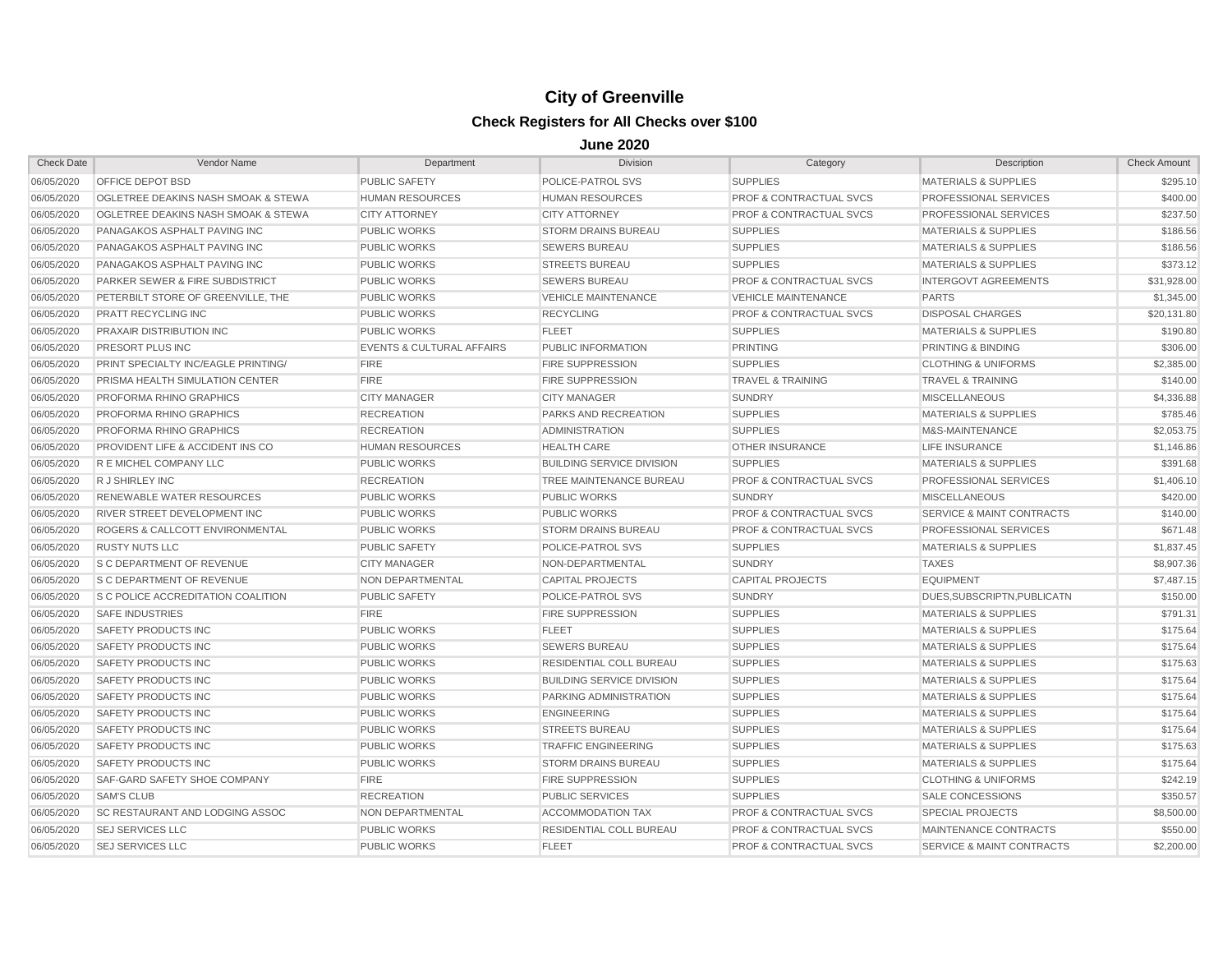# City of Greenville

## Check Registers for All Checks over $100

### June 2020

| Check Date | Vendor Name | Department | Division | Category | Description | Check Amount |
|---|---|---|---|---|---|---|
| 06/05/2020 | OFFICE DEPOT BSD | PUBLIC SAFETY | POLICE-PATROL SVS | SUPPLIES | MATERIALS & SUPPLIES | $295.10 |
| 06/05/2020 | OGLETREE DEAKINS NASH SMOAK & STEWA | HUMAN RESOURCES | HUMAN RESOURCES | PROF & CONTRACTUAL SVCS | PROFESSIONAL SERVICES | $400.00 |
| 06/05/2020 | OGLETREE DEAKINS NASH SMOAK & STEWA | CITY ATTORNEY | CITY ATTORNEY | PROF & CONTRACTUAL SVCS | PROFESSIONAL SERVICES | $237.50 |
| 06/05/2020 | PANAGAKOS ASPHALT PAVING INC | PUBLIC WORKS | STORM DRAINS BUREAU | SUPPLIES | MATERIALS & SUPPLIES | $186.56 |
| 06/05/2020 | PANAGAKOS ASPHALT PAVING INC | PUBLIC WORKS | SEWERS BUREAU | SUPPLIES | MATERIALS & SUPPLIES | $186.56 |
| 06/05/2020 | PANAGAKOS ASPHALT PAVING INC | PUBLIC WORKS | STREETS BUREAU | SUPPLIES | MATERIALS & SUPPLIES | $373.12 |
| 06/05/2020 | PARKER SEWER & FIRE SUBDISTRICT | PUBLIC WORKS | SEWERS BUREAU | PROF & CONTRACTUAL SVCS | INTERGOVT AGREEMENTS | $31,928.00 |
| 06/05/2020 | PETERBILT STORE OF GREENVILLE, THE | PUBLIC WORKS | VEHICLE MAINTENANCE | VEHICLE MAINTENANCE | PARTS | $1,345.00 |
| 06/05/2020 | PRATT RECYCLING INC | PUBLIC WORKS | RECYCLING | PROF & CONTRACTUAL SVCS | DISPOSAL CHARGES | $20,131.80 |
| 06/05/2020 | PRAXAIR DISTRIBUTION INC | PUBLIC WORKS | FLEET | SUPPLIES | MATERIALS & SUPPLIES | $190.80 |
| 06/05/2020 | PRESORT PLUS INC | EVENTS & CULTURAL AFFAIRS | PUBLIC INFORMATION | PRINTING | PRINTING & BINDING | $306.00 |
| 06/05/2020 | PRINT SPECIALTY INC/EAGLE PRINTING/ | FIRE | FIRE SUPPRESSION | SUPPLIES | CLOTHING & UNIFORMS | $2,385.00 |
| 06/05/2020 | PRISMA HEALTH SIMULATION CENTER | FIRE | FIRE SUPPRESSION | TRAVEL & TRAINING | TRAVEL & TRAINING | $140.00 |
| 06/05/2020 | PROFORMA RHINO GRAPHICS | CITY MANAGER | CITY MANAGER | SUNDRY | MISCELLANEOUS | $4,336.88 |
| 06/05/2020 | PROFORMA RHINO GRAPHICS | RECREATION | PARKS AND RECREATION | SUPPLIES | MATERIALS & SUPPLIES | $785.46 |
| 06/05/2020 | PROFORMA RHINO GRAPHICS | RECREATION | ADMINISTRATION | SUPPLIES | M&S-MAINTENANCE | $2,053.75 |
| 06/05/2020 | PROVIDENT LIFE & ACCIDENT INS CO | HUMAN RESOURCES | HEALTH CARE | OTHER INSURANCE | LIFE INSURANCE | $1,146.86 |
| 06/05/2020 | R E MICHEL COMPANY LLC | PUBLIC WORKS | BUILDING SERVICE DIVISION | SUPPLIES | MATERIALS & SUPPLIES | $391.68 |
| 06/05/2020 | R J SHIRLEY INC | RECREATION | TREE MAINTENANCE BUREAU | PROF & CONTRACTUAL SVCS | PROFESSIONAL SERVICES | $1,406.10 |
| 06/05/2020 | RENEWABLE WATER RESOURCES | PUBLIC WORKS | PUBLIC WORKS | SUNDRY | MISCELLANEOUS | $420.00 |
| 06/05/2020 | RIVER STREET DEVELOPMENT INC | PUBLIC WORKS | PUBLIC WORKS | PROF & CONTRACTUAL SVCS | SERVICE & MAINT CONTRACTS | $140.00 |
| 06/05/2020 | ROGERS & CALLCOTT ENVIRONMENTAL | PUBLIC WORKS | STORM DRAINS BUREAU | PROF & CONTRACTUAL SVCS | PROFESSIONAL SERVICES | $671.48 |
| 06/05/2020 | RUSTY NUTS LLC | PUBLIC SAFETY | POLICE-PATROL SVS | SUPPLIES | MATERIALS & SUPPLIES | $1,837.45 |
| 06/05/2020 | S C DEPARTMENT OF REVENUE | CITY MANAGER | NON-DEPARTMENTAL | SUNDRY | TAXES | $8,907.36 |
| 06/05/2020 | S C DEPARTMENT OF REVENUE | NON DEPARTMENTAL | CAPITAL PROJECTS | CAPITAL PROJECTS | EQUIPMENT | $7,487.15 |
| 06/05/2020 | S C POLICE ACCREDITATION COALITION | PUBLIC SAFETY | POLICE-PATROL SVS | SUNDRY | DUES,SUBSCRIPTN,PUBLICATN | $150.00 |
| 06/05/2020 | SAFE INDUSTRIES | FIRE | FIRE SUPPRESSION | SUPPLIES | MATERIALS & SUPPLIES | $791.31 |
| 06/05/2020 | SAFETY PRODUCTS INC | PUBLIC WORKS | FLEET | SUPPLIES | MATERIALS & SUPPLIES | $175.64 |
| 06/05/2020 | SAFETY PRODUCTS INC | PUBLIC WORKS | SEWERS BUREAU | SUPPLIES | MATERIALS & SUPPLIES | $175.64 |
| 06/05/2020 | SAFETY PRODUCTS INC | PUBLIC WORKS | RESIDENTIAL COLL BUREAU | SUPPLIES | MATERIALS & SUPPLIES | $175.63 |
| 06/05/2020 | SAFETY PRODUCTS INC | PUBLIC WORKS | BUILDING SERVICE DIVISION | SUPPLIES | MATERIALS & SUPPLIES | $175.64 |
| 06/05/2020 | SAFETY PRODUCTS INC | PUBLIC WORKS | PARKING ADMINISTRATION | SUPPLIES | MATERIALS & SUPPLIES | $175.64 |
| 06/05/2020 | SAFETY PRODUCTS INC | PUBLIC WORKS | ENGINEERING | SUPPLIES | MATERIALS & SUPPLIES | $175.64 |
| 06/05/2020 | SAFETY PRODUCTS INC | PUBLIC WORKS | STREETS BUREAU | SUPPLIES | MATERIALS & SUPPLIES | $175.64 |
| 06/05/2020 | SAFETY PRODUCTS INC | PUBLIC WORKS | TRAFFIC ENGINEERING | SUPPLIES | MATERIALS & SUPPLIES | $175.63 |
| 06/05/2020 | SAFETY PRODUCTS INC | PUBLIC WORKS | STORM DRAINS BUREAU | SUPPLIES | MATERIALS & SUPPLIES | $175.64 |
| 06/05/2020 | SAF-GARD SAFETY SHOE COMPANY | FIRE | FIRE SUPPRESSION | SUPPLIES | CLOTHING & UNIFORMS | $242.19 |
| 06/05/2020 | SAM'S CLUB | RECREATION | PUBLIC SERVICES | SUPPLIES | SALE CONCESSIONS | $350.57 |
| 06/05/2020 | SC RESTAURANT AND LODGING ASSOC | NON DEPARTMENTAL | ACCOMMODATION TAX | PROF & CONTRACTUAL SVCS | SPECIAL PROJECTS | $8,500.00 |
| 06/05/2020 | SEJ SERVICES LLC | PUBLIC WORKS | RESIDENTIAL COLL BUREAU | PROF & CONTRACTUAL SVCS | MAINTENANCE CONTRACTS | $550.00 |
| 06/05/2020 | SEJ SERVICES LLC | PUBLIC WORKS | FLEET | PROF & CONTRACTUAL SVCS | SERVICE & MAINT CONTRACTS | $2,200.00 |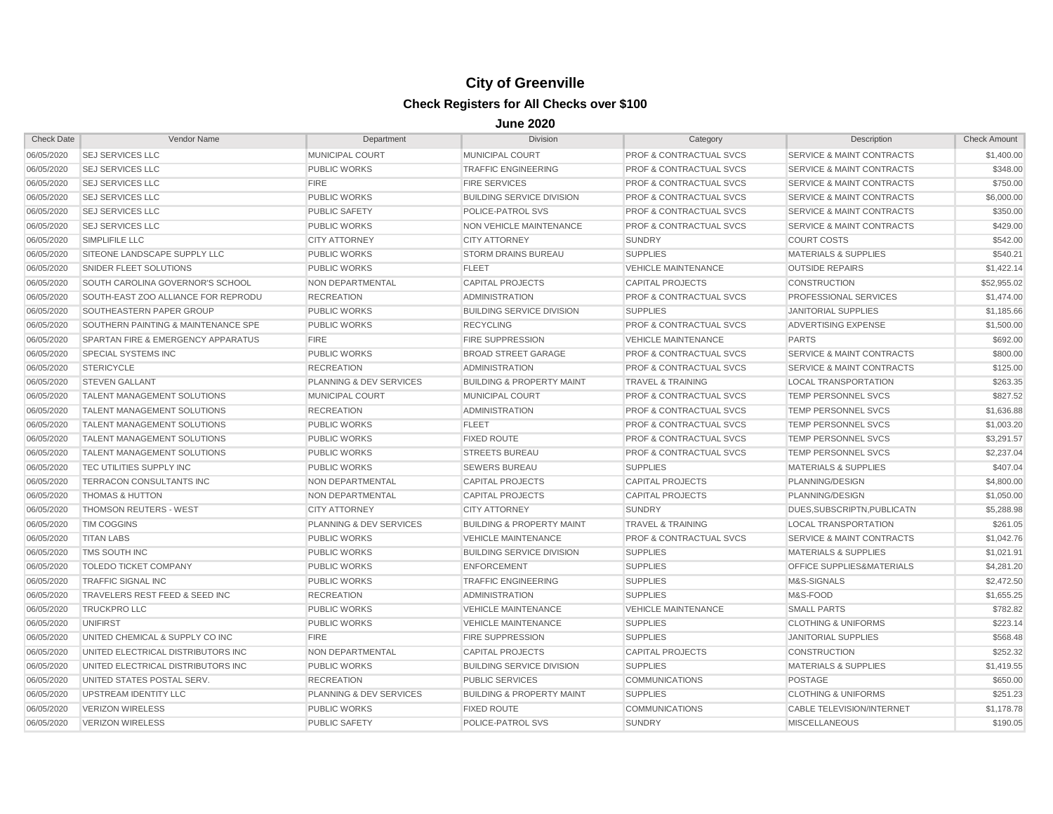# City of Greenville

## Check Registers for All Checks over $100

### June 2020

| Check Date | Vendor Name | Department | Division | Category | Description | Check Amount |
|---|---|---|---|---|---|---|
| 06/05/2020 | SEJ SERVICES LLC | MUNICIPAL COURT | MUNICIPAL COURT | PROF & CONTRACTUAL SVCS | SERVICE & MAINT CONTRACTS | $1,400.00 |
| 06/05/2020 | SEJ SERVICES LLC | PUBLIC WORKS | TRAFFIC ENGINEERING | PROF & CONTRACTUAL SVCS | SERVICE & MAINT CONTRACTS | $348.00 |
| 06/05/2020 | SEJ SERVICES LLC | FIRE | FIRE SERVICES | PROF & CONTRACTUAL SVCS | SERVICE & MAINT CONTRACTS | $750.00 |
| 06/05/2020 | SEJ SERVICES LLC | PUBLIC WORKS | BUILDING SERVICE DIVISION | PROF & CONTRACTUAL SVCS | SERVICE & MAINT CONTRACTS | $6,000.00 |
| 06/05/2020 | SEJ SERVICES LLC | PUBLIC SAFETY | POLICE-PATROL SVS | PROF & CONTRACTUAL SVCS | SERVICE & MAINT CONTRACTS | $350.00 |
| 06/05/2020 | SEJ SERVICES LLC | PUBLIC WORKS | NON VEHICLE MAINTENANCE | PROF & CONTRACTUAL SVCS | SERVICE & MAINT CONTRACTS | $429.00 |
| 06/05/2020 | SIMPLIFILE LLC | CITY ATTORNEY | CITY ATTORNEY | SUNDRY | COURT COSTS | $542.00 |
| 06/05/2020 | SITEONE LANDSCAPE SUPPLY LLC | PUBLIC WORKS | STORM DRAINS BUREAU | SUPPLIES | MATERIALS & SUPPLIES | $540.21 |
| 06/05/2020 | SNIDER FLEET SOLUTIONS | PUBLIC WORKS | FLEET | VEHICLE MAINTENANCE | OUTSIDE REPAIRS | $1,422.14 |
| 06/05/2020 | SOUTH CAROLINA GOVERNOR'S SCHOOL | NON DEPARTMENTAL | CAPITAL PROJECTS | CAPITAL PROJECTS | CONSTRUCTION | $52,955.02 |
| 06/05/2020 | SOUTH-EAST ZOO ALLIANCE FOR REPRODU | RECREATION | ADMINISTRATION | PROF & CONTRACTUAL SVCS | PROFESSIONAL SERVICES | $1,474.00 |
| 06/05/2020 | SOUTHEASTERN PAPER GROUP | PUBLIC WORKS | BUILDING SERVICE DIVISION | SUPPLIES | JANITORIAL SUPPLIES | $1,185.66 |
| 06/05/2020 | SOUTHERN PAINTING & MAINTENANCE SPE | PUBLIC WORKS | RECYCLING | PROF & CONTRACTUAL SVCS | ADVERTISING EXPENSE | $1,500.00 |
| 06/05/2020 | SPARTAN FIRE & EMERGENCY APPARATUS | FIRE | FIRE SUPPRESSION | VEHICLE MAINTENANCE | PARTS | $692.00 |
| 06/05/2020 | SPECIAL SYSTEMS INC | PUBLIC WORKS | BROAD STREET GARAGE | PROF & CONTRACTUAL SVCS | SERVICE & MAINT CONTRACTS | $800.00 |
| 06/05/2020 | STERICYCLE | RECREATION | ADMINISTRATION | PROF & CONTRACTUAL SVCS | SERVICE & MAINT CONTRACTS | $125.00 |
| 06/05/2020 | STEVEN GALLANT | PLANNING & DEV SERVICES | BUILDING & PROPERTY MAINT | TRAVEL & TRAINING | LOCAL TRANSPORTATION | $263.35 |
| 06/05/2020 | TALENT MANAGEMENT SOLUTIONS | MUNICIPAL COURT | MUNICIPAL COURT | PROF & CONTRACTUAL SVCS | TEMP PERSONNEL SVCS | $827.52 |
| 06/05/2020 | TALENT MANAGEMENT SOLUTIONS | RECREATION | ADMINISTRATION | PROF & CONTRACTUAL SVCS | TEMP PERSONNEL SVCS | $1,636.88 |
| 06/05/2020 | TALENT MANAGEMENT SOLUTIONS | PUBLIC WORKS | FLEET | PROF & CONTRACTUAL SVCS | TEMP PERSONNEL SVCS | $1,003.20 |
| 06/05/2020 | TALENT MANAGEMENT SOLUTIONS | PUBLIC WORKS | FIXED ROUTE | PROF & CONTRACTUAL SVCS | TEMP PERSONNEL SVCS | $3,291.57 |
| 06/05/2020 | TALENT MANAGEMENT SOLUTIONS | PUBLIC WORKS | STREETS BUREAU | PROF & CONTRACTUAL SVCS | TEMP PERSONNEL SVCS | $2,237.04 |
| 06/05/2020 | TEC UTILITIES SUPPLY INC | PUBLIC WORKS | SEWERS BUREAU | SUPPLIES | MATERIALS & SUPPLIES | $407.04 |
| 06/05/2020 | TERRACON CONSULTANTS INC | NON DEPARTMENTAL | CAPITAL PROJECTS | CAPITAL PROJECTS | PLANNING/DESIGN | $4,800.00 |
| 06/05/2020 | THOMAS & HUTTON | NON DEPARTMENTAL | CAPITAL PROJECTS | CAPITAL PROJECTS | PLANNING/DESIGN | $1,050.00 |
| 06/05/2020 | THOMSON REUTERS - WEST | CITY ATTORNEY | CITY ATTORNEY | SUNDRY | DUES,SUBSCRIPTN,PUBLICATN | $5,288.98 |
| 06/05/2020 | TIM COGGINS | PLANNING & DEV SERVICES | BUILDING & PROPERTY MAINT | TRAVEL & TRAINING | LOCAL TRANSPORTATION | $261.05 |
| 06/05/2020 | TITAN LABS | PUBLIC WORKS | VEHICLE MAINTENANCE | PROF & CONTRACTUAL SVCS | SERVICE & MAINT CONTRACTS | $1,042.76 |
| 06/05/2020 | TMS SOUTH INC | PUBLIC WORKS | BUILDING SERVICE DIVISION | SUPPLIES | MATERIALS & SUPPLIES | $1,021.91 |
| 06/05/2020 | TOLEDO TICKET COMPANY | PUBLIC WORKS | ENFORCEMENT | SUPPLIES | OFFICE SUPPLIES&MATERIALS | $4,281.20 |
| 06/05/2020 | TRAFFIC SIGNAL INC | PUBLIC WORKS | TRAFFIC ENGINEERING | SUPPLIES | M&S-SIGNALS | $2,472.50 |
| 06/05/2020 | TRAVELERS REST FEED & SEED INC | RECREATION | ADMINISTRATION | SUPPLIES | M&S-FOOD | $1,655.25 |
| 06/05/2020 | TRUCKPRO LLC | PUBLIC WORKS | VEHICLE MAINTENANCE | VEHICLE MAINTENANCE | SMALL PARTS | $782.82 |
| 06/05/2020 | UNIFIRST | PUBLIC WORKS | VEHICLE MAINTENANCE | SUPPLIES | CLOTHING & UNIFORMS | $223.14 |
| 06/05/2020 | UNITED CHEMICAL & SUPPLY CO INC | FIRE | FIRE SUPPRESSION | SUPPLIES | JANITORIAL SUPPLIES | $568.48 |
| 06/05/2020 | UNITED ELECTRICAL DISTRIBUTORS INC | NON DEPARTMENTAL | CAPITAL PROJECTS | CAPITAL PROJECTS | CONSTRUCTION | $252.32 |
| 06/05/2020 | UNITED ELECTRICAL DISTRIBUTORS INC | PUBLIC WORKS | BUILDING SERVICE DIVISION | SUPPLIES | MATERIALS & SUPPLIES | $1,419.55 |
| 06/05/2020 | UNITED STATES POSTAL SERV. | RECREATION | PUBLIC SERVICES | COMMUNICATIONS | POSTAGE | $650.00 |
| 06/05/2020 | UPSTREAM IDENTITY LLC | PLANNING & DEV SERVICES | BUILDING & PROPERTY MAINT | SUPPLIES | CLOTHING & UNIFORMS | $251.23 |
| 06/05/2020 | VERIZON WIRELESS | PUBLIC WORKS | FIXED ROUTE | COMMUNICATIONS | CABLE TELEVISION/INTERNET | $1,178.78 |
| 06/05/2020 | VERIZON WIRELESS | PUBLIC SAFETY | POLICE-PATROL SVS | SUNDRY | MISCELLANEOUS | $190.05 |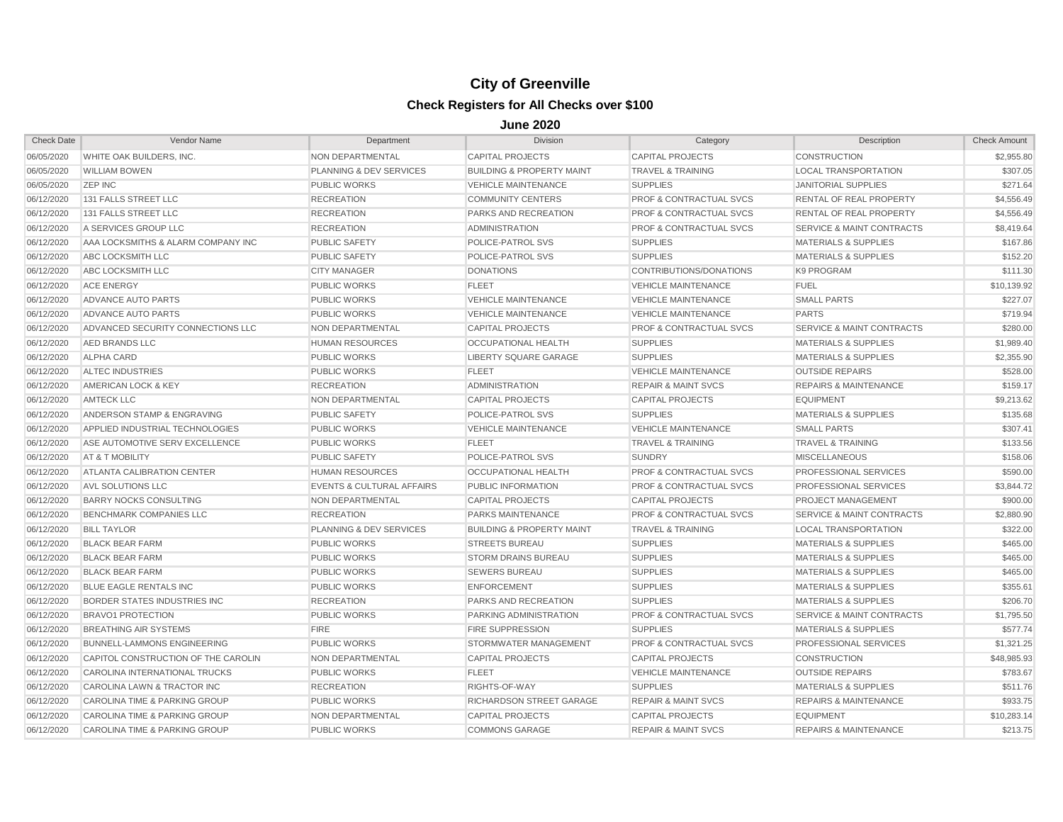# City of Greenville

## Check Registers for All Checks over $100

### June 2020

| Check Date | Vendor Name | Department | Division | Category | Description | Check Amount |
|---|---|---|---|---|---|---|
| 06/05/2020 | WHITE OAK BUILDERS, INC. | NON DEPARTMENTAL | CAPITAL PROJECTS | CAPITAL PROJECTS | CONSTRUCTION | $2,955.80 |
| 06/05/2020 | WILLIAM BOWEN | PLANNING & DEV SERVICES | BUILDING & PROPERTY MAINT | TRAVEL & TRAINING | LOCAL TRANSPORTATION | $307.05 |
| 06/05/2020 | ZEP INC | PUBLIC WORKS | VEHICLE MAINTENANCE | SUPPLIES | JANITORIAL SUPPLIES | $271.64 |
| 06/12/2020 | 131 FALLS STREET LLC | RECREATION | COMMUNITY CENTERS | PROF & CONTRACTUAL SVCS | RENTAL OF REAL PROPERTY | $4,556.49 |
| 06/12/2020 | 131 FALLS STREET LLC | RECREATION | PARKS AND RECREATION | PROF & CONTRACTUAL SVCS | RENTAL OF REAL PROPERTY | $4,556.49 |
| 06/12/2020 | A SERVICES GROUP LLC | RECREATION | ADMINISTRATION | PROF & CONTRACTUAL SVCS | SERVICE & MAINT CONTRACTS | $8,419.64 |
| 06/12/2020 | AAA LOCKSMITHS & ALARM COMPANY INC | PUBLIC SAFETY | POLICE-PATROL SVS | SUPPLIES | MATERIALS & SUPPLIES | $167.86 |
| 06/12/2020 | ABC LOCKSMITH LLC | PUBLIC SAFETY | POLICE-PATROL SVS | SUPPLIES | MATERIALS & SUPPLIES | $152.20 |
| 06/12/2020 | ABC LOCKSMITH LLC | CITY MANAGER | DONATIONS | CONTRIBUTIONS/DONATIONS | K9 PROGRAM | $111.30 |
| 06/12/2020 | ACE ENERGY | PUBLIC WORKS | FLEET | VEHICLE MAINTENANCE | FUEL | $10,139.92 |
| 06/12/2020 | ADVANCE AUTO PARTS | PUBLIC WORKS | VEHICLE MAINTENANCE | VEHICLE MAINTENANCE | SMALL PARTS | $227.07 |
| 06/12/2020 | ADVANCE AUTO PARTS | PUBLIC WORKS | VEHICLE MAINTENANCE | VEHICLE MAINTENANCE | PARTS | $719.94 |
| 06/12/2020 | ADVANCED SECURITY CONNECTIONS LLC | NON DEPARTMENTAL | CAPITAL PROJECTS | PROF & CONTRACTUAL SVCS | SERVICE & MAINT CONTRACTS | $280.00 |
| 06/12/2020 | AED BRANDS LLC | HUMAN RESOURCES | OCCUPATIONAL HEALTH | SUPPLIES | MATERIALS & SUPPLIES | $1,989.40 |
| 06/12/2020 | ALPHA CARD | PUBLIC WORKS | LIBERTY SQUARE GARAGE | SUPPLIES | MATERIALS & SUPPLIES | $2,355.90 |
| 06/12/2020 | ALTEC INDUSTRIES | PUBLIC WORKS | FLEET | VEHICLE MAINTENANCE | OUTSIDE REPAIRS | $528.00 |
| 06/12/2020 | AMERICAN LOCK & KEY | RECREATION | ADMINISTRATION | REPAIR & MAINT SVCS | REPAIRS & MAINTENANCE | $159.17 |
| 06/12/2020 | AMTECK LLC | NON DEPARTMENTAL | CAPITAL PROJECTS | CAPITAL PROJECTS | EQUIPMENT | $9,213.62 |
| 06/12/2020 | ANDERSON STAMP & ENGRAVING | PUBLIC SAFETY | POLICE-PATROL SVS | SUPPLIES | MATERIALS & SUPPLIES | $135.68 |
| 06/12/2020 | APPLIED INDUSTRIAL TECHNOLOGIES | PUBLIC WORKS | VEHICLE MAINTENANCE | VEHICLE MAINTENANCE | SMALL PARTS | $307.41 |
| 06/12/2020 | ASE AUTOMOTIVE SERV EXCELLENCE | PUBLIC WORKS | FLEET | TRAVEL & TRAINING | TRAVEL & TRAINING | $133.56 |
| 06/12/2020 | AT & T MOBILITY | PUBLIC SAFETY | POLICE-PATROL SVS | SUNDRY | MISCELLANEOUS | $158.06 |
| 06/12/2020 | ATLANTA CALIBRATION CENTER | HUMAN RESOURCES | OCCUPATIONAL HEALTH | PROF & CONTRACTUAL SVCS | PROFESSIONAL SERVICES | $590.00 |
| 06/12/2020 | AVL SOLUTIONS LLC | EVENTS & CULTURAL AFFAIRS | PUBLIC INFORMATION | PROF & CONTRACTUAL SVCS | PROFESSIONAL SERVICES | $3,844.72 |
| 06/12/2020 | BARRY NOCKS CONSULTING | NON DEPARTMENTAL | CAPITAL PROJECTS | CAPITAL PROJECTS | PROJECT MANAGEMENT | $900.00 |
| 06/12/2020 | BENCHMARK COMPANIES LLC | RECREATION | PARKS MAINTENANCE | PROF & CONTRACTUAL SVCS | SERVICE & MAINT CONTRACTS | $2,880.90 |
| 06/12/2020 | BILL TAYLOR | PLANNING & DEV SERVICES | BUILDING & PROPERTY MAINT | TRAVEL & TRAINING | LOCAL TRANSPORTATION | $322.00 |
| 06/12/2020 | BLACK BEAR FARM | PUBLIC WORKS | STREETS BUREAU | SUPPLIES | MATERIALS & SUPPLIES | $465.00 |
| 06/12/2020 | BLACK BEAR FARM | PUBLIC WORKS | STORM DRAINS BUREAU | SUPPLIES | MATERIALS & SUPPLIES | $465.00 |
| 06/12/2020 | BLACK BEAR FARM | PUBLIC WORKS | SEWERS BUREAU | SUPPLIES | MATERIALS & SUPPLIES | $465.00 |
| 06/12/2020 | BLUE EAGLE RENTALS INC | PUBLIC WORKS | ENFORCEMENT | SUPPLIES | MATERIALS & SUPPLIES | $355.61 |
| 06/12/2020 | BORDER STATES INDUSTRIES INC | RECREATION | PARKS AND RECREATION | SUPPLIES | MATERIALS & SUPPLIES | $206.70 |
| 06/12/2020 | BRAVO1 PROTECTION | PUBLIC WORKS | PARKING ADMINISTRATION | PROF & CONTRACTUAL SVCS | SERVICE & MAINT CONTRACTS | $1,795.50 |
| 06/12/2020 | BREATHING AIR SYSTEMS | FIRE | FIRE SUPPRESSION | SUPPLIES | MATERIALS & SUPPLIES | $577.74 |
| 06/12/2020 | BUNNELL-LAMMONS ENGINEERING | PUBLIC WORKS | STORMWATER MANAGEMENT | PROF & CONTRACTUAL SVCS | PROFESSIONAL SERVICES | $1,321.25 |
| 06/12/2020 | CAPITOL CONSTRUCTION OF THE CAROLIN | NON DEPARTMENTAL | CAPITAL PROJECTS | CAPITAL PROJECTS | CONSTRUCTION | $48,985.93 |
| 06/12/2020 | CAROLINA INTERNATIONAL TRUCKS | PUBLIC WORKS | FLEET | VEHICLE MAINTENANCE | OUTSIDE REPAIRS | $783.67 |
| 06/12/2020 | CAROLINA LAWN & TRACTOR INC | RECREATION | RIGHTS-OF-WAY | SUPPLIES | MATERIALS & SUPPLIES | $511.76 |
| 06/12/2020 | CAROLINA TIME & PARKING GROUP | PUBLIC WORKS | RICHARDSON STREET GARAGE | REPAIR & MAINT SVCS | REPAIRS & MAINTENANCE | $933.75 |
| 06/12/2020 | CAROLINA TIME & PARKING GROUP | NON DEPARTMENTAL | CAPITAL PROJECTS | CAPITAL PROJECTS | EQUIPMENT | $10,283.14 |
| 06/12/2020 | CAROLINA TIME & PARKING GROUP | PUBLIC WORKS | COMMONS GARAGE | REPAIR & MAINT SVCS | REPAIRS & MAINTENANCE | $213.75 |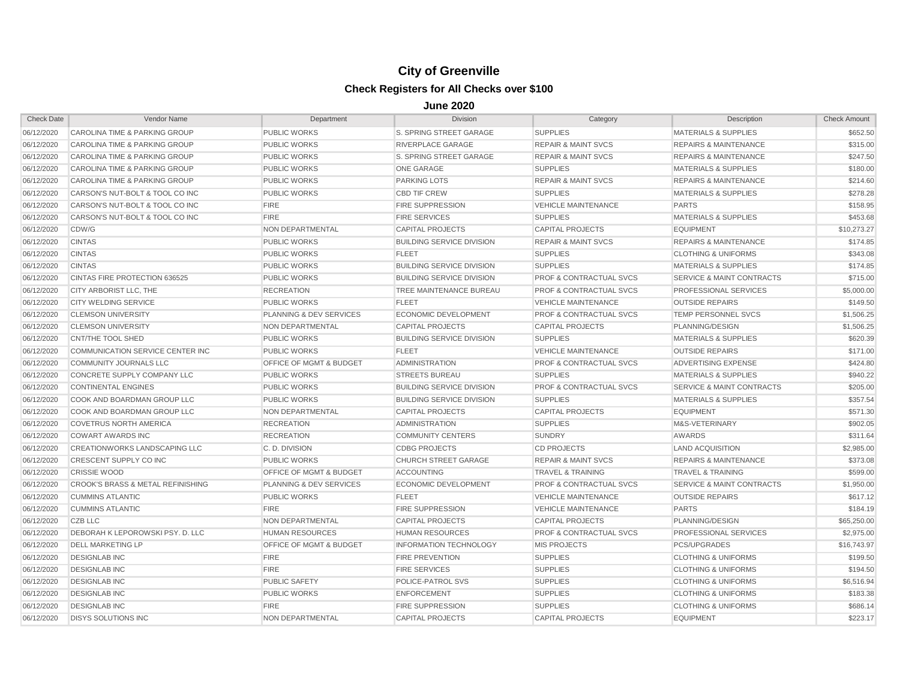# City of Greenville

## Check Registers for All Checks over $100

### June 2020

| Check Date | Vendor Name | Department | Division | Category | Description | Check Amount |
|---|---|---|---|---|---|---|
| 06/12/2020 | CAROLINA TIME & PARKING GROUP | PUBLIC WORKS | S. SPRING STREET GARAGE | SUPPLIES | MATERIALS & SUPPLIES | $652.50 |
| 06/12/2020 | CAROLINA TIME & PARKING GROUP | PUBLIC WORKS | RIVERPLACE GARAGE | REPAIR & MAINT SVCS | REPAIRS & MAINTENANCE | $315.00 |
| 06/12/2020 | CAROLINA TIME & PARKING GROUP | PUBLIC WORKS | S. SPRING STREET GARAGE | REPAIR & MAINT SVCS | REPAIRS & MAINTENANCE | $247.50 |
| 06/12/2020 | CAROLINA TIME & PARKING GROUP | PUBLIC WORKS | ONE GARAGE | SUPPLIES | MATERIALS & SUPPLIES | $180.00 |
| 06/12/2020 | CAROLINA TIME & PARKING GROUP | PUBLIC WORKS | PARKING LOTS | REPAIR & MAINT SVCS | REPAIRS & MAINTENANCE | $214.60 |
| 06/12/2020 | CARSON'S NUT-BOLT & TOOL CO INC | PUBLIC WORKS | CBD TIF CREW | SUPPLIES | MATERIALS & SUPPLIES | $278.28 |
| 06/12/2020 | CARSON'S NUT-BOLT & TOOL CO INC | FIRE | FIRE SUPPRESSION | VEHICLE MAINTENANCE | PARTS | $158.95 |
| 06/12/2020 | CARSON'S NUT-BOLT & TOOL CO INC | FIRE | FIRE SERVICES | SUPPLIES | MATERIALS & SUPPLIES | $453.68 |
| 06/12/2020 | CDW/G | NON DEPARTMENTAL | CAPITAL PROJECTS | CAPITAL PROJECTS | EQUIPMENT | $10,273.27 |
| 06/12/2020 | CINTAS | PUBLIC WORKS | BUILDING SERVICE DIVISION | REPAIR & MAINT SVCS | REPAIRS & MAINTENANCE | $174.85 |
| 06/12/2020 | CINTAS | PUBLIC WORKS | FLEET | SUPPLIES | CLOTHING & UNIFORMS | $343.08 |
| 06/12/2020 | CINTAS | PUBLIC WORKS | BUILDING SERVICE DIVISION | SUPPLIES | MATERIALS & SUPPLIES | $174.85 |
| 06/12/2020 | CINTAS FIRE PROTECTION 636525 | PUBLIC WORKS | BUILDING SERVICE DIVISION | PROF & CONTRACTUAL SVCS | SERVICE & MAINT CONTRACTS | $715.00 |
| 06/12/2020 | CITY ARBORIST LLC, THE | RECREATION | TREE MAINTENANCE BUREAU | PROF & CONTRACTUAL SVCS | PROFESSIONAL SERVICES | $5,000.00 |
| 06/12/2020 | CITY WELDING SERVICE | PUBLIC WORKS | FLEET | VEHICLE MAINTENANCE | OUTSIDE REPAIRS | $149.50 |
| 06/12/2020 | CLEMSON UNIVERSITY | PLANNING & DEV SERVICES | ECONOMIC DEVELOPMENT | PROF & CONTRACTUAL SVCS | TEMP PERSONNEL SVCS | $1,506.25 |
| 06/12/2020 | CLEMSON UNIVERSITY | NON DEPARTMENTAL | CAPITAL PROJECTS | CAPITAL PROJECTS | PLANNING/DESIGN | $1,506.25 |
| 06/12/2020 | CNT/THE TOOL SHED | PUBLIC WORKS | BUILDING SERVICE DIVISION | SUPPLIES | MATERIALS & SUPPLIES | $620.39 |
| 06/12/2020 | COMMUNICATION SERVICE CENTER INC | PUBLIC WORKS | FLEET | VEHICLE MAINTENANCE | OUTSIDE REPAIRS | $171.00 |
| 06/12/2020 | COMMUNITY JOURNALS LLC | OFFICE OF MGMT & BUDGET | ADMINISTRATION | PROF & CONTRACTUAL SVCS | ADVERTISING EXPENSE | $424.80 |
| 06/12/2020 | CONCRETE SUPPLY COMPANY LLC | PUBLIC WORKS | STREETS BUREAU | SUPPLIES | MATERIALS & SUPPLIES | $940.22 |
| 06/12/2020 | CONTINENTAL ENGINES | PUBLIC WORKS | BUILDING SERVICE DIVISION | PROF & CONTRACTUAL SVCS | SERVICE & MAINT CONTRACTS | $205.00 |
| 06/12/2020 | COOK AND BOARDMAN GROUP LLC | PUBLIC WORKS | BUILDING SERVICE DIVISION | SUPPLIES | MATERIALS & SUPPLIES | $357.54 |
| 06/12/2020 | COOK AND BOARDMAN GROUP LLC | NON DEPARTMENTAL | CAPITAL PROJECTS | CAPITAL PROJECTS | EQUIPMENT | $571.30 |
| 06/12/2020 | COVETRUS NORTH AMERICA | RECREATION | ADMINISTRATION | SUPPLIES | M&S-VETERINARY | $902.05 |
| 06/12/2020 | COWART AWARDS INC | RECREATION | COMMUNITY CENTERS | SUNDRY | AWARDS | $311.64 |
| 06/12/2020 | CREATIONWORKS LANDSCAPING LLC | C. D. DIVISION | CDBG PROJECTS | CD PROJECTS | LAND ACQUISITION | $2,985.00 |
| 06/12/2020 | CRESCENT SUPPLY CO INC | PUBLIC WORKS | CHURCH STREET GARAGE | REPAIR & MAINT SVCS | REPAIRS & MAINTENANCE | $373.08 |
| 06/12/2020 | CRISSIE WOOD | OFFICE OF MGMT & BUDGET | ACCOUNTING | TRAVEL & TRAINING | TRAVEL & TRAINING | $599.00 |
| 06/12/2020 | CROOK'S BRASS & METAL REFINISHING | PLANNING & DEV SERVICES | ECONOMIC DEVELOPMENT | PROF & CONTRACTUAL SVCS | SERVICE & MAINT CONTRACTS | $1,950.00 |
| 06/12/2020 | CUMMINS ATLANTIC | PUBLIC WORKS | FLEET | VEHICLE MAINTENANCE | OUTSIDE REPAIRS | $617.12 |
| 06/12/2020 | CUMMINS ATLANTIC | FIRE | FIRE SUPPRESSION | VEHICLE MAINTENANCE | PARTS | $184.19 |
| 06/12/2020 | CZB LLC | NON DEPARTMENTAL | CAPITAL PROJECTS | CAPITAL PROJECTS | PLANNING/DESIGN | $65,250.00 |
| 06/12/2020 | DEBORAH K LEPOROWSKI PSY. D. LLC | HUMAN RESOURCES | HUMAN RESOURCES | PROF & CONTRACTUAL SVCS | PROFESSIONAL SERVICES | $2,975.00 |
| 06/12/2020 | DELL MARKETING LP | OFFICE OF MGMT & BUDGET | INFORMATION TECHNOLOGY | MIS PROJECTS | PCS/UPGRADES | $16,743.97 |
| 06/12/2020 | DESIGNLAB INC | FIRE | FIRE PREVENTION | SUPPLIES | CLOTHING & UNIFORMS | $199.50 |
| 06/12/2020 | DESIGNLAB INC | FIRE | FIRE SERVICES | SUPPLIES | CLOTHING & UNIFORMS | $194.50 |
| 06/12/2020 | DESIGNLAB INC | PUBLIC SAFETY | POLICE-PATROL SVS | SUPPLIES | CLOTHING & UNIFORMS | $6,516.94 |
| 06/12/2020 | DESIGNLAB INC | PUBLIC WORKS | ENFORCEMENT | SUPPLIES | CLOTHING & UNIFORMS | $183.38 |
| 06/12/2020 | DESIGNLAB INC | FIRE | FIRE SUPPRESSION | SUPPLIES | CLOTHING & UNIFORMS | $686.14 |
| 06/12/2020 | DISYS SOLUTIONS INC | NON DEPARTMENTAL | CAPITAL PROJECTS | CAPITAL PROJECTS | EQUIPMENT | $223.17 |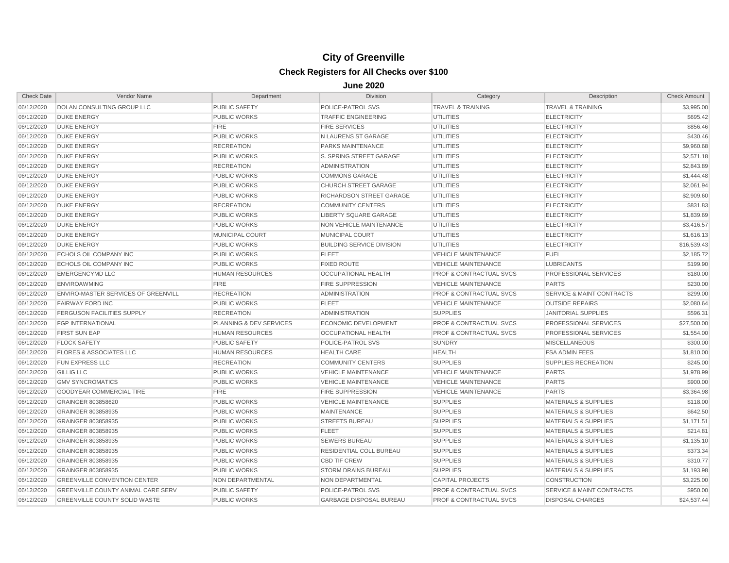# City of Greenville

## Check Registers for All Checks over $100

### June 2020

| Check Date | Vendor Name | Department | Division | Category | Description | Check Amount |
|---|---|---|---|---|---|---|
| 06/12/2020 | DOLAN CONSULTING GROUP LLC | PUBLIC SAFETY | POLICE-PATROL SVS | TRAVEL & TRAINING | TRAVEL & TRAINING | $3,995.00 |
| 06/12/2020 | DUKE ENERGY | PUBLIC WORKS | TRAFFIC ENGINEERING | UTILITIES | ELECTRICITY | $695.42 |
| 06/12/2020 | DUKE ENERGY | FIRE | FIRE SERVICES | UTILITIES | ELECTRICITY | $856.46 |
| 06/12/2020 | DUKE ENERGY | PUBLIC WORKS | N LAURENS ST GARAGE | UTILITIES | ELECTRICITY | $430.46 |
| 06/12/2020 | DUKE ENERGY | RECREATION | PARKS MAINTENANCE | UTILITIES | ELECTRICITY | $9,960.68 |
| 06/12/2020 | DUKE ENERGY | PUBLIC WORKS | S. SPRING STREET GARAGE | UTILITIES | ELECTRICITY | $2,571.18 |
| 06/12/2020 | DUKE ENERGY | RECREATION | ADMINISTRATION | UTILITIES | ELECTRICITY | $2,843.89 |
| 06/12/2020 | DUKE ENERGY | PUBLIC WORKS | COMMONS GARAGE | UTILITIES | ELECTRICITY | $1,444.48 |
| 06/12/2020 | DUKE ENERGY | PUBLIC WORKS | CHURCH STREET GARAGE | UTILITIES | ELECTRICITY | $2,061.94 |
| 06/12/2020 | DUKE ENERGY | PUBLIC WORKS | RICHARDSON STREET GARAGE | UTILITIES | ELECTRICITY | $2,909.60 |
| 06/12/2020 | DUKE ENERGY | RECREATION | COMMUNITY CENTERS | UTILITIES | ELECTRICITY | $831.83 |
| 06/12/2020 | DUKE ENERGY | PUBLIC WORKS | LIBERTY SQUARE GARAGE | UTILITIES | ELECTRICITY | $1,839.69 |
| 06/12/2020 | DUKE ENERGY | PUBLIC WORKS | NON VEHICLE MAINTENANCE | UTILITIES | ELECTRICITY | $3,416.57 |
| 06/12/2020 | DUKE ENERGY | MUNICIPAL COURT | MUNICIPAL COURT | UTILITIES | ELECTRICITY | $1,616.13 |
| 06/12/2020 | DUKE ENERGY | PUBLIC WORKS | BUILDING SERVICE DIVISION | UTILITIES | ELECTRICITY | $16,539.43 |
| 06/12/2020 | ECHOLS OIL COMPANY INC | PUBLIC WORKS | FLEET | VEHICLE MAINTENANCE | FUEL | $2,185.72 |
| 06/12/2020 | ECHOLS OIL COMPANY INC | PUBLIC WORKS | FIXED ROUTE | VEHICLE MAINTENANCE | LUBRICANTS | $199.90 |
| 06/12/2020 | EMERGENCYMD LLC | HUMAN RESOURCES | OCCUPATIONAL HEALTH | PROF & CONTRACTUAL SVCS | PROFESSIONAL SERVICES | $180.00 |
| 06/12/2020 | ENVIROAWMING | FIRE | FIRE SUPPRESSION | VEHICLE MAINTENANCE | PARTS | $230.00 |
| 06/12/2020 | ENVIRO-MASTER SERVICES OF GREENVILL | RECREATION | ADMINISTRATION | PROF & CONTRACTUAL SVCS | SERVICE & MAINT CONTRACTS | $299.00 |
| 06/12/2020 | FAIRWAY FORD INC | PUBLIC WORKS | FLEET | VEHICLE MAINTENANCE | OUTSIDE REPAIRS | $2,080.64 |
| 06/12/2020 | FERGUSON FACILITIES SUPPLY | RECREATION | ADMINISTRATION | SUPPLIES | JANITORIAL SUPPLIES | $596.31 |
| 06/12/2020 | FGP INTERNATIONAL | PLANNING & DEV SERVICES | ECONOMIC DEVELOPMENT | PROF & CONTRACTUAL SVCS | PROFESSIONAL SERVICES | $27,500.00 |
| 06/12/2020 | FIRST SUN EAP | HUMAN RESOURCES | OCCUPATIONAL HEALTH | PROF & CONTRACTUAL SVCS | PROFESSIONAL SERVICES | $1,554.00 |
| 06/12/2020 | FLOCK SAFETY | PUBLIC SAFETY | POLICE-PATROL SVS | SUNDRY | MISCELLANEOUS | $300.00 |
| 06/12/2020 | FLORES & ASSOCIATES LLC | HUMAN RESOURCES | HEALTH CARE | HEALTH | FSA ADMIN FEES | $1,810.00 |
| 06/12/2020 | FUN EXPRESS LLC | RECREATION | COMMUNITY CENTERS | SUPPLIES | SUPPLIES RECREATION | $245.00 |
| 06/12/2020 | GILLIG LLC | PUBLIC WORKS | VEHICLE MAINTENANCE | VEHICLE MAINTENANCE | PARTS | $1,978.99 |
| 06/12/2020 | GMV SYNCROMATICS | PUBLIC WORKS | VEHICLE MAINTENANCE | VEHICLE MAINTENANCE | PARTS | $900.00 |
| 06/12/2020 | GOODYEAR COMMERCIAL TIRE | FIRE | FIRE SUPPRESSION | VEHICLE MAINTENANCE | PARTS | $3,364.98 |
| 06/12/2020 | GRAINGER 803858620 | PUBLIC WORKS | VEHICLE MAINTENANCE | SUPPLIES | MATERIALS & SUPPLIES | $118.00 |
| 06/12/2020 | GRAINGER 803858935 | PUBLIC WORKS | MAINTENANCE | SUPPLIES | MATERIALS & SUPPLIES | $642.50 |
| 06/12/2020 | GRAINGER 803858935 | PUBLIC WORKS | STREETS BUREAU | SUPPLIES | MATERIALS & SUPPLIES | $1,171.51 |
| 06/12/2020 | GRAINGER 803858935 | PUBLIC WORKS | FLEET | SUPPLIES | MATERIALS & SUPPLIES | $214.81 |
| 06/12/2020 | GRAINGER 803858935 | PUBLIC WORKS | SEWERS BUREAU | SUPPLIES | MATERIALS & SUPPLIES | $1,135.10 |
| 06/12/2020 | GRAINGER 803858935 | PUBLIC WORKS | RESIDENTIAL COLL BUREAU | SUPPLIES | MATERIALS & SUPPLIES | $373.34 |
| 06/12/2020 | GRAINGER 803858935 | PUBLIC WORKS | CBD TIF CREW | SUPPLIES | MATERIALS & SUPPLIES | $310.77 |
| 06/12/2020 | GRAINGER 803858935 | PUBLIC WORKS | STORM DRAINS BUREAU | SUPPLIES | MATERIALS & SUPPLIES | $1,193.98 |
| 06/12/2020 | GREENVILLE CONVENTION CENTER | NON DEPARTMENTAL | NON DEPARTMENTAL | CAPITAL PROJECTS | CONSTRUCTION | $3,225.00 |
| 06/12/2020 | GREENVILLE COUNTY ANIMAL CARE SERV | PUBLIC SAFETY | POLICE-PATROL SVS | PROF & CONTRACTUAL SVCS | SERVICE & MAINT CONTRACTS | $950.00 |
| 06/12/2020 | GREENVILLE COUNTY SOLID WASTE | PUBLIC WORKS | GARBAGE DISPOSAL BUREAU | PROF & CONTRACTUAL SVCS | DISPOSAL CHARGES | $24,537.44 |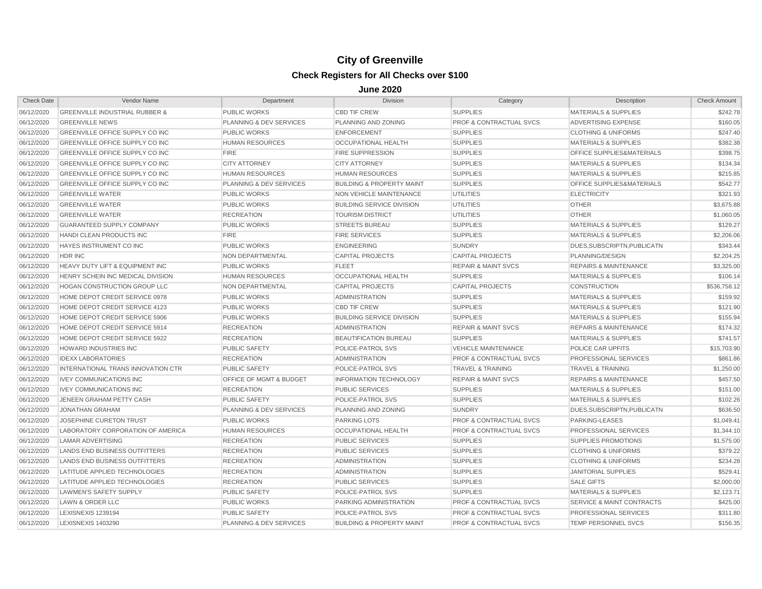# City of Greenville

## Check Registers for All Checks over $100

### June 2020

| Check Date | Vendor Name | Department | Division | Category | Description | Check Amount |
|---|---|---|---|---|---|---|
| 06/12/2020 | GREENVILLE INDUSTRIAL RUBBER & | PUBLIC WORKS | CBD TIF CREW | SUPPLIES | MATERIALS & SUPPLIES | $242.78 |
| 06/12/2020 | GREENVILLE NEWS | PLANNING & DEV SERVICES | PLANNING AND ZONING | PROF & CONTRACTUAL SVCS | ADVERTISING EXPENSE | $160.05 |
| 06/12/2020 | GREENVILLE OFFICE SUPPLY CO INC | PUBLIC WORKS | ENFORCEMENT | SUPPLIES | CLOTHING & UNIFORMS | $247.40 |
| 06/12/2020 | GREENVILLE OFFICE SUPPLY CO INC | HUMAN RESOURCES | OCCUPATIONAL HEALTH | SUPPLIES | MATERIALS & SUPPLIES | $382.38 |
| 06/12/2020 | GREENVILLE OFFICE SUPPLY CO INC | FIRE | FIRE SUPPRESSION | SUPPLIES | OFFICE SUPPLIES&MATERIALS | $398.75 |
| 06/12/2020 | GREENVILLE OFFICE SUPPLY CO INC | CITY ATTORNEY | CITY ATTORNEY | SUPPLIES | MATERIALS & SUPPLIES | $134.34 |
| 06/12/2020 | GREENVILLE OFFICE SUPPLY CO INC | HUMAN RESOURCES | HUMAN RESOURCES | SUPPLIES | MATERIALS & SUPPLIES | $215.85 |
| 06/12/2020 | GREENVILLE OFFICE SUPPLY CO INC | PLANNING & DEV SERVICES | BUILDING & PROPERTY MAINT | SUPPLIES | OFFICE SUPPLIES&MATERIALS | $542.77 |
| 06/12/2020 | GREENVILLE WATER | PUBLIC WORKS | NON VEHICLE MAINTENANCE | UTILITIES | ELECTRICITY | $321.93 |
| 06/12/2020 | GREENVILLE WATER | PUBLIC WORKS | BUILDING SERVICE DIVISION | UTILITIES | OTHER | $3,675.88 |
| 06/12/2020 | GREENVILLE WATER | RECREATION | TOURISM DISTRICT | UTILITIES | OTHER | $1,060.05 |
| 06/12/2020 | GUARANTEED SUPPLY COMPANY | PUBLIC WORKS | STREETS BUREAU | SUPPLIES | MATERIALS & SUPPLIES | $129.27 |
| 06/12/2020 | HANDI CLEAN PRODUCTS INC | FIRE | FIRE SERVICES | SUPPLIES | MATERIALS & SUPPLIES | $2,206.06 |
| 06/12/2020 | HAYES INSTRUMENT CO INC | PUBLIC WORKS | ENGINEERING | SUNDRY | DUES,SUBSCRIPTN,PUBLICATN | $343.44 |
| 06/12/2020 | HDR INC | NON DEPARTMENTAL | CAPITAL PROJECTS | CAPITAL PROJECTS | PLANNING/DESIGN | $2,204.25 |
| 06/12/2020 | HEAVY DUTY LIFT & EQUIPMENT INC | PUBLIC WORKS | FLEET | REPAIR & MAINT SVCS | REPAIRS & MAINTENANCE | $3,325.00 |
| 06/12/2020 | HENRY SCHEIN INC MEDICAL DIVISION | HUMAN RESOURCES | OCCUPATIONAL HEALTH | SUPPLIES | MATERIALS & SUPPLIES | $106.14 |
| 06/12/2020 | HOGAN CONSTRUCTION GROUP LLC | NON DEPARTMENTAL | CAPITAL PROJECTS | CAPITAL PROJECTS | CONSTRUCTION | $536,758.12 |
| 06/12/2020 | HOME DEPOT CREDIT SERVICE 0978 | PUBLIC WORKS | ADMINISTRATION | SUPPLIES | MATERIALS & SUPPLIES | $159.92 |
| 06/12/2020 | HOME DEPOT CREDIT SERVICE 4123 | PUBLIC WORKS | CBD TIF CREW | SUPPLIES | MATERIALS & SUPPLIES | $121.90 |
| 06/12/2020 | HOME DEPOT CREDIT SERVICE 5906 | PUBLIC WORKS | BUILDING SERVICE DIVISION | SUPPLIES | MATERIALS & SUPPLIES | $155.94 |
| 06/12/2020 | HOME DEPOT CREDIT SERVICE 5914 | RECREATION | ADMINISTRATION | REPAIR & MAINT SVCS | REPAIRS & MAINTENANCE | $174.32 |
| 06/12/2020 | HOME DEPOT CREDIT SERVICE 5922 | RECREATION | BEAUTIFICATION BUREAU | SUPPLIES | MATERIALS & SUPPLIES | $741.57 |
| 06/12/2020 | HOWARD INDUSTRIES INC | PUBLIC SAFETY | POLICE-PATROL SVS | VEHICLE MAINTENANCE | POLICE CAR UPFITS | $15,703.90 |
| 06/12/2020 | IDEXX LABORATORIES | RECREATION | ADMINISTRATION | PROF & CONTRACTUAL SVCS | PROFESSIONAL SERVICES | $861.86 |
| 06/12/2020 | INTERNATIONAL TRANS INNOVATION CTR | PUBLIC SAFETY | POLICE-PATROL SVS | TRAVEL & TRAINING | TRAVEL & TRAINING | $1,250.00 |
| 06/12/2020 | IVEY COMMUNICATIONS INC | OFFICE OF MGMT & BUDGET | INFORMATION TECHNOLOGY | REPAIR & MAINT SVCS | REPAIRS & MAINTENANCE | $457.50 |
| 06/12/2020 | IVEY COMMUNICATIONS INC | RECREATION | PUBLIC SERVICES | SUPPLIES | MATERIALS & SUPPLIES | $151.00 |
| 06/12/2020 | JENEEN GRAHAM PETTY CASH | PUBLIC SAFETY | POLICE-PATROL SVS | SUPPLIES | MATERIALS & SUPPLIES | $102.26 |
| 06/12/2020 | JONATHAN GRAHAM | PLANNING & DEV SERVICES | PLANNING AND ZONING | SUNDRY | DUES,SUBSCRIPTN,PUBLICATN | $636.50 |
| 06/12/2020 | JOSEPHINE CURETON TRUST | PUBLIC WORKS | PARKING LOTS | PROF & CONTRACTUAL SVCS | PARKING-LEASES | $1,049.41 |
| 06/12/2020 | LABORATORY CORPORATION OF AMERICA | HUMAN RESOURCES | OCCUPATIONAL HEALTH | PROF & CONTRACTUAL SVCS | PROFESSIONAL SERVICES | $1,344.10 |
| 06/12/2020 | LAMAR ADVERTISING | RECREATION | PUBLIC SERVICES | SUPPLIES | SUPPLIES PROMOTIONS | $1,575.00 |
| 06/12/2020 | LANDS END BUSINESS OUTFITTERS | RECREATION | PUBLIC SERVICES | SUPPLIES | CLOTHING & UNIFORMS | $379.22 |
| 06/12/2020 | LANDS END BUSINESS OUTFITTERS | RECREATION | ADMINISTRATION | SUPPLIES | CLOTHING & UNIFORMS | $234.28 |
| 06/12/2020 | LATITUDE APPLIED TECHNOLOGIES | RECREATION | ADMINISTRATION | SUPPLIES | JANITORIAL SUPPLIES | $529.41 |
| 06/12/2020 | LATITUDE APPLIED TECHNOLOGIES | RECREATION | PUBLIC SERVICES | SUPPLIES | SALE GIFTS | $2,000.00 |
| 06/12/2020 | LAWMEN'S SAFETY SUPPLY | PUBLIC SAFETY | POLICE-PATROL SVS | SUPPLIES | MATERIALS & SUPPLIES | $2,123.71 |
| 06/12/2020 | LAWN & ORDER LLC | PUBLIC WORKS | PARKING ADMINISTRATION | PROF & CONTRACTUAL SVCS | SERVICE & MAINT CONTRACTS | $425.00 |
| 06/12/2020 | LEXISNEXIS 1239194 | PUBLIC SAFETY | POLICE-PATROL SVS | PROF & CONTRACTUAL SVCS | PROFESSIONAL SERVICES | $311.80 |
| 06/12/2020 | LEXISNEXIS 1403290 | PLANNING & DEV SERVICES | BUILDING & PROPERTY MAINT | PROF & CONTRACTUAL SVCS | TEMP PERSONNEL SVCS | $156.35 |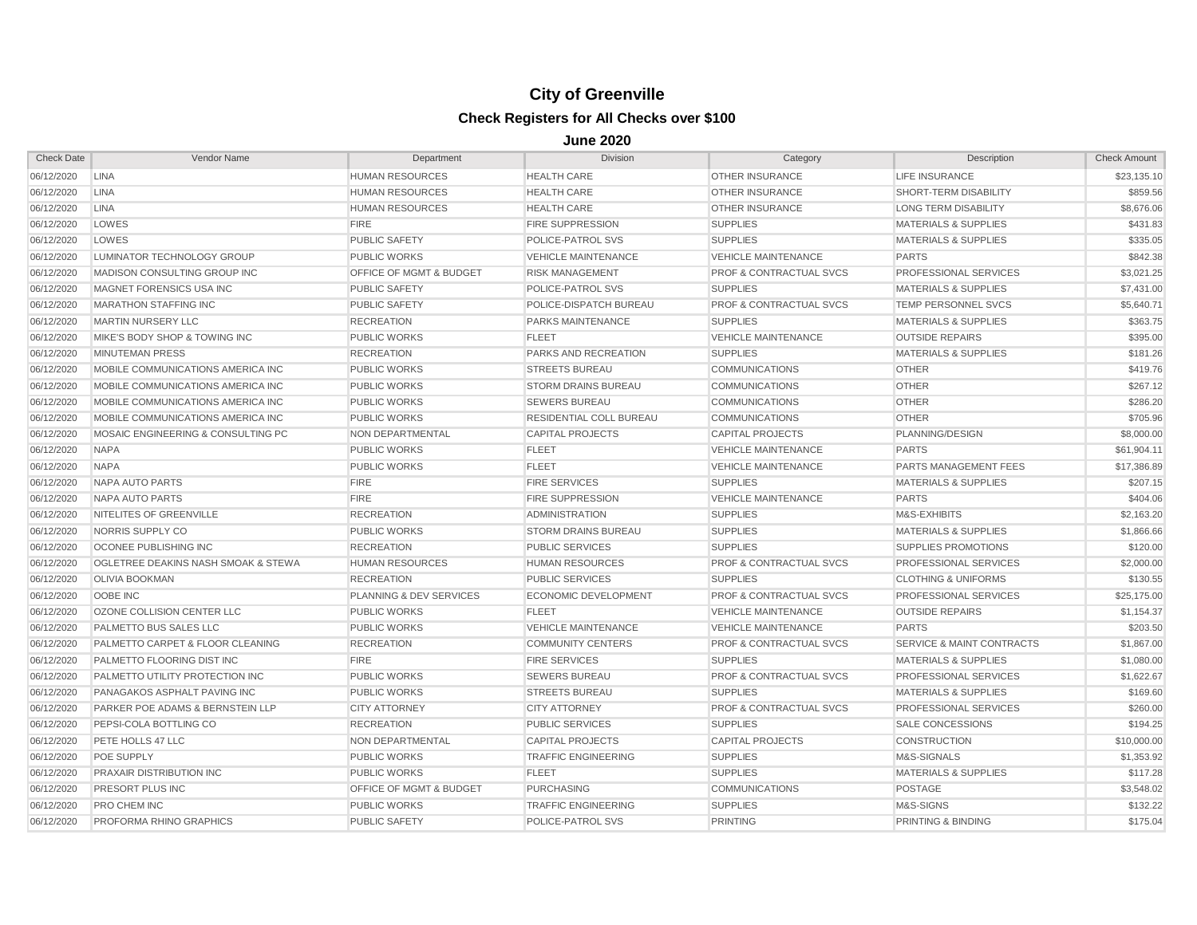# City of Greenville

## Check Registers for All Checks over $100

### June 2020

| Check Date | Vendor Name | Department | Division | Category | Description | Check Amount |
|---|---|---|---|---|---|---|
| 06/12/2020 | LINA | HUMAN RESOURCES | HEALTH CARE | OTHER INSURANCE | LIFE INSURANCE | $23,135.10 |
| 06/12/2020 | LINA | HUMAN RESOURCES | HEALTH CARE | OTHER INSURANCE | SHORT-TERM DISABILITY | $859.56 |
| 06/12/2020 | LINA | HUMAN RESOURCES | HEALTH CARE | OTHER INSURANCE | LONG TERM DISABILITY | $8,676.06 |
| 06/12/2020 | LOWES | FIRE | FIRE SUPPRESSION | SUPPLIES | MATERIALS & SUPPLIES | $431.83 |
| 06/12/2020 | LOWES | PUBLIC SAFETY | POLICE-PATROL SVS | SUPPLIES | MATERIALS & SUPPLIES | $335.05 |
| 06/12/2020 | LUMINATOR TECHNOLOGY GROUP | PUBLIC WORKS | VEHICLE MAINTENANCE | VEHICLE MAINTENANCE | PARTS | $842.38 |
| 06/12/2020 | MADISON CONSULTING GROUP INC | OFFICE OF MGMT & BUDGET | RISK MANAGEMENT | PROF & CONTRACTUAL SVCS | PROFESSIONAL SERVICES | $3,021.25 |
| 06/12/2020 | MAGNET FORENSICS USA INC | PUBLIC SAFETY | POLICE-PATROL SVS | SUPPLIES | MATERIALS & SUPPLIES | $7,431.00 |
| 06/12/2020 | MARATHON STAFFING INC | PUBLIC SAFETY | POLICE-DISPATCH BUREAU | PROF & CONTRACTUAL SVCS | TEMP PERSONNEL SVCS | $5,640.71 |
| 06/12/2020 | MARTIN NURSERY LLC | RECREATION | PARKS MAINTENANCE | SUPPLIES | MATERIALS & SUPPLIES | $363.75 |
| 06/12/2020 | MIKE'S BODY SHOP & TOWING INC | PUBLIC WORKS | FLEET | VEHICLE MAINTENANCE | OUTSIDE REPAIRS | $395.00 |
| 06/12/2020 | MINUTEMAN PRESS | RECREATION | PARKS AND RECREATION | SUPPLIES | MATERIALS & SUPPLIES | $181.26 |
| 06/12/2020 | MOBILE COMMUNICATIONS AMERICA INC | PUBLIC WORKS | STREETS BUREAU | COMMUNICATIONS | OTHER | $419.76 |
| 06/12/2020 | MOBILE COMMUNICATIONS AMERICA INC | PUBLIC WORKS | STORM DRAINS BUREAU | COMMUNICATIONS | OTHER | $267.12 |
| 06/12/2020 | MOBILE COMMUNICATIONS AMERICA INC | PUBLIC WORKS | SEWERS BUREAU | COMMUNICATIONS | OTHER | $286.20 |
| 06/12/2020 | MOBILE COMMUNICATIONS AMERICA INC | PUBLIC WORKS | RESIDENTIAL COLL BUREAU | COMMUNICATIONS | OTHER | $705.96 |
| 06/12/2020 | MOSAIC ENGINEERING & CONSULTING PC | NON DEPARTMENTAL | CAPITAL PROJECTS | CAPITAL PROJECTS | PLANNING/DESIGN | $8,000.00 |
| 06/12/2020 | NAPA | PUBLIC WORKS | FLEET | VEHICLE MAINTENANCE | PARTS | $61,904.11 |
| 06/12/2020 | NAPA | PUBLIC WORKS | FLEET | VEHICLE MAINTENANCE | PARTS MANAGEMENT FEES | $17,386.89 |
| 06/12/2020 | NAPA AUTO PARTS | FIRE | FIRE SERVICES | SUPPLIES | MATERIALS & SUPPLIES | $207.15 |
| 06/12/2020 | NAPA AUTO PARTS | FIRE | FIRE SUPPRESSION | VEHICLE MAINTENANCE | PARTS | $404.06 |
| 06/12/2020 | NITELITES OF GREENVILLE | RECREATION | ADMINISTRATION | SUPPLIES | M&S-EXHIBITS | $2,163.20 |
| 06/12/2020 | NORRIS SUPPLY CO | PUBLIC WORKS | STORM DRAINS BUREAU | SUPPLIES | MATERIALS & SUPPLIES | $1,866.66 |
| 06/12/2020 | OCONEE PUBLISHING INC | RECREATION | PUBLIC SERVICES | SUPPLIES | SUPPLIES PROMOTIONS | $120.00 |
| 06/12/2020 | OGLETREE DEAKINS NASH SMOAK & STEWA | HUMAN RESOURCES | HUMAN RESOURCES | PROF & CONTRACTUAL SVCS | PROFESSIONAL SERVICES | $2,000.00 |
| 06/12/2020 | OLIVIA BOOKMAN | RECREATION | PUBLIC SERVICES | SUPPLIES | CLOTHING & UNIFORMS | $130.55 |
| 06/12/2020 | OOBE INC | PLANNING & DEV SERVICES | ECONOMIC DEVELOPMENT | PROF & CONTRACTUAL SVCS | PROFESSIONAL SERVICES | $25,175.00 |
| 06/12/2020 | OZONE COLLISION CENTER LLC | PUBLIC WORKS | FLEET | VEHICLE MAINTENANCE | OUTSIDE REPAIRS | $1,154.37 |
| 06/12/2020 | PALMETTO BUS SALES LLC | PUBLIC WORKS | VEHICLE MAINTENANCE | VEHICLE MAINTENANCE | PARTS | $203.50 |
| 06/12/2020 | PALMETTO CARPET & FLOOR CLEANING | RECREATION | COMMUNITY CENTERS | PROF & CONTRACTUAL SVCS | SERVICE & MAINT CONTRACTS | $1,867.00 |
| 06/12/2020 | PALMETTO FLOORING DIST INC | FIRE | FIRE SERVICES | SUPPLIES | MATERIALS & SUPPLIES | $1,080.00 |
| 06/12/2020 | PALMETTO UTILITY PROTECTION INC | PUBLIC WORKS | SEWERS BUREAU | PROF & CONTRACTUAL SVCS | PROFESSIONAL SERVICES | $1,622.67 |
| 06/12/2020 | PANAGAKOS ASPHALT PAVING INC | PUBLIC WORKS | STREETS BUREAU | SUPPLIES | MATERIALS & SUPPLIES | $169.60 |
| 06/12/2020 | PARKER POE ADAMS & BERNSTEIN LLP | CITY ATTORNEY | CITY ATTORNEY | PROF & CONTRACTUAL SVCS | PROFESSIONAL SERVICES | $260.00 |
| 06/12/2020 | PEPSI-COLA BOTTLING CO | RECREATION | PUBLIC SERVICES | SUPPLIES | SALE CONCESSIONS | $194.25 |
| 06/12/2020 | PETE HOLLS 47 LLC | NON DEPARTMENTAL | CAPITAL PROJECTS | CAPITAL PROJECTS | CONSTRUCTION | $10,000.00 |
| 06/12/2020 | POE SUPPLY | PUBLIC WORKS | TRAFFIC ENGINEERING | SUPPLIES | M&S-SIGNALS | $1,353.92 |
| 06/12/2020 | PRAXAIR DISTRIBUTION INC | PUBLIC WORKS | FLEET | SUPPLIES | MATERIALS & SUPPLIES | $117.28 |
| 06/12/2020 | PRESORT PLUS INC | OFFICE OF MGMT & BUDGET | PURCHASING | COMMUNICATIONS | POSTAGE | $3,548.02 |
| 06/12/2020 | PRO CHEM INC | PUBLIC WORKS | TRAFFIC ENGINEERING | SUPPLIES | M&S-SIGNS | $132.22 |
| 06/12/2020 | PROFORMA RHINO GRAPHICS | PUBLIC SAFETY | POLICE-PATROL SVS | PRINTING | PRINTING & BINDING | $175.04 |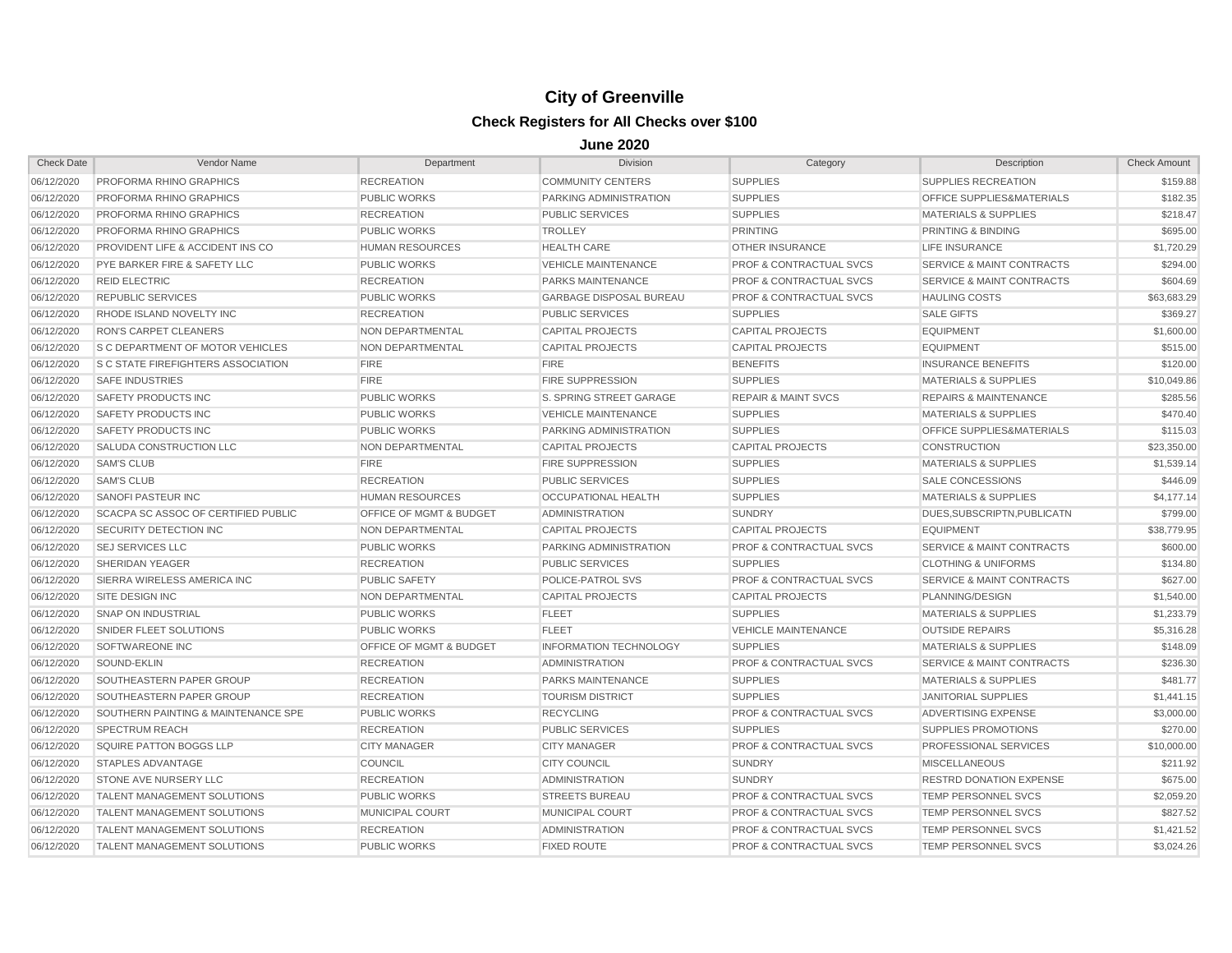# City of Greenville

## Check Registers for All Checks over $100

### June 2020

| Check Date | Vendor Name | Department | Division | Category | Description | Check Amount |
|---|---|---|---|---|---|---|
| 06/12/2020 | PROFORMA RHINO GRAPHICS | RECREATION | COMMUNITY CENTERS | SUPPLIES | SUPPLIES RECREATION | $159.88 |
| 06/12/2020 | PROFORMA RHINO GRAPHICS | PUBLIC WORKS | PARKING ADMINISTRATION | SUPPLIES | OFFICE SUPPLIES&MATERIALS | $182.35 |
| 06/12/2020 | PROFORMA RHINO GRAPHICS | RECREATION | PUBLIC SERVICES | SUPPLIES | MATERIALS & SUPPLIES | $218.47 |
| 06/12/2020 | PROFORMA RHINO GRAPHICS | PUBLIC WORKS | TROLLEY | PRINTING | PRINTING & BINDING | $695.00 |
| 06/12/2020 | PROVIDENT LIFE & ACCIDENT INS CO | HUMAN RESOURCES | HEALTH CARE | OTHER INSURANCE | LIFE INSURANCE | $1,720.29 |
| 06/12/2020 | PYE BARKER FIRE & SAFETY LLC | PUBLIC WORKS | VEHICLE MAINTENANCE | PROF & CONTRACTUAL SVCS | SERVICE & MAINT CONTRACTS | $294.00 |
| 06/12/2020 | REID ELECTRIC | RECREATION | PARKS MAINTENANCE | PROF & CONTRACTUAL SVCS | SERVICE & MAINT CONTRACTS | $604.69 |
| 06/12/2020 | REPUBLIC SERVICES | PUBLIC WORKS | GARBAGE DISPOSAL BUREAU | PROF & CONTRACTUAL SVCS | HAULING COSTS | $63,683.29 |
| 06/12/2020 | RHODE ISLAND NOVELTY INC | RECREATION | PUBLIC SERVICES | SUPPLIES | SALE GIFTS | $369.27 |
| 06/12/2020 | RON'S CARPET CLEANERS | NON DEPARTMENTAL | CAPITAL PROJECTS | CAPITAL PROJECTS | EQUIPMENT | $1,600.00 |
| 06/12/2020 | S C DEPARTMENT OF MOTOR VEHICLES | NON DEPARTMENTAL | CAPITAL PROJECTS | CAPITAL PROJECTS | EQUIPMENT | $515.00 |
| 06/12/2020 | S C STATE FIREFIGHTERS ASSOCIATION | FIRE | FIRE | BENEFITS | INSURANCE BENEFITS | $120.00 |
| 06/12/2020 | SAFE INDUSTRIES | FIRE | FIRE SUPPRESSION | SUPPLIES | MATERIALS & SUPPLIES | $10,049.86 |
| 06/12/2020 | SAFETY PRODUCTS INC | PUBLIC WORKS | S. SPRING STREET GARAGE | REPAIR & MAINT SVCS | REPAIRS & MAINTENANCE | $285.56 |
| 06/12/2020 | SAFETY PRODUCTS INC | PUBLIC WORKS | VEHICLE MAINTENANCE | SUPPLIES | MATERIALS & SUPPLIES | $470.40 |
| 06/12/2020 | SAFETY PRODUCTS INC | PUBLIC WORKS | PARKING ADMINISTRATION | SUPPLIES | OFFICE SUPPLIES&MATERIALS | $115.03 |
| 06/12/2020 | SALUDA CONSTRUCTION LLC | NON DEPARTMENTAL | CAPITAL PROJECTS | CAPITAL PROJECTS | CONSTRUCTION | $23,350.00 |
| 06/12/2020 | SAM'S CLUB | FIRE | FIRE SUPPRESSION | SUPPLIES | MATERIALS & SUPPLIES | $1,539.14 |
| 06/12/2020 | SAM'S CLUB | RECREATION | PUBLIC SERVICES | SUPPLIES | SALE CONCESSIONS | $446.09 |
| 06/12/2020 | SANOFI PASTEUR INC | HUMAN RESOURCES | OCCUPATIONAL HEALTH | SUPPLIES | MATERIALS & SUPPLIES | $4,177.14 |
| 06/12/2020 | SCACPA SC ASSOC OF CERTIFIED PUBLIC | OFFICE OF MGMT & BUDGET | ADMINISTRATION | SUNDRY | DUES,SUBSCRIPTN,PUBLICATN | $799.00 |
| 06/12/2020 | SECURITY DETECTION INC | NON DEPARTMENTAL | CAPITAL PROJECTS | CAPITAL PROJECTS | EQUIPMENT | $38,779.95 |
| 06/12/2020 | SEJ SERVICES LLC | PUBLIC WORKS | PARKING ADMINISTRATION | PROF & CONTRACTUAL SVCS | SERVICE & MAINT CONTRACTS | $600.00 |
| 06/12/2020 | SHERIDAN YEAGER | RECREATION | PUBLIC SERVICES | SUPPLIES | CLOTHING & UNIFORMS | $134.80 |
| 06/12/2020 | SIERRA WIRELESS AMERICA INC | PUBLIC SAFETY | POLICE-PATROL SVS | PROF & CONTRACTUAL SVCS | SERVICE & MAINT CONTRACTS | $627.00 |
| 06/12/2020 | SITE DESIGN INC | NON DEPARTMENTAL | CAPITAL PROJECTS | CAPITAL PROJECTS | PLANNING/DESIGN | $1,540.00 |
| 06/12/2020 | SNAP ON INDUSTRIAL | PUBLIC WORKS | FLEET | SUPPLIES | MATERIALS & SUPPLIES | $1,233.79 |
| 06/12/2020 | SNIDER FLEET SOLUTIONS | PUBLIC WORKS | FLEET | VEHICLE MAINTENANCE | OUTSIDE REPAIRS | $5,316.28 |
| 06/12/2020 | SOFTWAREONE INC | OFFICE OF MGMT & BUDGET | INFORMATION TECHNOLOGY | SUPPLIES | MATERIALS & SUPPLIES | $148.09 |
| 06/12/2020 | SOUND-EKLIN | RECREATION | ADMINISTRATION | PROF & CONTRACTUAL SVCS | SERVICE & MAINT CONTRACTS | $236.30 |
| 06/12/2020 | SOUTHEASTERN PAPER GROUP | RECREATION | PARKS MAINTENANCE | SUPPLIES | MATERIALS & SUPPLIES | $481.77 |
| 06/12/2020 | SOUTHEASTERN PAPER GROUP | RECREATION | TOURISM DISTRICT | SUPPLIES | JANITORIAL SUPPLIES | $1,441.15 |
| 06/12/2020 | SOUTHERN PAINTING & MAINTENANCE SPE | PUBLIC WORKS | RECYCLING | PROF & CONTRACTUAL SVCS | ADVERTISING EXPENSE | $3,000.00 |
| 06/12/2020 | SPECTRUM REACH | RECREATION | PUBLIC SERVICES | SUPPLIES | SUPPLIES PROMOTIONS | $270.00 |
| 06/12/2020 | SQUIRE PATTON BOGGS LLP | CITY MANAGER | CITY MANAGER | PROF & CONTRACTUAL SVCS | PROFESSIONAL SERVICES | $10,000.00 |
| 06/12/2020 | STAPLES ADVANTAGE | COUNCIL | CITY COUNCIL | SUNDRY | MISCELLANEOUS | $211.92 |
| 06/12/2020 | STONE AVE NURSERY LLC | RECREATION | ADMINISTRATION | SUNDRY | RESTRD DONATION EXPENSE | $675.00 |
| 06/12/2020 | TALENT MANAGEMENT SOLUTIONS | PUBLIC WORKS | STREETS BUREAU | PROF & CONTRACTUAL SVCS | TEMP PERSONNEL SVCS | $2,059.20 |
| 06/12/2020 | TALENT MANAGEMENT SOLUTIONS | MUNICIPAL COURT | MUNICIPAL COURT | PROF & CONTRACTUAL SVCS | TEMP PERSONNEL SVCS | $827.52 |
| 06/12/2020 | TALENT MANAGEMENT SOLUTIONS | RECREATION | ADMINISTRATION | PROF & CONTRACTUAL SVCS | TEMP PERSONNEL SVCS | $1,421.52 |
| 06/12/2020 | TALENT MANAGEMENT SOLUTIONS | PUBLIC WORKS | FIXED ROUTE | PROF & CONTRACTUAL SVCS | TEMP PERSONNEL SVCS | $3,024.26 |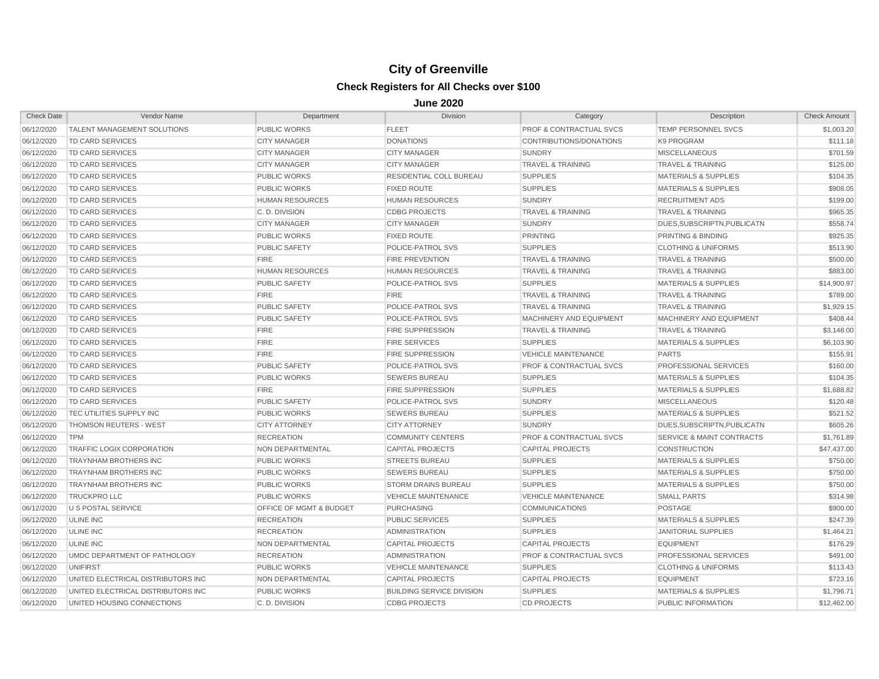# City of Greenville

## Check Registers for All Checks over $100

### June 2020

| Check Date | Vendor Name | Department | Division | Category | Description | Check Amount |
|---|---|---|---|---|---|---|
| 06/12/2020 | TALENT MANAGEMENT SOLUTIONS | PUBLIC WORKS | FLEET | PROF & CONTRACTUAL SVCS | TEMP PERSONNEL SVCS | $1,003.20 |
| 06/12/2020 | TD CARD SERVICES | CITY MANAGER | DONATIONS | CONTRIBUTIONS/DONATIONS | K9 PROGRAM | $111.18 |
| 06/12/2020 | TD CARD SERVICES | CITY MANAGER | CITY MANAGER | SUNDRY | MISCELLANEOUS | $701.59 |
| 06/12/2020 | TD CARD SERVICES | CITY MANAGER | CITY MANAGER | TRAVEL & TRAINING | TRAVEL & TRAINING | $125.00 |
| 06/12/2020 | TD CARD SERVICES | PUBLIC WORKS | RESIDENTIAL COLL BUREAU | SUPPLIES | MATERIALS & SUPPLIES | $104.35 |
| 06/12/2020 | TD CARD SERVICES | PUBLIC WORKS | FIXED ROUTE | SUPPLIES | MATERIALS & SUPPLIES | $908.05 |
| 06/12/2020 | TD CARD SERVICES | HUMAN RESOURCES | HUMAN RESOURCES | SUNDRY | RECRUITMENT ADS | $199.00 |
| 06/12/2020 | TD CARD SERVICES | C. D. DIVISION | CDBG PROJECTS | TRAVEL & TRAINING | TRAVEL & TRAINING | $965.35 |
| 06/12/2020 | TD CARD SERVICES | CITY MANAGER | CITY MANAGER | SUNDRY | DUES,SUBSCRIPTN,PUBLICATN | $558.74 |
| 06/12/2020 | TD CARD SERVICES | PUBLIC WORKS | FIXED ROUTE | PRINTING | PRINTING & BINDING | $925.35 |
| 06/12/2020 | TD CARD SERVICES | PUBLIC SAFETY | POLICE-PATROL SVS | SUPPLIES | CLOTHING & UNIFORMS | $513.90 |
| 06/12/2020 | TD CARD SERVICES | FIRE | FIRE PREVENTION | TRAVEL & TRAINING | TRAVEL & TRAINING | $500.00 |
| 06/12/2020 | TD CARD SERVICES | HUMAN RESOURCES | HUMAN RESOURCES | TRAVEL & TRAINING | TRAVEL & TRAINING | $883.00 |
| 06/12/2020 | TD CARD SERVICES | PUBLIC SAFETY | POLICE-PATROL SVS | SUPPLIES | MATERIALS & SUPPLIES | $14,900.97 |
| 06/12/2020 | TD CARD SERVICES | FIRE | FIRE | TRAVEL & TRAINING | TRAVEL & TRAINING | $789.00 |
| 06/12/2020 | TD CARD SERVICES | PUBLIC SAFETY | POLICE-PATROL SVS | TRAVEL & TRAINING | TRAVEL & TRAINING | $1,929.15 |
| 06/12/2020 | TD CARD SERVICES | PUBLIC SAFETY | POLICE-PATROL SVS | MACHINERY AND EQUIPMENT | MACHINERY AND EQUIPMENT | $408.44 |
| 06/12/2020 | TD CARD SERVICES | FIRE | FIRE SUPPRESSION | TRAVEL & TRAINING | TRAVEL & TRAINING | $3,148.00 |
| 06/12/2020 | TD CARD SERVICES | FIRE | FIRE SERVICES | SUPPLIES | MATERIALS & SUPPLIES | $6,103.90 |
| 06/12/2020 | TD CARD SERVICES | FIRE | FIRE SUPPRESSION | VEHICLE MAINTENANCE | PARTS | $155.91 |
| 06/12/2020 | TD CARD SERVICES | PUBLIC SAFETY | POLICE-PATROL SVS | PROF & CONTRACTUAL SVCS | PROFESSIONAL SERVICES | $160.00 |
| 06/12/2020 | TD CARD SERVICES | PUBLIC WORKS | SEWERS BUREAU | SUPPLIES | MATERIALS & SUPPLIES | $104.35 |
| 06/12/2020 | TD CARD SERVICES | FIRE | FIRE SUPPRESSION | SUPPLIES | MATERIALS & SUPPLIES | $1,688.82 |
| 06/12/2020 | TD CARD SERVICES | PUBLIC SAFETY | POLICE-PATROL SVS | SUNDRY | MISCELLANEOUS | $120.48 |
| 06/12/2020 | TEC UTILITIES SUPPLY INC | PUBLIC WORKS | SEWERS BUREAU | SUPPLIES | MATERIALS & SUPPLIES | $521.52 |
| 06/12/2020 | THOMSON REUTERS - WEST | CITY ATTORNEY | CITY ATTORNEY | SUNDRY | DUES,SUBSCRIPTN,PUBLICATN | $605.26 |
| 06/12/2020 | TPM | RECREATION | COMMUNITY CENTERS | PROF & CONTRACTUAL SVCS | SERVICE & MAINT CONTRACTS | $1,761.89 |
| 06/12/2020 | TRAFFIC LOGIX CORPORATION | NON DEPARTMENTAL | CAPITAL PROJECTS | CAPITAL PROJECTS | CONSTRUCTION | $47,437.00 |
| 06/12/2020 | TRAYNHAM BROTHERS INC | PUBLIC WORKS | STREETS BUREAU | SUPPLIES | MATERIALS & SUPPLIES | $750.00 |
| 06/12/2020 | TRAYNHAM BROTHERS INC | PUBLIC WORKS | SEWERS BUREAU | SUPPLIES | MATERIALS & SUPPLIES | $750.00 |
| 06/12/2020 | TRAYNHAM BROTHERS INC | PUBLIC WORKS | STORM DRAINS BUREAU | SUPPLIES | MATERIALS & SUPPLIES | $750.00 |
| 06/12/2020 | TRUCKPRO LLC | PUBLIC WORKS | VEHICLE MAINTENANCE | VEHICLE MAINTENANCE | SMALL PARTS | $314.98 |
| 06/12/2020 | U S POSTAL SERVICE | OFFICE OF MGMT & BUDGET | PURCHASING | COMMUNICATIONS | POSTAGE | $900.00 |
| 06/12/2020 | ULINE INC | RECREATION | PUBLIC SERVICES | SUPPLIES | MATERIALS & SUPPLIES | $247.39 |
| 06/12/2020 | ULINE INC | RECREATION | ADMINISTRATION | SUPPLIES | JANITORIAL SUPPLIES | $1,464.21 |
| 06/12/2020 | ULINE INC | NON DEPARTMENTAL | CAPITAL PROJECTS | CAPITAL PROJECTS | EQUIPMENT | $176.29 |
| 06/12/2020 | UMDC DEPARTMENT OF PATHOLOGY | RECREATION | ADMINISTRATION | PROF & CONTRACTUAL SVCS | PROFESSIONAL SERVICES | $491.00 |
| 06/12/2020 | UNIFIRST | PUBLIC WORKS | VEHICLE MAINTENANCE | SUPPLIES | CLOTHING & UNIFORMS | $113.43 |
| 06/12/2020 | UNITED ELECTRICAL DISTRIBUTORS INC | NON DEPARTMENTAL | CAPITAL PROJECTS | CAPITAL PROJECTS | EQUIPMENT | $723.16 |
| 06/12/2020 | UNITED ELECTRICAL DISTRIBUTORS INC | PUBLIC WORKS | BUILDING SERVICE DIVISION | SUPPLIES | MATERIALS & SUPPLIES | $1,796.71 |
| 06/12/2020 | UNITED HOUSING CONNECTIONS | C. D. DIVISION | CDBG PROJECTS | CD PROJECTS | PUBLIC INFORMATION | $12,462.00 |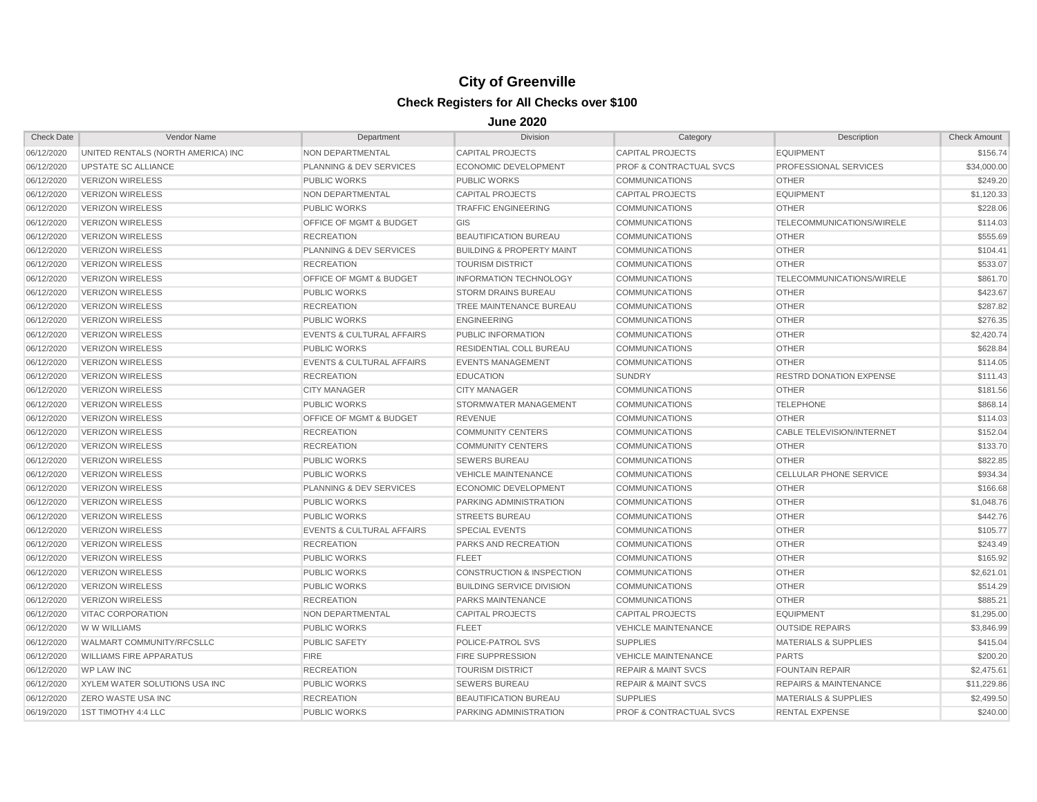# City of Greenville

## Check Registers for All Checks over $100

### June 2020

| Check Date | Vendor Name | Department | Division | Category | Description | Check Amount |
|---|---|---|---|---|---|---|
| 06/12/2020 | UNITED RENTALS (NORTH AMERICA) INC | NON DEPARTMENTAL | CAPITAL PROJECTS | CAPITAL PROJECTS | EQUIPMENT | $156.74 |
| 06/12/2020 | UPSTATE SC ALLIANCE | PLANNING & DEV SERVICES | ECONOMIC DEVELOPMENT | PROF & CONTRACTUAL SVCS | PROFESSIONAL SERVICES | $34,000.00 |
| 06/12/2020 | VERIZON WIRELESS | PUBLIC WORKS | PUBLIC WORKS | COMMUNICATIONS | OTHER | $249.20 |
| 06/12/2020 | VERIZON WIRELESS | NON DEPARTMENTAL | CAPITAL PROJECTS | CAPITAL PROJECTS | EQUIPMENT | $1,120.33 |
| 06/12/2020 | VERIZON WIRELESS | PUBLIC WORKS | TRAFFIC ENGINEERING | COMMUNICATIONS | OTHER | $228.06 |
| 06/12/2020 | VERIZON WIRELESS | OFFICE OF MGMT & BUDGET | GIS | COMMUNICATIONS | TELECOMMUNICATIONS/WIRELE | $114.03 |
| 06/12/2020 | VERIZON WIRELESS | RECREATION | BEAUTIFICATION BUREAU | COMMUNICATIONS | OTHER | $555.69 |
| 06/12/2020 | VERIZON WIRELESS | PLANNING & DEV SERVICES | BUILDING & PROPERTY MAINT | COMMUNICATIONS | OTHER | $104.41 |
| 06/12/2020 | VERIZON WIRELESS | RECREATION | TOURISM DISTRICT | COMMUNICATIONS | OTHER | $533.07 |
| 06/12/2020 | VERIZON WIRELESS | OFFICE OF MGMT & BUDGET | INFORMATION TECHNOLOGY | COMMUNICATIONS | TELECOMMUNICATIONS/WIRELE | $861.70 |
| 06/12/2020 | VERIZON WIRELESS | PUBLIC WORKS | STORM DRAINS BUREAU | COMMUNICATIONS | OTHER | $423.67 |
| 06/12/2020 | VERIZON WIRELESS | RECREATION | TREE MAINTENANCE BUREAU | COMMUNICATIONS | OTHER | $287.82 |
| 06/12/2020 | VERIZON WIRELESS | PUBLIC WORKS | ENGINEERING | COMMUNICATIONS | OTHER | $276.35 |
| 06/12/2020 | VERIZON WIRELESS | EVENTS & CULTURAL AFFAIRS | PUBLIC INFORMATION | COMMUNICATIONS | OTHER | $2,420.74 |
| 06/12/2020 | VERIZON WIRELESS | PUBLIC WORKS | RESIDENTIAL COLL BUREAU | COMMUNICATIONS | OTHER | $628.84 |
| 06/12/2020 | VERIZON WIRELESS | EVENTS & CULTURAL AFFAIRS | EVENTS MANAGEMENT | COMMUNICATIONS | OTHER | $114.05 |
| 06/12/2020 | VERIZON WIRELESS | RECREATION | EDUCATION | SUNDRY | RESTRD DONATION EXPENSE | $111.43 |
| 06/12/2020 | VERIZON WIRELESS | CITY MANAGER | CITY MANAGER | COMMUNICATIONS | OTHER | $181.56 |
| 06/12/2020 | VERIZON WIRELESS | PUBLIC WORKS | STORMWATER MANAGEMENT | COMMUNICATIONS | TELEPHONE | $868.14 |
| 06/12/2020 | VERIZON WIRELESS | OFFICE OF MGMT & BUDGET | REVENUE | COMMUNICATIONS | OTHER | $114.03 |
| 06/12/2020 | VERIZON WIRELESS | RECREATION | COMMUNITY CENTERS | COMMUNICATIONS | CABLE TELEVISION/INTERNET | $152.04 |
| 06/12/2020 | VERIZON WIRELESS | RECREATION | COMMUNITY CENTERS | COMMUNICATIONS | OTHER | $133.70 |
| 06/12/2020 | VERIZON WIRELESS | PUBLIC WORKS | SEWERS BUREAU | COMMUNICATIONS | OTHER | $822.85 |
| 06/12/2020 | VERIZON WIRELESS | PUBLIC WORKS | VEHICLE MAINTENANCE | COMMUNICATIONS | CELLULAR PHONE SERVICE | $934.34 |
| 06/12/2020 | VERIZON WIRELESS | PLANNING & DEV SERVICES | ECONOMIC DEVELOPMENT | COMMUNICATIONS | OTHER | $166.68 |
| 06/12/2020 | VERIZON WIRELESS | PUBLIC WORKS | PARKING ADMINISTRATION | COMMUNICATIONS | OTHER | $1,048.76 |
| 06/12/2020 | VERIZON WIRELESS | PUBLIC WORKS | STREETS BUREAU | COMMUNICATIONS | OTHER | $442.76 |
| 06/12/2020 | VERIZON WIRELESS | EVENTS & CULTURAL AFFAIRS | SPECIAL EVENTS | COMMUNICATIONS | OTHER | $105.77 |
| 06/12/2020 | VERIZON WIRELESS | RECREATION | PARKS AND RECREATION | COMMUNICATIONS | OTHER | $243.49 |
| 06/12/2020 | VERIZON WIRELESS | PUBLIC WORKS | FLEET | COMMUNICATIONS | OTHER | $165.92 |
| 06/12/2020 | VERIZON WIRELESS | PUBLIC WORKS | CONSTRUCTION & INSPECTION | COMMUNICATIONS | OTHER | $2,621.01 |
| 06/12/2020 | VERIZON WIRELESS | PUBLIC WORKS | BUILDING SERVICE DIVISION | COMMUNICATIONS | OTHER | $514.29 |
| 06/12/2020 | VERIZON WIRELESS | RECREATION | PARKS MAINTENANCE | COMMUNICATIONS | OTHER | $885.21 |
| 06/12/2020 | VITAC CORPORATION | NON DEPARTMENTAL | CAPITAL PROJECTS | CAPITAL PROJECTS | EQUIPMENT | $1,295.00 |
| 06/12/2020 | W W WILLIAMS | PUBLIC WORKS | FLEET | VEHICLE MAINTENANCE | OUTSIDE REPAIRS | $3,846.99 |
| 06/12/2020 | WALMART COMMUNITY/RFCSLLC | PUBLIC SAFETY | POLICE-PATROL SVS | SUPPLIES | MATERIALS & SUPPLIES | $415.04 |
| 06/12/2020 | WILLIAMS FIRE APPARATUS | FIRE | FIRE SUPPRESSION | VEHICLE MAINTENANCE | PARTS | $200.20 |
| 06/12/2020 | WP LAW INC | RECREATION | TOURISM DISTRICT | REPAIR & MAINT SVCS | FOUNTAIN REPAIR | $2,475.61 |
| 06/12/2020 | XYLEM WATER SOLUTIONS USA INC | PUBLIC WORKS | SEWERS BUREAU | REPAIR & MAINT SVCS | REPAIRS & MAINTENANCE | $11,229.86 |
| 06/12/2020 | ZERO WASTE USA INC | RECREATION | BEAUTIFICATION BUREAU | SUPPLIES | MATERIALS & SUPPLIES | $2,499.50 |
| 06/19/2020 | 1ST TIMOTHY 4:4 LLC | PUBLIC WORKS | PARKING ADMINISTRATION | PROF & CONTRACTUAL SVCS | RENTAL EXPENSE | $240.00 |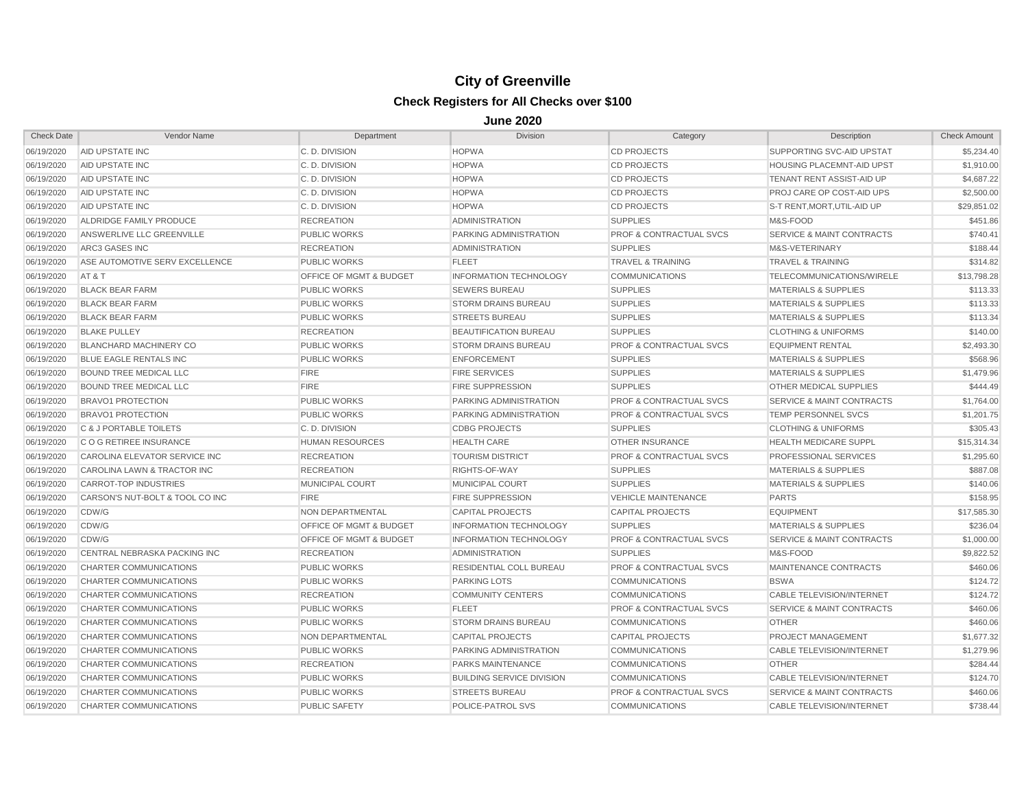# City of Greenville

## Check Registers for All Checks over $100

### June 2020

| Check Date | Vendor Name | Department | Division | Category | Description | Check Amount |
|---|---|---|---|---|---|---|
| 06/19/2020 | AID UPSTATE INC | C. D. DIVISION | HOPWA | CD PROJECTS | SUPPORTING SVC-AID UPSTAT | $5,234.40 |
| 06/19/2020 | AID UPSTATE INC | C. D. DIVISION | HOPWA | CD PROJECTS | HOUSING PLACEMNT-AID UPST | $1,910.00 |
| 06/19/2020 | AID UPSTATE INC | C. D. DIVISION | HOPWA | CD PROJECTS | TENANT RENT ASSIST-AID UP | $4,687.22 |
| 06/19/2020 | AID UPSTATE INC | C. D. DIVISION | HOPWA | CD PROJECTS | PROJ CARE OP COST-AID UPS | $2,500.00 |
| 06/19/2020 | AID UPSTATE INC | C. D. DIVISION | HOPWA | CD PROJECTS | S-T RENT,MORT,UTIL-AID UP | $29,851.02 |
| 06/19/2020 | ALDRIDGE FAMILY PRODUCE | RECREATION | ADMINISTRATION | SUPPLIES | M&S-FOOD | $451.86 |
| 06/19/2020 | ANSWERLIVE LLC GREENVILLE | PUBLIC WORKS | PARKING ADMINISTRATION | PROF & CONTRACTUAL SVCS | SERVICE & MAINT CONTRACTS | $740.41 |
| 06/19/2020 | ARC3 GASES INC | RECREATION | ADMINISTRATION | SUPPLIES | M&S-VETERINARY | $188.44 |
| 06/19/2020 | ASE AUTOMOTIVE SERV EXCELLENCE | PUBLIC WORKS | FLEET | TRAVEL & TRAINING | TRAVEL & TRAINING | $314.82 |
| 06/19/2020 | AT & T | OFFICE OF MGMT & BUDGET | INFORMATION TECHNOLOGY | COMMUNICATIONS | TELECOMMUNICATIONS/WIRELE | $13,798.28 |
| 06/19/2020 | BLACK BEAR FARM | PUBLIC WORKS | SEWERS BUREAU | SUPPLIES | MATERIALS & SUPPLIES | $113.33 |
| 06/19/2020 | BLACK BEAR FARM | PUBLIC WORKS | STORM DRAINS BUREAU | SUPPLIES | MATERIALS & SUPPLIES | $113.33 |
| 06/19/2020 | BLACK BEAR FARM | PUBLIC WORKS | STREETS BUREAU | SUPPLIES | MATERIALS & SUPPLIES | $113.34 |
| 06/19/2020 | BLAKE PULLEY | RECREATION | BEAUTIFICATION BUREAU | SUPPLIES | CLOTHING & UNIFORMS | $140.00 |
| 06/19/2020 | BLANCHARD MACHINERY CO | PUBLIC WORKS | STORM DRAINS BUREAU | PROF & CONTRACTUAL SVCS | EQUIPMENT RENTAL | $2,493.30 |
| 06/19/2020 | BLUE EAGLE RENTALS INC | PUBLIC WORKS | ENFORCEMENT | SUPPLIES | MATERIALS & SUPPLIES | $568.96 |
| 06/19/2020 | BOUND TREE MEDICAL LLC | FIRE | FIRE SERVICES | SUPPLIES | MATERIALS & SUPPLIES | $1,479.96 |
| 06/19/2020 | BOUND TREE MEDICAL LLC | FIRE | FIRE SUPPRESSION | SUPPLIES | OTHER MEDICAL SUPPLIES | $444.49 |
| 06/19/2020 | BRAVO1 PROTECTION | PUBLIC WORKS | PARKING ADMINISTRATION | PROF & CONTRACTUAL SVCS | SERVICE & MAINT CONTRACTS | $1,764.00 |
| 06/19/2020 | BRAVO1 PROTECTION | PUBLIC WORKS | PARKING ADMINISTRATION | PROF & CONTRACTUAL SVCS | TEMP PERSONNEL SVCS | $1,201.75 |
| 06/19/2020 | C & J PORTABLE TOILETS | C. D. DIVISION | CDBG PROJECTS | SUPPLIES | CLOTHING & UNIFORMS | $305.43 |
| 06/19/2020 | C O G RETIREE INSURANCE | HUMAN RESOURCES | HEALTH CARE | OTHER INSURANCE | HEALTH MEDICARE SUPPL | $15,314.34 |
| 06/19/2020 | CAROLINA ELEVATOR SERVICE INC | RECREATION | TOURISM DISTRICT | PROF & CONTRACTUAL SVCS | PROFESSIONAL SERVICES | $1,295.60 |
| 06/19/2020 | CAROLINA LAWN & TRACTOR INC | RECREATION | RIGHTS-OF-WAY | SUPPLIES | MATERIALS & SUPPLIES | $887.08 |
| 06/19/2020 | CARROT-TOP INDUSTRIES | MUNICIPAL COURT | MUNICIPAL COURT | SUPPLIES | MATERIALS & SUPPLIES | $140.06 |
| 06/19/2020 | CARSON'S NUT-BOLT & TOOL CO INC | FIRE | FIRE SUPPRESSION | VEHICLE MAINTENANCE | PARTS | $158.95 |
| 06/19/2020 | CDW/G | NON DEPARTMENTAL | CAPITAL PROJECTS | CAPITAL PROJECTS | EQUIPMENT | $17,585.30 |
| 06/19/2020 | CDW/G | OFFICE OF MGMT & BUDGET | INFORMATION TECHNOLOGY | SUPPLIES | MATERIALS & SUPPLIES | $236.04 |
| 06/19/2020 | CDW/G | OFFICE OF MGMT & BUDGET | INFORMATION TECHNOLOGY | PROF & CONTRACTUAL SVCS | SERVICE & MAINT CONTRACTS | $1,000.00 |
| 06/19/2020 | CENTRAL NEBRASKA PACKING INC | RECREATION | ADMINISTRATION | SUPPLIES | M&S-FOOD | $9,822.52 |
| 06/19/2020 | CHARTER COMMUNICATIONS | PUBLIC WORKS | RESIDENTIAL COLL BUREAU | PROF & CONTRACTUAL SVCS | MAINTENANCE CONTRACTS | $460.06 |
| 06/19/2020 | CHARTER COMMUNICATIONS | PUBLIC WORKS | PARKING LOTS | COMMUNICATIONS | BSWA | $124.72 |
| 06/19/2020 | CHARTER COMMUNICATIONS | RECREATION | COMMUNITY CENTERS | COMMUNICATIONS | CABLE TELEVISION/INTERNET | $124.72 |
| 06/19/2020 | CHARTER COMMUNICATIONS | PUBLIC WORKS | FLEET | PROF & CONTRACTUAL SVCS | SERVICE & MAINT CONTRACTS | $460.06 |
| 06/19/2020 | CHARTER COMMUNICATIONS | PUBLIC WORKS | STORM DRAINS BUREAU | COMMUNICATIONS | OTHER | $460.06 |
| 06/19/2020 | CHARTER COMMUNICATIONS | NON DEPARTMENTAL | CAPITAL PROJECTS | CAPITAL PROJECTS | PROJECT MANAGEMENT | $1,677.32 |
| 06/19/2020 | CHARTER COMMUNICATIONS | PUBLIC WORKS | PARKING ADMINISTRATION | COMMUNICATIONS | CABLE TELEVISION/INTERNET | $1,279.96 |
| 06/19/2020 | CHARTER COMMUNICATIONS | RECREATION | PARKS MAINTENANCE | COMMUNICATIONS | OTHER | $284.44 |
| 06/19/2020 | CHARTER COMMUNICATIONS | PUBLIC WORKS | BUILDING SERVICE DIVISION | COMMUNICATIONS | CABLE TELEVISION/INTERNET | $124.70 |
| 06/19/2020 | CHARTER COMMUNICATIONS | PUBLIC WORKS | STREETS BUREAU | PROF & CONTRACTUAL SVCS | SERVICE & MAINT CONTRACTS | $460.06 |
| 06/19/2020 | CHARTER COMMUNICATIONS | PUBLIC SAFETY | POLICE-PATROL SVS | COMMUNICATIONS | CABLE TELEVISION/INTERNET | $738.44 |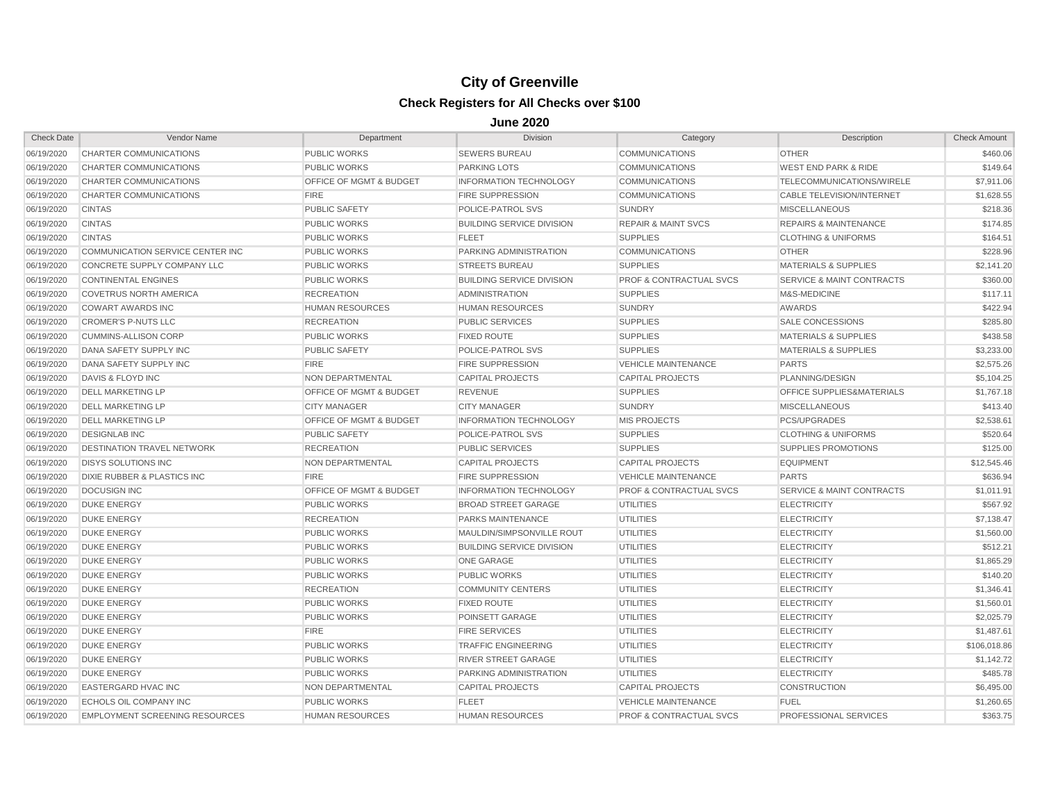# City of Greenville

## Check Registers for All Checks over $100

### June 2020

| Check Date | Vendor Name | Department | Division | Category | Description | Check Amount |
|---|---|---|---|---|---|---|
| 06/19/2020 | CHARTER COMMUNICATIONS | PUBLIC WORKS | SEWERS BUREAU | COMMUNICATIONS | OTHER | $460.06 |
| 06/19/2020 | CHARTER COMMUNICATIONS | PUBLIC WORKS | PARKING LOTS | COMMUNICATIONS | WEST END PARK & RIDE | $149.64 |
| 06/19/2020 | CHARTER COMMUNICATIONS | OFFICE OF MGMT & BUDGET | INFORMATION TECHNOLOGY | COMMUNICATIONS | TELECOMMUNICATIONS/WIRELE | $7,911.06 |
| 06/19/2020 | CHARTER COMMUNICATIONS | FIRE | FIRE SUPPRESSION | COMMUNICATIONS | CABLE TELEVISION/INTERNET | $1,628.55 |
| 06/19/2020 | CINTAS | PUBLIC SAFETY | POLICE-PATROL SVS | SUNDRY | MISCELLANEOUS | $218.36 |
| 06/19/2020 | CINTAS | PUBLIC WORKS | BUILDING SERVICE DIVISION | REPAIR & MAINT SVCS | REPAIRS & MAINTENANCE | $174.85 |
| 06/19/2020 | CINTAS | PUBLIC WORKS | FLEET | SUPPLIES | CLOTHING & UNIFORMS | $164.51 |
| 06/19/2020 | COMMUNICATION SERVICE CENTER INC | PUBLIC WORKS | PARKING ADMINISTRATION | COMMUNICATIONS | OTHER | $228.96 |
| 06/19/2020 | CONCRETE SUPPLY COMPANY LLC | PUBLIC WORKS | STREETS BUREAU | SUPPLIES | MATERIALS & SUPPLIES | $2,141.20 |
| 06/19/2020 | CONTINENTAL ENGINES | PUBLIC WORKS | BUILDING SERVICE DIVISION | PROF & CONTRACTUAL SVCS | SERVICE & MAINT CONTRACTS | $360.00 |
| 06/19/2020 | COVETRUS NORTH AMERICA | RECREATION | ADMINISTRATION | SUPPLIES | M&S-MEDICINE | $117.11 |
| 06/19/2020 | COWART AWARDS INC | HUMAN RESOURCES | HUMAN RESOURCES | SUNDRY | AWARDS | $422.94 |
| 06/19/2020 | CROMER'S P-NUTS LLC | RECREATION | PUBLIC SERVICES | SUPPLIES | SALE CONCESSIONS | $285.80 |
| 06/19/2020 | CUMMINS-ALLISON CORP | PUBLIC WORKS | FIXED ROUTE | SUPPLIES | MATERIALS & SUPPLIES | $438.58 |
| 06/19/2020 | DANA SAFETY SUPPLY INC | PUBLIC SAFETY | POLICE-PATROL SVS | SUPPLIES | MATERIALS & SUPPLIES | $3,233.00 |
| 06/19/2020 | DANA SAFETY SUPPLY INC | FIRE | FIRE SUPPRESSION | VEHICLE MAINTENANCE | PARTS | $2,575.26 |
| 06/19/2020 | DAVIS & FLOYD INC | NON DEPARTMENTAL | CAPITAL PROJECTS | CAPITAL PROJECTS | PLANNING/DESIGN | $5,104.25 |
| 06/19/2020 | DELL MARKETING LP | OFFICE OF MGMT & BUDGET | REVENUE | SUPPLIES | OFFICE SUPPLIES&MATERIALS | $1,767.18 |
| 06/19/2020 | DELL MARKETING LP | CITY MANAGER | CITY MANAGER | SUNDRY | MISCELLANEOUS | $413.40 |
| 06/19/2020 | DELL MARKETING LP | OFFICE OF MGMT & BUDGET | INFORMATION TECHNOLOGY | MIS PROJECTS | PCS/UPGRADES | $2,538.61 |
| 06/19/2020 | DESIGNLAB INC | PUBLIC SAFETY | POLICE-PATROL SVS | SUPPLIES | CLOTHING & UNIFORMS | $520.64 |
| 06/19/2020 | DESTINATION TRAVEL NETWORK | RECREATION | PUBLIC SERVICES | SUPPLIES | SUPPLIES PROMOTIONS | $125.00 |
| 06/19/2020 | DISYS SOLUTIONS INC | NON DEPARTMENTAL | CAPITAL PROJECTS | CAPITAL PROJECTS | EQUIPMENT | $12,545.46 |
| 06/19/2020 | DIXIE RUBBER & PLASTICS INC | FIRE | FIRE SUPPRESSION | VEHICLE MAINTENANCE | PARTS | $636.94 |
| 06/19/2020 | DOCUSIGN INC | OFFICE OF MGMT & BUDGET | INFORMATION TECHNOLOGY | PROF & CONTRACTUAL SVCS | SERVICE & MAINT CONTRACTS | $1,011.91 |
| 06/19/2020 | DUKE ENERGY | PUBLIC WORKS | BROAD STREET GARAGE | UTILITIES | ELECTRICITY | $567.92 |
| 06/19/2020 | DUKE ENERGY | RECREATION | PARKS MAINTENANCE | UTILITIES | ELECTRICITY | $7,138.47 |
| 06/19/2020 | DUKE ENERGY | PUBLIC WORKS | MAULDIN/SIMPSONVILLE ROUT | UTILITIES | ELECTRICITY | $1,560.00 |
| 06/19/2020 | DUKE ENERGY | PUBLIC WORKS | BUILDING SERVICE DIVISION | UTILITIES | ELECTRICITY | $512.21 |
| 06/19/2020 | DUKE ENERGY | PUBLIC WORKS | ONE GARAGE | UTILITIES | ELECTRICITY | $1,865.29 |
| 06/19/2020 | DUKE ENERGY | PUBLIC WORKS | PUBLIC WORKS | UTILITIES | ELECTRICITY | $140.20 |
| 06/19/2020 | DUKE ENERGY | RECREATION | COMMUNITY CENTERS | UTILITIES | ELECTRICITY | $1,346.41 |
| 06/19/2020 | DUKE ENERGY | PUBLIC WORKS | FIXED ROUTE | UTILITIES | ELECTRICITY | $1,560.01 |
| 06/19/2020 | DUKE ENERGY | PUBLIC WORKS | POINSETT GARAGE | UTILITIES | ELECTRICITY | $2,025.79 |
| 06/19/2020 | DUKE ENERGY | FIRE | FIRE SERVICES | UTILITIES | ELECTRICITY | $1,487.61 |
| 06/19/2020 | DUKE ENERGY | PUBLIC WORKS | TRAFFIC ENGINEERING | UTILITIES | ELECTRICITY | $106,018.86 |
| 06/19/2020 | DUKE ENERGY | PUBLIC WORKS | RIVER STREET GARAGE | UTILITIES | ELECTRICITY | $1,142.72 |
| 06/19/2020 | DUKE ENERGY | PUBLIC WORKS | PARKING ADMINISTRATION | UTILITIES | ELECTRICITY | $485.78 |
| 06/19/2020 | EASTERGARD HVAC INC | NON DEPARTMENTAL | CAPITAL PROJECTS | CAPITAL PROJECTS | CONSTRUCTION | $6,495.00 |
| 06/19/2020 | ECHOLS OIL COMPANY INC | PUBLIC WORKS | FLEET | VEHICLE MAINTENANCE | FUEL | $1,260.65 |
| 06/19/2020 | EMPLOYMENT SCREENING RESOURCES | HUMAN RESOURCES | HUMAN RESOURCES | PROF & CONTRACTUAL SVCS | PROFESSIONAL SERVICES | $363.75 |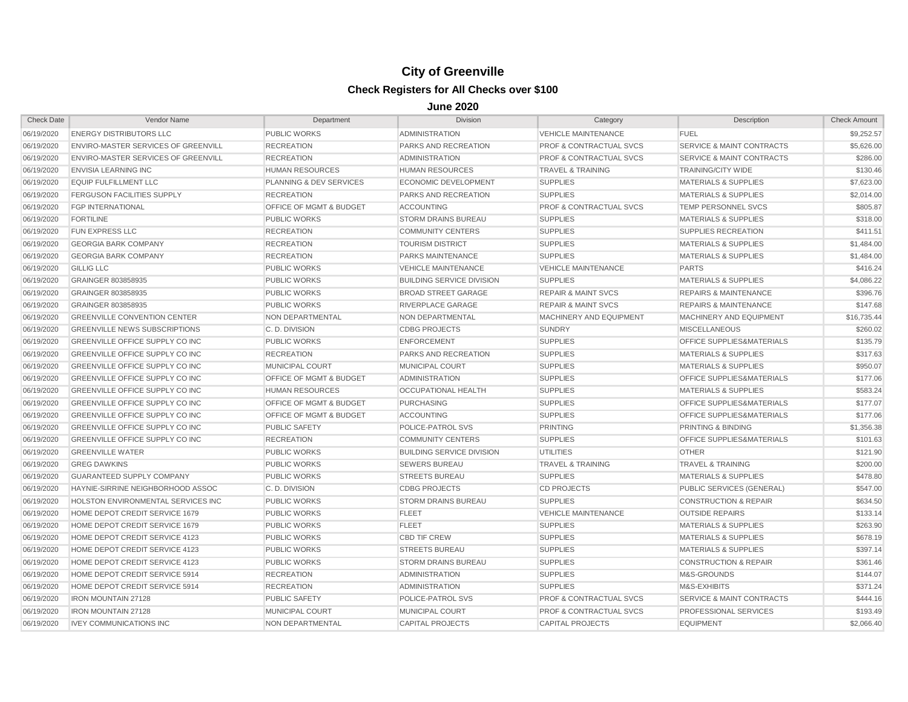# City of Greenville

## Check Registers for All Checks over $100

### June 2020

| Check Date | Vendor Name | Department | Division | Category | Description | Check Amount |
|---|---|---|---|---|---|---|
| 06/19/2020 | ENERGY DISTRIBUTORS LLC | PUBLIC WORKS | ADMINISTRATION | VEHICLE MAINTENANCE | FUEL | $9,252.57 |
| 06/19/2020 | ENVIRO-MASTER SERVICES OF GREENVILL | RECREATION | PARKS AND RECREATION | PROF & CONTRACTUAL SVCS | SERVICE & MAINT CONTRACTS | $5,626.00 |
| 06/19/2020 | ENVIRO-MASTER SERVICES OF GREENVILL | RECREATION | ADMINISTRATION | PROF & CONTRACTUAL SVCS | SERVICE & MAINT CONTRACTS | $286.00 |
| 06/19/2020 | ENVISIA LEARNING INC | HUMAN RESOURCES | HUMAN RESOURCES | TRAVEL & TRAINING | TRAINING/CITY WIDE | $130.46 |
| 06/19/2020 | EQUIP FULFILLMENT LLC | PLANNING & DEV SERVICES | ECONOMIC DEVELOPMENT | SUPPLIES | MATERIALS & SUPPLIES | $7,623.00 |
| 06/19/2020 | FERGUSON FACILITIES SUPPLY | RECREATION | PARKS AND RECREATION | SUPPLIES | MATERIALS & SUPPLIES | $2,014.00 |
| 06/19/2020 | FGP INTERNATIONAL | OFFICE OF MGMT & BUDGET | ACCOUNTING | PROF & CONTRACTUAL SVCS | TEMP PERSONNEL SVCS | $805.87 |
| 06/19/2020 | FORTILINE | PUBLIC WORKS | STORM DRAINS BUREAU | SUPPLIES | MATERIALS & SUPPLIES | $318.00 |
| 06/19/2020 | FUN EXPRESS LLC | RECREATION | COMMUNITY CENTERS | SUPPLIES | SUPPLIES RECREATION | $411.51 |
| 06/19/2020 | GEORGIA BARK COMPANY | RECREATION | TOURISM DISTRICT | SUPPLIES | MATERIALS & SUPPLIES | $1,484.00 |
| 06/19/2020 | GEORGIA BARK COMPANY | RECREATION | PARKS MAINTENANCE | SUPPLIES | MATERIALS & SUPPLIES | $1,484.00 |
| 06/19/2020 | GILLIG LLC | PUBLIC WORKS | VEHICLE MAINTENANCE | VEHICLE MAINTENANCE | PARTS | $416.24 |
| 06/19/2020 | GRAINGER 803858935 | PUBLIC WORKS | BUILDING SERVICE DIVISION | SUPPLIES | MATERIALS & SUPPLIES | $4,086.22 |
| 06/19/2020 | GRAINGER 803858935 | PUBLIC WORKS | BROAD STREET GARAGE | REPAIR & MAINT SVCS | REPAIRS & MAINTENANCE | $396.76 |
| 06/19/2020 | GRAINGER 803858935 | PUBLIC WORKS | RIVERPLACE GARAGE | REPAIR & MAINT SVCS | REPAIRS & MAINTENANCE | $147.68 |
| 06/19/2020 | GREENVILLE CONVENTION CENTER | NON DEPARTMENTAL | NON DEPARTMENTAL | MACHINERY AND EQUIPMENT | MACHINERY AND EQUIPMENT | $16,735.44 |
| 06/19/2020 | GREENVILLE NEWS SUBSCRIPTIONS | C. D. DIVISION | CDBG PROJECTS | SUNDRY | MISCELLANEOUS | $260.02 |
| 06/19/2020 | GREENVILLE OFFICE SUPPLY CO INC | PUBLIC WORKS | ENFORCEMENT | SUPPLIES | OFFICE SUPPLIES&MATERIALS | $135.79 |
| 06/19/2020 | GREENVILLE OFFICE SUPPLY CO INC | RECREATION | PARKS AND RECREATION | SUPPLIES | MATERIALS & SUPPLIES | $317.63 |
| 06/19/2020 | GREENVILLE OFFICE SUPPLY CO INC | MUNICIPAL COURT | MUNICIPAL COURT | SUPPLIES | MATERIALS & SUPPLIES | $950.07 |
| 06/19/2020 | GREENVILLE OFFICE SUPPLY CO INC | OFFICE OF MGMT & BUDGET | ADMINISTRATION | SUPPLIES | OFFICE SUPPLIES&MATERIALS | $177.06 |
| 06/19/2020 | GREENVILLE OFFICE SUPPLY CO INC | HUMAN RESOURCES | OCCUPATIONAL HEALTH | SUPPLIES | MATERIALS & SUPPLIES | $583.24 |
| 06/19/2020 | GREENVILLE OFFICE SUPPLY CO INC | OFFICE OF MGMT & BUDGET | PURCHASING | SUPPLIES | OFFICE SUPPLIES&MATERIALS | $177.07 |
| 06/19/2020 | GREENVILLE OFFICE SUPPLY CO INC | OFFICE OF MGMT & BUDGET | ACCOUNTING | SUPPLIES | OFFICE SUPPLIES&MATERIALS | $177.06 |
| 06/19/2020 | GREENVILLE OFFICE SUPPLY CO INC | PUBLIC SAFETY | POLICE-PATROL SVS | PRINTING | PRINTING & BINDING | $1,356.38 |
| 06/19/2020 | GREENVILLE OFFICE SUPPLY CO INC | RECREATION | COMMUNITY CENTERS | SUPPLIES | OFFICE SUPPLIES&MATERIALS | $101.63 |
| 06/19/2020 | GREENVILLE WATER | PUBLIC WORKS | BUILDING SERVICE DIVISION | UTILITIES | OTHER | $121.90 |
| 06/19/2020 | GREG DAWKINS | PUBLIC WORKS | SEWERS BUREAU | TRAVEL & TRAINING | TRAVEL & TRAINING | $200.00 |
| 06/19/2020 | GUARANTEED SUPPLY COMPANY | PUBLIC WORKS | STREETS BUREAU | SUPPLIES | MATERIALS & SUPPLIES | $478.80 |
| 06/19/2020 | HAYNIE-SIRRINE NEIGHBORHOOD ASSOC | C. D. DIVISION | CDBG PROJECTS | CD PROJECTS | PUBLIC SERVICES (GENERAL) | $547.00 |
| 06/19/2020 | HOLSTON ENVIRONMENTAL SERVICES INC | PUBLIC WORKS | STORM DRAINS BUREAU | SUPPLIES | CONSTRUCTION & REPAIR | $634.50 |
| 06/19/2020 | HOME DEPOT CREDIT SERVICE 1679 | PUBLIC WORKS | FLEET | VEHICLE MAINTENANCE | OUTSIDE REPAIRS | $133.14 |
| 06/19/2020 | HOME DEPOT CREDIT SERVICE 1679 | PUBLIC WORKS | FLEET | SUPPLIES | MATERIALS & SUPPLIES | $263.90 |
| 06/19/2020 | HOME DEPOT CREDIT SERVICE 4123 | PUBLIC WORKS | CBD TIF CREW | SUPPLIES | MATERIALS & SUPPLIES | $678.19 |
| 06/19/2020 | HOME DEPOT CREDIT SERVICE 4123 | PUBLIC WORKS | STREETS BUREAU | SUPPLIES | MATERIALS & SUPPLIES | $397.14 |
| 06/19/2020 | HOME DEPOT CREDIT SERVICE 4123 | PUBLIC WORKS | STORM DRAINS BUREAU | SUPPLIES | CONSTRUCTION & REPAIR | $361.46 |
| 06/19/2020 | HOME DEPOT CREDIT SERVICE 5914 | RECREATION | ADMINISTRATION | SUPPLIES | M&S-GROUNDS | $144.07 |
| 06/19/2020 | HOME DEPOT CREDIT SERVICE 5914 | RECREATION | ADMINISTRATION | SUPPLIES | M&S-EXHIBITS | $371.24 |
| 06/19/2020 | IRON MOUNTAIN 27128 | PUBLIC SAFETY | POLICE-PATROL SVS | PROF & CONTRACTUAL SVCS | SERVICE & MAINT CONTRACTS | $444.16 |
| 06/19/2020 | IRON MOUNTAIN 27128 | MUNICIPAL COURT | MUNICIPAL COURT | PROF & CONTRACTUAL SVCS | PROFESSIONAL SERVICES | $193.49 |
| 06/19/2020 | IVEY COMMUNICATIONS INC | NON DEPARTMENTAL | CAPITAL PROJECTS | CAPITAL PROJECTS | EQUIPMENT | $2,066.40 |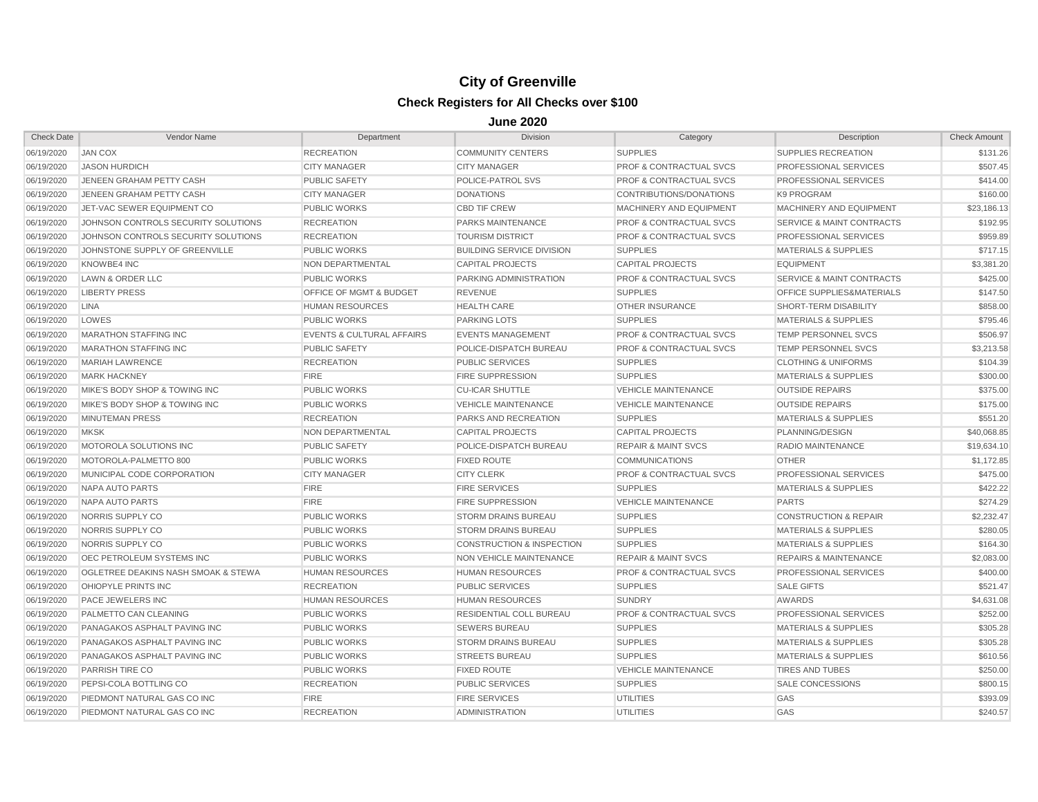# City of Greenville

## Check Registers for All Checks over $100

### June 2020

| Check Date | Vendor Name | Department | Division | Category | Description | Check Amount |
|---|---|---|---|---|---|---|
| 06/19/2020 | JAN COX | RECREATION | COMMUNITY CENTERS | SUPPLIES | SUPPLIES RECREATION | $131.26 |
| 06/19/2020 | JASON HURDICH | CITY MANAGER | CITY MANAGER | PROF & CONTRACTUAL SVCS | PROFESSIONAL SERVICES | $507.45 |
| 06/19/2020 | JENEEN GRAHAM PETTY CASH | PUBLIC SAFETY | POLICE-PATROL SVS | PROF & CONTRACTUAL SVCS | PROFESSIONAL SERVICES | $414.00 |
| 06/19/2020 | JENEEN GRAHAM PETTY CASH | CITY MANAGER | DONATIONS | CONTRIBUTIONS/DONATIONS | K9 PROGRAM | $160.00 |
| 06/19/2020 | JET-VAC SEWER EQUIPMENT CO | PUBLIC WORKS | CBD TIF CREW | MACHINERY AND EQUIPMENT | MACHINERY AND EQUIPMENT | $23,186.13 |
| 06/19/2020 | JOHNSON CONTROLS SECURITY SOLUTIONS | RECREATION | PARKS MAINTENANCE | PROF & CONTRACTUAL SVCS | SERVICE & MAINT CONTRACTS | $192.95 |
| 06/19/2020 | JOHNSON CONTROLS SECURITY SOLUTIONS | RECREATION | TOURISM DISTRICT | PROF & CONTRACTUAL SVCS | PROFESSIONAL SERVICES | $959.89 |
| 06/19/2020 | JOHNSTONE SUPPLY OF GREENVILLE | PUBLIC WORKS | BUILDING SERVICE DIVISION | SUPPLIES | MATERIALS & SUPPLIES | $717.15 |
| 06/19/2020 | KNOWBE4 INC | NON DEPARTMENTAL | CAPITAL PROJECTS | CAPITAL PROJECTS | EQUIPMENT | $3,381.20 |
| 06/19/2020 | LAWN & ORDER LLC | PUBLIC WORKS | PARKING ADMINISTRATION | PROF & CONTRACTUAL SVCS | SERVICE & MAINT CONTRACTS | $425.00 |
| 06/19/2020 | LIBERTY PRESS | OFFICE OF MGMT & BUDGET | REVENUE | SUPPLIES | OFFICE SUPPLIES&MATERIALS | $147.50 |
| 06/19/2020 | LINA | HUMAN RESOURCES | HEALTH CARE | OTHER INSURANCE | SHORT-TERM DISABILITY | $858.00 |
| 06/19/2020 | LOWES | PUBLIC WORKS | PARKING LOTS | SUPPLIES | MATERIALS & SUPPLIES | $795.46 |
| 06/19/2020 | MARATHON STAFFING INC | EVENTS & CULTURAL AFFAIRS | EVENTS MANAGEMENT | PROF & CONTRACTUAL SVCS | TEMP PERSONNEL SVCS | $506.97 |
| 06/19/2020 | MARATHON STAFFING INC | PUBLIC SAFETY | POLICE-DISPATCH BUREAU | PROF & CONTRACTUAL SVCS | TEMP PERSONNEL SVCS | $3,213.58 |
| 06/19/2020 | MARIAH LAWRENCE | RECREATION | PUBLIC SERVICES | SUPPLIES | CLOTHING & UNIFORMS | $104.39 |
| 06/19/2020 | MARK HACKNEY | FIRE | FIRE SUPPRESSION | SUPPLIES | MATERIALS & SUPPLIES | $300.00 |
| 06/19/2020 | MIKE'S BODY SHOP & TOWING INC | PUBLIC WORKS | CU-ICAR SHUTTLE | VEHICLE MAINTENANCE | OUTSIDE REPAIRS | $375.00 |
| 06/19/2020 | MIKE'S BODY SHOP & TOWING INC | PUBLIC WORKS | VEHICLE MAINTENANCE | VEHICLE MAINTENANCE | OUTSIDE REPAIRS | $175.00 |
| 06/19/2020 | MINUTEMAN PRESS | RECREATION | PARKS AND RECREATION | SUPPLIES | MATERIALS & SUPPLIES | $551.20 |
| 06/19/2020 | MKSK | NON DEPARTMENTAL | CAPITAL PROJECTS | CAPITAL PROJECTS | PLANNING/DESIGN | $40,068.85 |
| 06/19/2020 | MOTOROLA SOLUTIONS INC | PUBLIC SAFETY | POLICE-DISPATCH BUREAU | REPAIR & MAINT SVCS | RADIO MAINTENANCE | $19,634.10 |
| 06/19/2020 | MOTOROLA-PALMETTO 800 | PUBLIC WORKS | FIXED ROUTE | COMMUNICATIONS | OTHER | $1,172.85 |
| 06/19/2020 | MUNICIPAL CODE CORPORATION | CITY MANAGER | CITY CLERK | PROF & CONTRACTUAL SVCS | PROFESSIONAL SERVICES | $475.00 |
| 06/19/2020 | NAPA AUTO PARTS | FIRE | FIRE SERVICES | SUPPLIES | MATERIALS & SUPPLIES | $422.22 |
| 06/19/2020 | NAPA AUTO PARTS | FIRE | FIRE SUPPRESSION | VEHICLE MAINTENANCE | PARTS | $274.29 |
| 06/19/2020 | NORRIS SUPPLY CO | PUBLIC WORKS | STORM DRAINS BUREAU | SUPPLIES | CONSTRUCTION & REPAIR | $2,232.47 |
| 06/19/2020 | NORRIS SUPPLY CO | PUBLIC WORKS | STORM DRAINS BUREAU | SUPPLIES | MATERIALS & SUPPLIES | $280.05 |
| 06/19/2020 | NORRIS SUPPLY CO | PUBLIC WORKS | CONSTRUCTION & INSPECTION | SUPPLIES | MATERIALS & SUPPLIES | $164.30 |
| 06/19/2020 | OEC PETROLEUM SYSTEMS INC | PUBLIC WORKS | NON VEHICLE MAINTENANCE | REPAIR & MAINT SVCS | REPAIRS & MAINTENANCE | $2,083.00 |
| 06/19/2020 | OGLETREE DEAKINS NASH SMOAK & STEWA | HUMAN RESOURCES | HUMAN RESOURCES | PROF & CONTRACTUAL SVCS | PROFESSIONAL SERVICES | $400.00 |
| 06/19/2020 | OHIOPYLE PRINTS INC | RECREATION | PUBLIC SERVICES | SUPPLIES | SALE GIFTS | $521.47 |
| 06/19/2020 | PACE JEWELERS INC | HUMAN RESOURCES | HUMAN RESOURCES | SUNDRY | AWARDS | $4,631.08 |
| 06/19/2020 | PALMETTO CAN CLEANING | PUBLIC WORKS | RESIDENTIAL COLL BUREAU | PROF & CONTRACTUAL SVCS | PROFESSIONAL SERVICES | $252.00 |
| 06/19/2020 | PANAGAKOS ASPHALT PAVING INC | PUBLIC WORKS | SEWERS BUREAU | SUPPLIES | MATERIALS & SUPPLIES | $305.28 |
| 06/19/2020 | PANAGAKOS ASPHALT PAVING INC | PUBLIC WORKS | STORM DRAINS BUREAU | SUPPLIES | MATERIALS & SUPPLIES | $305.28 |
| 06/19/2020 | PANAGAKOS ASPHALT PAVING INC | PUBLIC WORKS | STREETS BUREAU | SUPPLIES | MATERIALS & SUPPLIES | $610.56 |
| 06/19/2020 | PARRISH TIRE CO | PUBLIC WORKS | FIXED ROUTE | VEHICLE MAINTENANCE | TIRES AND TUBES | $250.00 |
| 06/19/2020 | PEPSI-COLA BOTTLING CO | RECREATION | PUBLIC SERVICES | SUPPLIES | SALE CONCESSIONS | $800.15 |
| 06/19/2020 | PIEDMONT NATURAL GAS CO INC | FIRE | FIRE SERVICES | UTILITIES | GAS | $393.09 |
| 06/19/2020 | PIEDMONT NATURAL GAS CO INC | RECREATION | ADMINISTRATION | UTILITIES | GAS | $240.57 |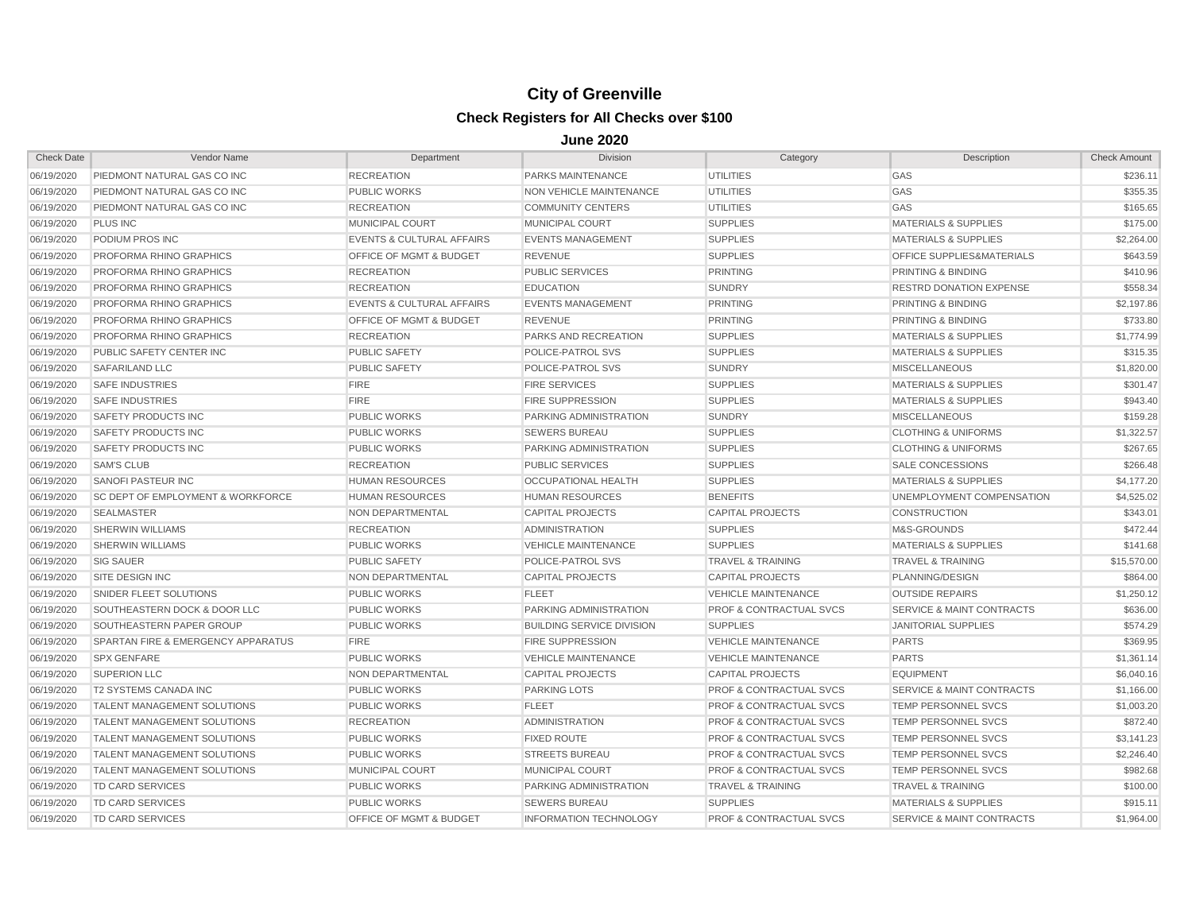# City of Greenville

## Check Registers for All Checks over $100

### June 2020

| Check Date | Vendor Name | Department | Division | Category | Description | Check Amount |
|---|---|---|---|---|---|---|
| 06/19/2020 | PIEDMONT NATURAL GAS CO INC | RECREATION | PARKS MAINTENANCE | UTILITIES | GAS | $236.11 |
| 06/19/2020 | PIEDMONT NATURAL GAS CO INC | PUBLIC WORKS | NON VEHICLE MAINTENANCE | UTILITIES | GAS | $355.35 |
| 06/19/2020 | PIEDMONT NATURAL GAS CO INC | RECREATION | COMMUNITY CENTERS | UTILITIES | GAS | $165.65 |
| 06/19/2020 | PLUS INC | MUNICIPAL COURT | MUNICIPAL COURT | SUPPLIES | MATERIALS & SUPPLIES | $175.00 |
| 06/19/2020 | PODIUM PROS INC | EVENTS & CULTURAL AFFAIRS | EVENTS MANAGEMENT | SUPPLIES | MATERIALS & SUPPLIES | $2,264.00 |
| 06/19/2020 | PROFORMA RHINO GRAPHICS | OFFICE OF MGMT & BUDGET | REVENUE | SUPPLIES | OFFICE SUPPLIES&MATERIALS | $643.59 |
| 06/19/2020 | PROFORMA RHINO GRAPHICS | RECREATION | PUBLIC SERVICES | PRINTING | PRINTING & BINDING | $410.96 |
| 06/19/2020 | PROFORMA RHINO GRAPHICS | RECREATION | EDUCATION | SUNDRY | RESTRD DONATION EXPENSE | $558.34 |
| 06/19/2020 | PROFORMA RHINO GRAPHICS | EVENTS & CULTURAL AFFAIRS | EVENTS MANAGEMENT | PRINTING | PRINTING & BINDING | $2,197.86 |
| 06/19/2020 | PROFORMA RHINO GRAPHICS | OFFICE OF MGMT & BUDGET | REVENUE | PRINTING | PRINTING & BINDING | $733.80 |
| 06/19/2020 | PROFORMA RHINO GRAPHICS | RECREATION | PARKS AND RECREATION | SUPPLIES | MATERIALS & SUPPLIES | $1,774.99 |
| 06/19/2020 | PUBLIC SAFETY CENTER INC | PUBLIC SAFETY | POLICE-PATROL SVS | SUPPLIES | MATERIALS & SUPPLIES | $315.35 |
| 06/19/2020 | SAFARILAND LLC | PUBLIC SAFETY | POLICE-PATROL SVS | SUNDRY | MISCELLANEOUS | $1,820.00 |
| 06/19/2020 | SAFE INDUSTRIES | FIRE | FIRE SERVICES | SUPPLIES | MATERIALS & SUPPLIES | $301.47 |
| 06/19/2020 | SAFE INDUSTRIES | FIRE | FIRE SUPPRESSION | SUPPLIES | MATERIALS & SUPPLIES | $943.40 |
| 06/19/2020 | SAFETY PRODUCTS INC | PUBLIC WORKS | PARKING ADMINISTRATION | SUNDRY | MISCELLANEOUS | $159.28 |
| 06/19/2020 | SAFETY PRODUCTS INC | PUBLIC WORKS | SEWERS BUREAU | SUPPLIES | CLOTHING & UNIFORMS | $1,322.57 |
| 06/19/2020 | SAFETY PRODUCTS INC | PUBLIC WORKS | PARKING ADMINISTRATION | SUPPLIES | CLOTHING & UNIFORMS | $267.65 |
| 06/19/2020 | SAM'S CLUB | RECREATION | PUBLIC SERVICES | SUPPLIES | SALE CONCESSIONS | $266.48 |
| 06/19/2020 | SANOFI PASTEUR INC | HUMAN RESOURCES | OCCUPATIONAL HEALTH | SUPPLIES | MATERIALS & SUPPLIES | $4,177.20 |
| 06/19/2020 | SC DEPT OF EMPLOYMENT & WORKFORCE | HUMAN RESOURCES | HUMAN RESOURCES | BENEFITS | UNEMPLOYMENT COMPENSATION | $4,525.02 |
| 06/19/2020 | SEALMASTER | NON DEPARTMENTAL | CAPITAL PROJECTS | CAPITAL PROJECTS | CONSTRUCTION | $343.01 |
| 06/19/2020 | SHERWIN WILLIAMS | RECREATION | ADMINISTRATION | SUPPLIES | M&S-GROUNDS | $472.44 |
| 06/19/2020 | SHERWIN WILLIAMS | PUBLIC WORKS | VEHICLE MAINTENANCE | SUPPLIES | MATERIALS & SUPPLIES | $141.68 |
| 06/19/2020 | SIG SAUER | PUBLIC SAFETY | POLICE-PATROL SVS | TRAVEL & TRAINING | TRAVEL & TRAINING | $15,570.00 |
| 06/19/2020 | SITE DESIGN INC | NON DEPARTMENTAL | CAPITAL PROJECTS | CAPITAL PROJECTS | PLANNING/DESIGN | $864.00 |
| 06/19/2020 | SNIDER FLEET SOLUTIONS | PUBLIC WORKS | FLEET | VEHICLE MAINTENANCE | OUTSIDE REPAIRS | $1,250.12 |
| 06/19/2020 | SOUTHEASTERN DOCK & DOOR LLC | PUBLIC WORKS | PARKING ADMINISTRATION | PROF & CONTRACTUAL SVCS | SERVICE & MAINT CONTRACTS | $636.00 |
| 06/19/2020 | SOUTHEASTERN PAPER GROUP | PUBLIC WORKS | BUILDING SERVICE DIVISION | SUPPLIES | JANITORIAL SUPPLIES | $574.29 |
| 06/19/2020 | SPARTAN FIRE & EMERGENCY APPARATUS | FIRE | FIRE SUPPRESSION | VEHICLE MAINTENANCE | PARTS | $369.95 |
| 06/19/2020 | SPX GENFARE | PUBLIC WORKS | VEHICLE MAINTENANCE | VEHICLE MAINTENANCE | PARTS | $1,361.14 |
| 06/19/2020 | SUPERION LLC | NON DEPARTMENTAL | CAPITAL PROJECTS | CAPITAL PROJECTS | EQUIPMENT | $6,040.16 |
| 06/19/2020 | T2 SYSTEMS CANADA INC | PUBLIC WORKS | PARKING LOTS | PROF & CONTRACTUAL SVCS | SERVICE & MAINT CONTRACTS | $1,166.00 |
| 06/19/2020 | TALENT MANAGEMENT SOLUTIONS | PUBLIC WORKS | FLEET | PROF & CONTRACTUAL SVCS | TEMP PERSONNEL SVCS | $1,003.20 |
| 06/19/2020 | TALENT MANAGEMENT SOLUTIONS | RECREATION | ADMINISTRATION | PROF & CONTRACTUAL SVCS | TEMP PERSONNEL SVCS | $872.40 |
| 06/19/2020 | TALENT MANAGEMENT SOLUTIONS | PUBLIC WORKS | FIXED ROUTE | PROF & CONTRACTUAL SVCS | TEMP PERSONNEL SVCS | $3,141.23 |
| 06/19/2020 | TALENT MANAGEMENT SOLUTIONS | PUBLIC WORKS | STREETS BUREAU | PROF & CONTRACTUAL SVCS | TEMP PERSONNEL SVCS | $2,246.40 |
| 06/19/2020 | TALENT MANAGEMENT SOLUTIONS | MUNICIPAL COURT | MUNICIPAL COURT | PROF & CONTRACTUAL SVCS | TEMP PERSONNEL SVCS | $982.68 |
| 06/19/2020 | TD CARD SERVICES | PUBLIC WORKS | PARKING ADMINISTRATION | TRAVEL & TRAINING | TRAVEL & TRAINING | $100.00 |
| 06/19/2020 | TD CARD SERVICES | PUBLIC WORKS | SEWERS BUREAU | SUPPLIES | MATERIALS & SUPPLIES | $915.11 |
| 06/19/2020 | TD CARD SERVICES | OFFICE OF MGMT & BUDGET | INFORMATION TECHNOLOGY | PROF & CONTRACTUAL SVCS | SERVICE & MAINT CONTRACTS | $1,964.00 |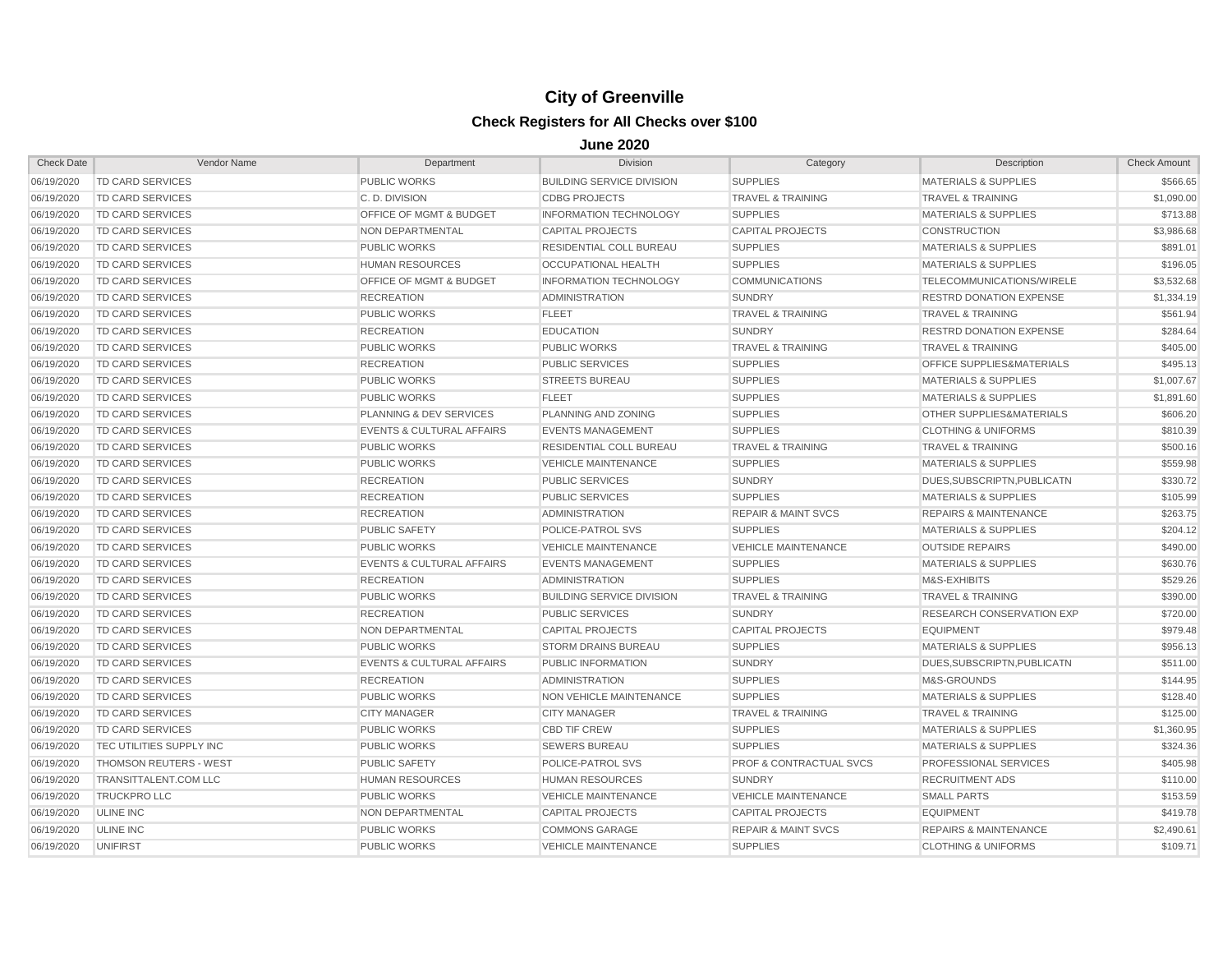# City of Greenville

## Check Registers for All Checks over $100

### June 2020

| Check Date | Vendor Name | Department | Division | Category | Description | Check Amount |
|---|---|---|---|---|---|---|
| 06/19/2020 | TD CARD SERVICES | PUBLIC WORKS | BUILDING SERVICE DIVISION | SUPPLIES | MATERIALS & SUPPLIES | $566.65 |
| 06/19/2020 | TD CARD SERVICES | C. D. DIVISION | CDBG PROJECTS | TRAVEL & TRAINING | TRAVEL & TRAINING | $1,090.00 |
| 06/19/2020 | TD CARD SERVICES | OFFICE OF MGMT & BUDGET | INFORMATION TECHNOLOGY | SUPPLIES | MATERIALS & SUPPLIES | $713.88 |
| 06/19/2020 | TD CARD SERVICES | NON DEPARTMENTAL | CAPITAL PROJECTS | CAPITAL PROJECTS | CONSTRUCTION | $3,986.68 |
| 06/19/2020 | TD CARD SERVICES | PUBLIC WORKS | RESIDENTIAL COLL BUREAU | SUPPLIES | MATERIALS & SUPPLIES | $891.01 |
| 06/19/2020 | TD CARD SERVICES | HUMAN RESOURCES | OCCUPATIONAL HEALTH | SUPPLIES | MATERIALS & SUPPLIES | $196.05 |
| 06/19/2020 | TD CARD SERVICES | OFFICE OF MGMT & BUDGET | INFORMATION TECHNOLOGY | COMMUNICATIONS | TELECOMMUNICATIONS/WIRELE | $3,532.68 |
| 06/19/2020 | TD CARD SERVICES | RECREATION | ADMINISTRATION | SUNDRY | RESTRD DONATION EXPENSE | $1,334.19 |
| 06/19/2020 | TD CARD SERVICES | PUBLIC WORKS | FLEET | TRAVEL & TRAINING | TRAVEL & TRAINING | $561.94 |
| 06/19/2020 | TD CARD SERVICES | RECREATION | EDUCATION | SUNDRY | RESTRD DONATION EXPENSE | $284.64 |
| 06/19/2020 | TD CARD SERVICES | PUBLIC WORKS | PUBLIC WORKS | TRAVEL & TRAINING | TRAVEL & TRAINING | $405.00 |
| 06/19/2020 | TD CARD SERVICES | RECREATION | PUBLIC SERVICES | SUPPLIES | OFFICE SUPPLIES&MATERIALS | $495.13 |
| 06/19/2020 | TD CARD SERVICES | PUBLIC WORKS | STREETS BUREAU | SUPPLIES | MATERIALS & SUPPLIES | $1,007.67 |
| 06/19/2020 | TD CARD SERVICES | PUBLIC WORKS | FLEET | SUPPLIES | MATERIALS & SUPPLIES | $1,891.60 |
| 06/19/2020 | TD CARD SERVICES | PLANNING & DEV SERVICES | PLANNING AND ZONING | SUPPLIES | OTHER SUPPLIES&MATERIALS | $606.20 |
| 06/19/2020 | TD CARD SERVICES | EVENTS & CULTURAL AFFAIRS | EVENTS MANAGEMENT | SUPPLIES | CLOTHING & UNIFORMS | $810.39 |
| 06/19/2020 | TD CARD SERVICES | PUBLIC WORKS | RESIDENTIAL COLL BUREAU | TRAVEL & TRAINING | TRAVEL & TRAINING | $500.16 |
| 06/19/2020 | TD CARD SERVICES | PUBLIC WORKS | VEHICLE MAINTENANCE | SUPPLIES | MATERIALS & SUPPLIES | $559.98 |
| 06/19/2020 | TD CARD SERVICES | RECREATION | PUBLIC SERVICES | SUNDRY | DUES,SUBSCRIPTN,PUBLICATN | $330.72 |
| 06/19/2020 | TD CARD SERVICES | RECREATION | PUBLIC SERVICES | SUPPLIES | MATERIALS & SUPPLIES | $105.99 |
| 06/19/2020 | TD CARD SERVICES | RECREATION | ADMINISTRATION | REPAIR & MAINT SVCS | REPAIRS & MAINTENANCE | $263.75 |
| 06/19/2020 | TD CARD SERVICES | PUBLIC SAFETY | POLICE-PATROL SVS | SUPPLIES | MATERIALS & SUPPLIES | $204.12 |
| 06/19/2020 | TD CARD SERVICES | PUBLIC WORKS | VEHICLE MAINTENANCE | VEHICLE MAINTENANCE | OUTSIDE REPAIRS | $490.00 |
| 06/19/2020 | TD CARD SERVICES | EVENTS & CULTURAL AFFAIRS | EVENTS MANAGEMENT | SUPPLIES | MATERIALS & SUPPLIES | $630.76 |
| 06/19/2020 | TD CARD SERVICES | RECREATION | ADMINISTRATION | SUPPLIES | M&S-EXHIBITS | $529.26 |
| 06/19/2020 | TD CARD SERVICES | PUBLIC WORKS | BUILDING SERVICE DIVISION | TRAVEL & TRAINING | TRAVEL & TRAINING | $390.00 |
| 06/19/2020 | TD CARD SERVICES | RECREATION | PUBLIC SERVICES | SUNDRY | RESEARCH CONSERVATION EXP | $720.00 |
| 06/19/2020 | TD CARD SERVICES | NON DEPARTMENTAL | CAPITAL PROJECTS | CAPITAL PROJECTS | EQUIPMENT | $979.48 |
| 06/19/2020 | TD CARD SERVICES | PUBLIC WORKS | STORM DRAINS BUREAU | SUPPLIES | MATERIALS & SUPPLIES | $956.13 |
| 06/19/2020 | TD CARD SERVICES | EVENTS & CULTURAL AFFAIRS | PUBLIC INFORMATION | SUNDRY | DUES,SUBSCRIPTN,PUBLICATN | $511.00 |
| 06/19/2020 | TD CARD SERVICES | RECREATION | ADMINISTRATION | SUPPLIES | M&S-GROUNDS | $144.95 |
| 06/19/2020 | TD CARD SERVICES | PUBLIC WORKS | NON VEHICLE MAINTENANCE | SUPPLIES | MATERIALS & SUPPLIES | $128.40 |
| 06/19/2020 | TD CARD SERVICES | CITY MANAGER | CITY MANAGER | TRAVEL & TRAINING | TRAVEL & TRAINING | $125.00 |
| 06/19/2020 | TD CARD SERVICES | PUBLIC WORKS | CBD TIF CREW | SUPPLIES | MATERIALS & SUPPLIES | $1,360.95 |
| 06/19/2020 | TEC UTILITIES SUPPLY INC | PUBLIC WORKS | SEWERS BUREAU | SUPPLIES | MATERIALS & SUPPLIES | $324.36 |
| 06/19/2020 | THOMSON REUTERS - WEST | PUBLIC SAFETY | POLICE-PATROL SVS | PROF & CONTRACTUAL SVCS | PROFESSIONAL SERVICES | $405.98 |
| 06/19/2020 | TRANSITTALENT.COM LLC | HUMAN RESOURCES | HUMAN RESOURCES | SUNDRY | RECRUITMENT ADS | $110.00 |
| 06/19/2020 | TRUCKPRO LLC | PUBLIC WORKS | VEHICLE MAINTENANCE | VEHICLE MAINTENANCE | SMALL PARTS | $153.59 |
| 06/19/2020 | ULINE INC | NON DEPARTMENTAL | CAPITAL PROJECTS | CAPITAL PROJECTS | EQUIPMENT | $419.78 |
| 06/19/2020 | ULINE INC | PUBLIC WORKS | COMMONS GARAGE | REPAIR & MAINT SVCS | REPAIRS & MAINTENANCE | $2,490.61 |
| 06/19/2020 | UNIFIRST | PUBLIC WORKS | VEHICLE MAINTENANCE | SUPPLIES | CLOTHING & UNIFORMS | $109.71 |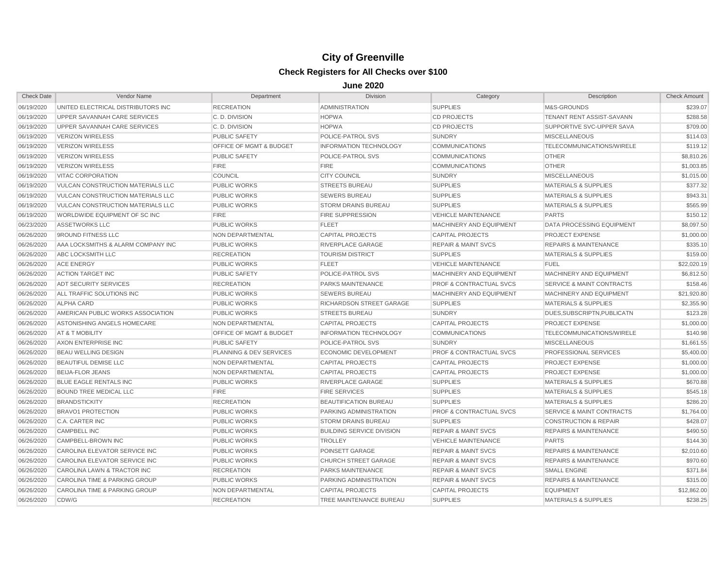# City of Greenville

## Check Registers for All Checks over $100

### June 2020

| Check Date | Vendor Name | Department | Division | Category | Description | Check Amount |
|---|---|---|---|---|---|---|
| 06/19/2020 | UNITED ELECTRICAL DISTRIBUTORS INC | RECREATION | ADMINISTRATION | SUPPLIES | M&S-GROUNDS | $239.07 |
| 06/19/2020 | UPPER SAVANNAH CARE SERVICES | C. D. DIVISION | HOPWA | CD PROJECTS | TENANT RENT ASSIST-SAVANN | $288.58 |
| 06/19/2020 | UPPER SAVANNAH CARE SERVICES | C. D. DIVISION | HOPWA | CD PROJECTS | SUPPORTIVE SVC-UPPER SAVA | $709.00 |
| 06/19/2020 | VERIZON WIRELESS | PUBLIC SAFETY | POLICE-PATROL SVS | SUNDRY | MISCELLANEOUS | $114.03 |
| 06/19/2020 | VERIZON WIRELESS | OFFICE OF MGMT & BUDGET | INFORMATION TECHNOLOGY | COMMUNICATIONS | TELECOMMUNICATIONS/WIRELE | $119.12 |
| 06/19/2020 | VERIZON WIRELESS | PUBLIC SAFETY | POLICE-PATROL SVS | COMMUNICATIONS | OTHER | $8,810.26 |
| 06/19/2020 | VERIZON WIRELESS | FIRE | FIRE | COMMUNICATIONS | OTHER | $1,003.85 |
| 06/19/2020 | VITAC CORPORATION | COUNCIL | CITY COUNCIL | SUNDRY | MISCELLANEOUS | $1,015.00 |
| 06/19/2020 | VULCAN CONSTRUCTION MATERIALS LLC | PUBLIC WORKS | STREETS BUREAU | SUPPLIES | MATERIALS & SUPPLIES | $377.32 |
| 06/19/2020 | VULCAN CONSTRUCTION MATERIALS LLC | PUBLIC WORKS | SEWERS BUREAU | SUPPLIES | MATERIALS & SUPPLIES | $943.31 |
| 06/19/2020 | VULCAN CONSTRUCTION MATERIALS LLC | PUBLIC WORKS | STORM DRAINS BUREAU | SUPPLIES | MATERIALS & SUPPLIES | $565.99 |
| 06/19/2020 | WORLDWIDE EQUIPMENT OF SC INC | FIRE | FIRE SUPPRESSION | VEHICLE MAINTENANCE | PARTS | $150.12 |
| 06/23/2020 | ASSETWORKS LLC | PUBLIC WORKS | FLEET | MACHINERY AND EQUIPMENT | DATA PROCESSING EQUIPMENT | $8,097.50 |
| 06/26/2020 | 9ROUND FITNESS LLC | NON DEPARTMENTAL | CAPITAL PROJECTS | CAPITAL PROJECTS | PROJECT EXPENSE | $1,000.00 |
| 06/26/2020 | AAA LOCKSMITHS & ALARM COMPANY INC | PUBLIC WORKS | RIVERPLACE GARAGE | REPAIR & MAINT SVCS | REPAIRS & MAINTENANCE | $335.10 |
| 06/26/2020 | ABC LOCKSMITH LLC | RECREATION | TOURISM DISTRICT | SUPPLIES | MATERIALS & SUPPLIES | $159.00 |
| 06/26/2020 | ACE ENERGY | PUBLIC WORKS | FLEET | VEHICLE MAINTENANCE | FUEL | $22,020.19 |
| 06/26/2020 | ACTION TARGET INC | PUBLIC SAFETY | POLICE-PATROL SVS | MACHINERY AND EQUIPMENT | MACHINERY AND EQUIPMENT | $6,812.50 |
| 06/26/2020 | ADT SECURITY SERVICES | RECREATION | PARKS MAINTENANCE | PROF & CONTRACTUAL SVCS | SERVICE & MAINT CONTRACTS | $158.46 |
| 06/26/2020 | ALL TRAFFIC SOLUTIONS INC | PUBLIC WORKS | SEWERS BUREAU | MACHINERY AND EQUIPMENT | MACHINERY AND EQUIPMENT | $21,920.80 |
| 06/26/2020 | ALPHA CARD | PUBLIC WORKS | RICHARDSON STREET GARAGE | SUPPLIES | MATERIALS & SUPPLIES | $2,355.90 |
| 06/26/2020 | AMERICAN PUBLIC WORKS ASSOCIATION | PUBLIC WORKS | STREETS BUREAU | SUNDRY | DUES,SUBSCRIPTN,PUBLICATN | $123.28 |
| 06/26/2020 | ASTONISHING ANGELS HOMECARE | NON DEPARTMENTAL | CAPITAL PROJECTS | CAPITAL PROJECTS | PROJECT EXPENSE | $1,000.00 |
| 06/26/2020 | AT & T MOBILITY | OFFICE OF MGMT & BUDGET | INFORMATION TECHNOLOGY | COMMUNICATIONS | TELECOMMUNICATIONS/WIRELE | $140.98 |
| 06/26/2020 | AXON ENTERPRISE INC | PUBLIC SAFETY | POLICE-PATROL SVS | SUNDRY | MISCELLANEOUS | $1,661.55 |
| 06/26/2020 | BEAU WELLING DESIGN | PLANNING & DEV SERVICES | ECONOMIC DEVELOPMENT | PROF & CONTRACTUAL SVCS | PROFESSIONAL SERVICES | $5,400.00 |
| 06/26/2020 | BEAUTIFUL DEMISE LLC | NON DEPARTMENTAL | CAPITAL PROJECTS | CAPITAL PROJECTS | PROJECT EXPENSE | $1,000.00 |
| 06/26/2020 | BEIJA-FLOR JEANS | NON DEPARTMENTAL | CAPITAL PROJECTS | CAPITAL PROJECTS | PROJECT EXPENSE | $1,000.00 |
| 06/26/2020 | BLUE EAGLE RENTALS INC | PUBLIC WORKS | RIVERPLACE GARAGE | SUPPLIES | MATERIALS & SUPPLIES | $670.88 |
| 06/26/2020 | BOUND TREE MEDICAL LLC | FIRE | FIRE SERVICES | SUPPLIES | MATERIALS & SUPPLIES | $545.18 |
| 06/26/2020 | BRANDSTICKITY | RECREATION | BEAUTIFICATION BUREAU | SUPPLIES | MATERIALS & SUPPLIES | $286.20 |
| 06/26/2020 | BRAVO1 PROTECTION | PUBLIC WORKS | PARKING ADMINISTRATION | PROF & CONTRACTUAL SVCS | SERVICE & MAINT CONTRACTS | $1,764.00 |
| 06/26/2020 | C.A. CARTER INC | PUBLIC WORKS | STORM DRAINS BUREAU | SUPPLIES | CONSTRUCTION & REPAIR | $428.07 |
| 06/26/2020 | CAMPBELL INC | PUBLIC WORKS | BUILDING SERVICE DIVISION | REPAIR & MAINT SVCS | REPAIRS & MAINTENANCE | $490.50 |
| 06/26/2020 | CAMPBELL-BROWN INC | PUBLIC WORKS | TROLLEY | VEHICLE MAINTENANCE | PARTS | $144.30 |
| 06/26/2020 | CAROLINA ELEVATOR SERVICE INC | PUBLIC WORKS | POINSETT GARAGE | REPAIR & MAINT SVCS | REPAIRS & MAINTENANCE | $2,010.60 |
| 06/26/2020 | CAROLINA ELEVATOR SERVICE INC | PUBLIC WORKS | CHURCH STREET GARAGE | REPAIR & MAINT SVCS | REPAIRS & MAINTENANCE | $970.60 |
| 06/26/2020 | CAROLINA LAWN & TRACTOR INC | RECREATION | PARKS MAINTENANCE | REPAIR & MAINT SVCS | SMALL ENGINE | $371.84 |
| 06/26/2020 | CAROLINA TIME & PARKING GROUP | PUBLIC WORKS | PARKING ADMINISTRATION | REPAIR & MAINT SVCS | REPAIRS & MAINTENANCE | $315.00 |
| 06/26/2020 | CAROLINA TIME & PARKING GROUP | NON DEPARTMENTAL | CAPITAL PROJECTS | CAPITAL PROJECTS | EQUIPMENT | $12,862.00 |
| 06/26/2020 | CDW/G | RECREATION | TREE MAINTENANCE BUREAU | SUPPLIES | MATERIALS & SUPPLIES | $238.25 |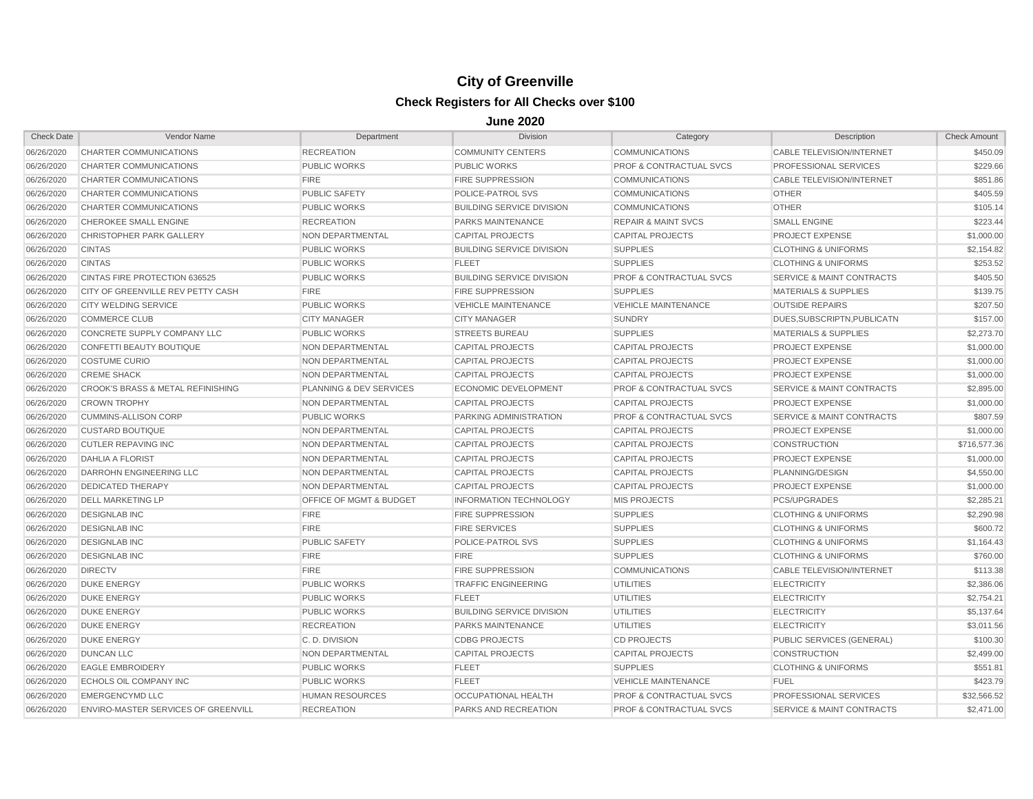# City of Greenville

## Check Registers for All Checks over $100

### June 2020

| Check Date | Vendor Name | Department | Division | Category | Description | Check Amount |
|---|---|---|---|---|---|---|
| 06/26/2020 | CHARTER COMMUNICATIONS | RECREATION | COMMUNITY CENTERS | COMMUNICATIONS | CABLE TELEVISION/INTERNET | $450.09 |
| 06/26/2020 | CHARTER COMMUNICATIONS | PUBLIC WORKS | PUBLIC WORKS | PROF & CONTRACTUAL SVCS | PROFESSIONAL SERVICES | $229.66 |
| 06/26/2020 | CHARTER COMMUNICATIONS | FIRE | FIRE SUPPRESSION | COMMUNICATIONS | CABLE TELEVISION/INTERNET | $851.86 |
| 06/26/2020 | CHARTER COMMUNICATIONS | PUBLIC SAFETY | POLICE-PATROL SVS | COMMUNICATIONS | OTHER | $405.59 |
| 06/26/2020 | CHARTER COMMUNICATIONS | PUBLIC WORKS | BUILDING SERVICE DIVISION | COMMUNICATIONS | OTHER | $105.14 |
| 06/26/2020 | CHEROKEE SMALL ENGINE | RECREATION | PARKS MAINTENANCE | REPAIR & MAINT SVCS | SMALL ENGINE | $223.44 |
| 06/26/2020 | CHRISTOPHER PARK GALLERY | NON DEPARTMENTAL | CAPITAL PROJECTS | CAPITAL PROJECTS | PROJECT EXPENSE | $1,000.00 |
| 06/26/2020 | CINTAS | PUBLIC WORKS | BUILDING SERVICE DIVISION | SUPPLIES | CLOTHING & UNIFORMS | $2,154.82 |
| 06/26/2020 | CINTAS | PUBLIC WORKS | FLEET | SUPPLIES | CLOTHING & UNIFORMS | $253.52 |
| 06/26/2020 | CINTAS FIRE PROTECTION 636525 | PUBLIC WORKS | BUILDING SERVICE DIVISION | PROF & CONTRACTUAL SVCS | SERVICE & MAINT CONTRACTS | $405.50 |
| 06/26/2020 | CITY OF GREENVILLE REV PETTY CASH | FIRE | FIRE SUPPRESSION | SUPPLIES | MATERIALS & SUPPLIES | $139.75 |
| 06/26/2020 | CITY WELDING SERVICE | PUBLIC WORKS | VEHICLE MAINTENANCE | VEHICLE MAINTENANCE | OUTSIDE REPAIRS | $207.50 |
| 06/26/2020 | COMMERCE CLUB | CITY MANAGER | CITY MANAGER | SUNDRY | DUES,SUBSCRIPTN,PUBLICATN | $157.00 |
| 06/26/2020 | CONCRETE SUPPLY COMPANY LLC | PUBLIC WORKS | STREETS BUREAU | SUPPLIES | MATERIALS & SUPPLIES | $2,273.70 |
| 06/26/2020 | CONFETTI BEAUTY BOUTIQUE | NON DEPARTMENTAL | CAPITAL PROJECTS | CAPITAL PROJECTS | PROJECT EXPENSE | $1,000.00 |
| 06/26/2020 | COSTUME CURIO | NON DEPARTMENTAL | CAPITAL PROJECTS | CAPITAL PROJECTS | PROJECT EXPENSE | $1,000.00 |
| 06/26/2020 | CREME SHACK | NON DEPARTMENTAL | CAPITAL PROJECTS | CAPITAL PROJECTS | PROJECT EXPENSE | $1,000.00 |
| 06/26/2020 | CROOK'S BRASS & METAL REFINISHING | PLANNING & DEV SERVICES | ECONOMIC DEVELOPMENT | PROF & CONTRACTUAL SVCS | SERVICE & MAINT CONTRACTS | $2,895.00 |
| 06/26/2020 | CROWN TROPHY | NON DEPARTMENTAL | CAPITAL PROJECTS | CAPITAL PROJECTS | PROJECT EXPENSE | $1,000.00 |
| 06/26/2020 | CUMMINS-ALLISON CORP | PUBLIC WORKS | PARKING ADMINISTRATION | PROF & CONTRACTUAL SVCS | SERVICE & MAINT CONTRACTS | $807.59 |
| 06/26/2020 | CUSTARD BOUTIQUE | NON DEPARTMENTAL | CAPITAL PROJECTS | CAPITAL PROJECTS | PROJECT EXPENSE | $1,000.00 |
| 06/26/2020 | CUTLER REPAVING INC | NON DEPARTMENTAL | CAPITAL PROJECTS | CAPITAL PROJECTS | CONSTRUCTION | $716,577.36 |
| 06/26/2020 | DAHLIA A FLORIST | NON DEPARTMENTAL | CAPITAL PROJECTS | CAPITAL PROJECTS | PROJECT EXPENSE | $1,000.00 |
| 06/26/2020 | DARROHN ENGINEERING LLC | NON DEPARTMENTAL | CAPITAL PROJECTS | CAPITAL PROJECTS | PLANNING/DESIGN | $4,550.00 |
| 06/26/2020 | DEDICATED THERAPY | NON DEPARTMENTAL | CAPITAL PROJECTS | CAPITAL PROJECTS | PROJECT EXPENSE | $1,000.00 |
| 06/26/2020 | DELL MARKETING LP | OFFICE OF MGMT & BUDGET | INFORMATION TECHNOLOGY | MIS PROJECTS | PCS/UPGRADES | $2,285.21 |
| 06/26/2020 | DESIGNLAB INC | FIRE | FIRE SUPPRESSION | SUPPLIES | CLOTHING & UNIFORMS | $2,290.98 |
| 06/26/2020 | DESIGNLAB INC | FIRE | FIRE SERVICES | SUPPLIES | CLOTHING & UNIFORMS | $600.72 |
| 06/26/2020 | DESIGNLAB INC | PUBLIC SAFETY | POLICE-PATROL SVS | SUPPLIES | CLOTHING & UNIFORMS | $1,164.43 |
| 06/26/2020 | DESIGNLAB INC | FIRE | FIRE | SUPPLIES | CLOTHING & UNIFORMS | $760.00 |
| 06/26/2020 | DIRECTV | FIRE | FIRE SUPPRESSION | COMMUNICATIONS | CABLE TELEVISION/INTERNET | $113.38 |
| 06/26/2020 | DUKE ENERGY | PUBLIC WORKS | TRAFFIC ENGINEERING | UTILITIES | ELECTRICITY | $2,386.06 |
| 06/26/2020 | DUKE ENERGY | PUBLIC WORKS | FLEET | UTILITIES | ELECTRICITY | $2,754.21 |
| 06/26/2020 | DUKE ENERGY | PUBLIC WORKS | BUILDING SERVICE DIVISION | UTILITIES | ELECTRICITY | $5,137.64 |
| 06/26/2020 | DUKE ENERGY | RECREATION | PARKS MAINTENANCE | UTILITIES | ELECTRICITY | $3,011.56 |
| 06/26/2020 | DUKE ENERGY | C. D. DIVISION | CDBG PROJECTS | CD PROJECTS | PUBLIC SERVICES (GENERAL) | $100.30 |
| 06/26/2020 | DUNCAN LLC | NON DEPARTMENTAL | CAPITAL PROJECTS | CAPITAL PROJECTS | CONSTRUCTION | $2,499.00 |
| 06/26/2020 | EAGLE EMBROIDERY | PUBLIC WORKS | FLEET | SUPPLIES | CLOTHING & UNIFORMS | $551.81 |
| 06/26/2020 | ECHOLS OIL COMPANY INC | PUBLIC WORKS | FLEET | VEHICLE MAINTENANCE | FUEL | $423.79 |
| 06/26/2020 | EMERGENCYMD LLC | HUMAN RESOURCES | OCCUPATIONAL HEALTH | PROF & CONTRACTUAL SVCS | PROFESSIONAL SERVICES | $32,566.52 |
| 06/26/2020 | ENVIRO-MASTER SERVICES OF GREENVILL | RECREATION | PARKS AND RECREATION | PROF & CONTRACTUAL SVCS | SERVICE & MAINT CONTRACTS | $2,471.00 |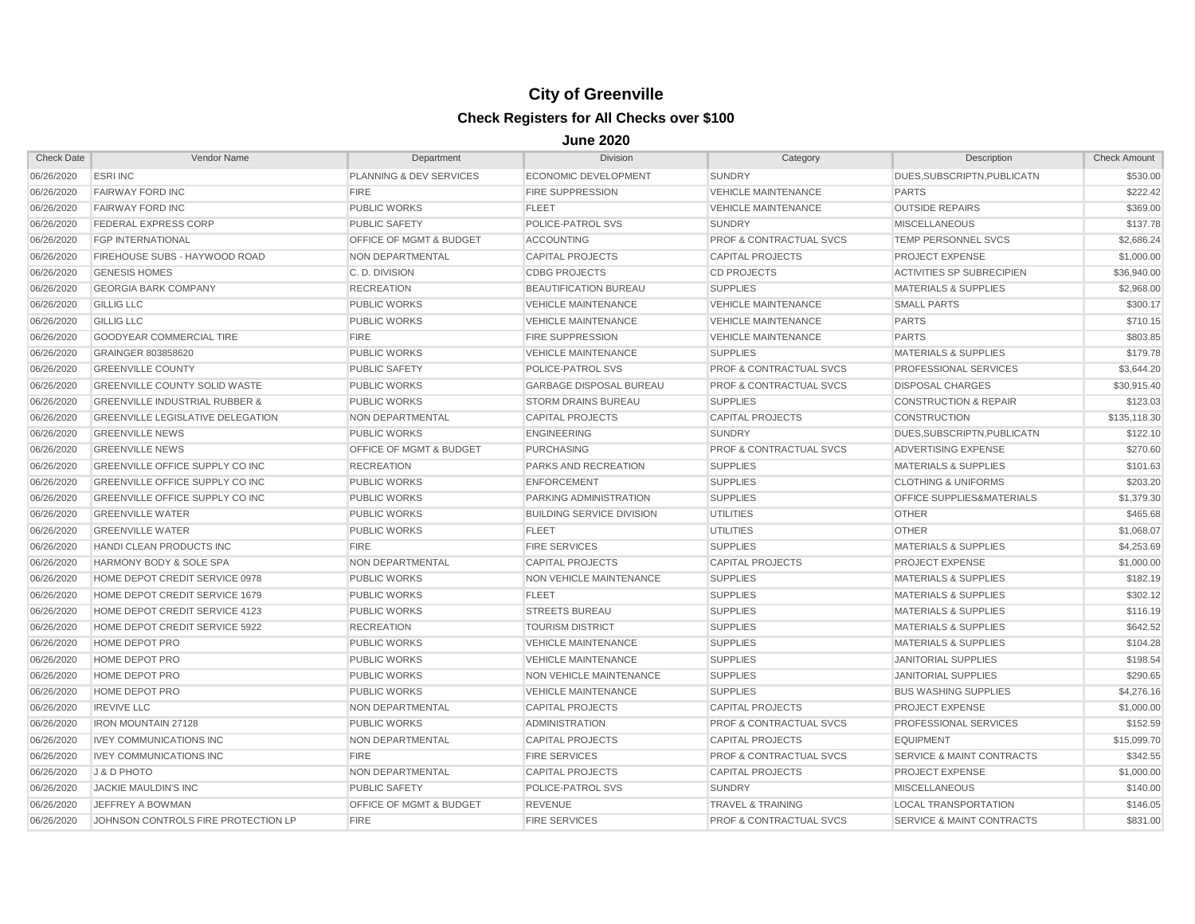# City of Greenville

## Check Registers for All Checks over $100

### June 2020

| Check Date | Vendor Name | Department | Division | Category | Description | Check Amount |
|---|---|---|---|---|---|---|
| 06/26/2020 | ESRI INC | PLANNING & DEV SERVICES | ECONOMIC DEVELOPMENT | SUNDRY | DUES,SUBSCRIPTN,PUBLICATN | $530.00 |
| 06/26/2020 | FAIRWAY FORD INC | FIRE | FIRE SUPPRESSION | VEHICLE MAINTENANCE | PARTS | $222.42 |
| 06/26/2020 | FAIRWAY FORD INC | PUBLIC WORKS | FLEET | VEHICLE MAINTENANCE | OUTSIDE REPAIRS | $369.00 |
| 06/26/2020 | FEDERAL EXPRESS CORP | PUBLIC SAFETY | POLICE-PATROL SVS | SUNDRY | MISCELLANEOUS | $137.78 |
| 06/26/2020 | FGP INTERNATIONAL | OFFICE OF MGMT & BUDGET | ACCOUNTING | PROF & CONTRACTUAL SVCS | TEMP PERSONNEL SVCS | $2,686.24 |
| 06/26/2020 | FIREHOUSE SUBS - HAYWOOD ROAD | NON DEPARTMENTAL | CAPITAL PROJECTS | CAPITAL PROJECTS | PROJECT EXPENSE | $1,000.00 |
| 06/26/2020 | GENESIS HOMES | C. D. DIVISION | CDBG PROJECTS | CD PROJECTS | ACTIVITIES SP SUBRECIPIEN | $36,940.00 |
| 06/26/2020 | GEORGIA BARK COMPANY | RECREATION | BEAUTIFICATION BUREAU | SUPPLIES | MATERIALS & SUPPLIES | $2,968.00 |
| 06/26/2020 | GILLIG LLC | PUBLIC WORKS | VEHICLE MAINTENANCE | VEHICLE MAINTENANCE | SMALL PARTS | $300.17 |
| 06/26/2020 | GILLIG LLC | PUBLIC WORKS | VEHICLE MAINTENANCE | VEHICLE MAINTENANCE | PARTS | $710.15 |
| 06/26/2020 | GOODYEAR COMMERCIAL TIRE | FIRE | FIRE SUPPRESSION | VEHICLE MAINTENANCE | PARTS | $803.85 |
| 06/26/2020 | GRAINGER 803858620 | PUBLIC WORKS | VEHICLE MAINTENANCE | SUPPLIES | MATERIALS & SUPPLIES | $179.78 |
| 06/26/2020 | GREENVILLE COUNTY | PUBLIC SAFETY | POLICE-PATROL SVS | PROF & CONTRACTUAL SVCS | PROFESSIONAL SERVICES | $3,644.20 |
| 06/26/2020 | GREENVILLE COUNTY SOLID WASTE | PUBLIC WORKS | GARBAGE DISPOSAL BUREAU | PROF & CONTRACTUAL SVCS | DISPOSAL CHARGES | $30,915.40 |
| 06/26/2020 | GREENVILLE INDUSTRIAL RUBBER & | PUBLIC WORKS | STORM DRAINS BUREAU | SUPPLIES | CONSTRUCTION & REPAIR | $123.03 |
| 06/26/2020 | GREENVILLE LEGISLATIVE DELEGATION | NON DEPARTMENTAL | CAPITAL PROJECTS | CAPITAL PROJECTS | CONSTRUCTION | $135,118.30 |
| 06/26/2020 | GREENVILLE NEWS | PUBLIC WORKS | ENGINEERING | SUNDRY | DUES,SUBSCRIPTN,PUBLICATN | $122.10 |
| 06/26/2020 | GREENVILLE NEWS | OFFICE OF MGMT & BUDGET | PURCHASING | PROF & CONTRACTUAL SVCS | ADVERTISING EXPENSE | $270.60 |
| 06/26/2020 | GREENVILLE OFFICE SUPPLY CO INC | RECREATION | PARKS AND RECREATION | SUPPLIES | MATERIALS & SUPPLIES | $101.63 |
| 06/26/2020 | GREENVILLE OFFICE SUPPLY CO INC | PUBLIC WORKS | ENFORCEMENT | SUPPLIES | CLOTHING & UNIFORMS | $203.20 |
| 06/26/2020 | GREENVILLE OFFICE SUPPLY CO INC | PUBLIC WORKS | PARKING ADMINISTRATION | SUPPLIES | OFFICE SUPPLIES&MATERIALS | $1,379.30 |
| 06/26/2020 | GREENVILLE WATER | PUBLIC WORKS | BUILDING SERVICE DIVISION | UTILITIES | OTHER | $465.68 |
| 06/26/2020 | GREENVILLE WATER | PUBLIC WORKS | FLEET | UTILITIES | OTHER | $1,068.07 |
| 06/26/2020 | HANDI CLEAN PRODUCTS INC | FIRE | FIRE SERVICES | SUPPLIES | MATERIALS & SUPPLIES | $4,253.69 |
| 06/26/2020 | HARMONY BODY & SOLE SPA | NON DEPARTMENTAL | CAPITAL PROJECTS | CAPITAL PROJECTS | PROJECT EXPENSE | $1,000.00 |
| 06/26/2020 | HOME DEPOT CREDIT SERVICE 0978 | PUBLIC WORKS | NON VEHICLE MAINTENANCE | SUPPLIES | MATERIALS & SUPPLIES | $182.19 |
| 06/26/2020 | HOME DEPOT CREDIT SERVICE 1679 | PUBLIC WORKS | FLEET | SUPPLIES | MATERIALS & SUPPLIES | $302.12 |
| 06/26/2020 | HOME DEPOT CREDIT SERVICE 4123 | PUBLIC WORKS | STREETS BUREAU | SUPPLIES | MATERIALS & SUPPLIES | $116.19 |
| 06/26/2020 | HOME DEPOT CREDIT SERVICE 5922 | RECREATION | TOURISM DISTRICT | SUPPLIES | MATERIALS & SUPPLIES | $642.52 |
| 06/26/2020 | HOME DEPOT PRO | PUBLIC WORKS | VEHICLE MAINTENANCE | SUPPLIES | MATERIALS & SUPPLIES | $104.28 |
| 06/26/2020 | HOME DEPOT PRO | PUBLIC WORKS | VEHICLE MAINTENANCE | SUPPLIES | JANITORIAL SUPPLIES | $198.54 |
| 06/26/2020 | HOME DEPOT PRO | PUBLIC WORKS | NON VEHICLE MAINTENANCE | SUPPLIES | JANITORIAL SUPPLIES | $290.65 |
| 06/26/2020 | HOME DEPOT PRO | PUBLIC WORKS | VEHICLE MAINTENANCE | SUPPLIES | BUS WASHING SUPPLIES | $4,276.16 |
| 06/26/2020 | IREVIVE LLC | NON DEPARTMENTAL | CAPITAL PROJECTS | CAPITAL PROJECTS | PROJECT EXPENSE | $1,000.00 |
| 06/26/2020 | IRON MOUNTAIN 27128 | PUBLIC WORKS | ADMINISTRATION | PROF & CONTRACTUAL SVCS | PROFESSIONAL SERVICES | $152.59 |
| 06/26/2020 | IVEY COMMUNICATIONS INC | NON DEPARTMENTAL | CAPITAL PROJECTS | CAPITAL PROJECTS | EQUIPMENT | $15,099.70 |
| 06/26/2020 | IVEY COMMUNICATIONS INC | FIRE | FIRE SERVICES | PROF & CONTRACTUAL SVCS | SERVICE & MAINT CONTRACTS | $342.55 |
| 06/26/2020 | J & D PHOTO | NON DEPARTMENTAL | CAPITAL PROJECTS | CAPITAL PROJECTS | PROJECT EXPENSE | $1,000.00 |
| 06/26/2020 | JACKIE MAULDIN'S INC | PUBLIC SAFETY | POLICE-PATROL SVS | SUNDRY | MISCELLANEOUS | $140.00 |
| 06/26/2020 | JEFFREY A BOWMAN | OFFICE OF MGMT & BUDGET | REVENUE | TRAVEL & TRAINING | LOCAL TRANSPORTATION | $146.05 |
| 06/26/2020 | JOHNSON CONTROLS FIRE PROTECTION LP | FIRE | FIRE SERVICES | PROF & CONTRACTUAL SVCS | SERVICE & MAINT CONTRACTS | $831.00 |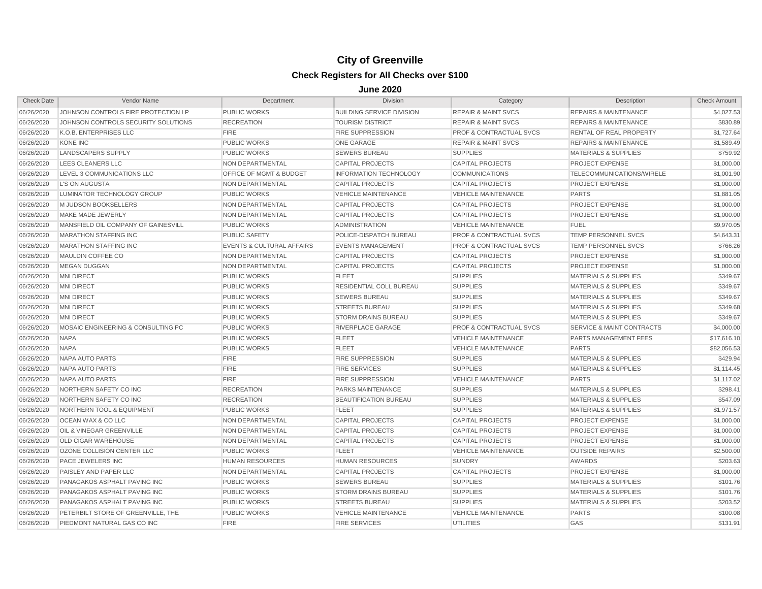# City of Greenville

## Check Registers for All Checks over $100

### June 2020

| Check Date | Vendor Name | Department | Division | Category | Description | Check Amount |
|---|---|---|---|---|---|---|
| 06/26/2020 | JOHNSON CONTROLS FIRE PROTECTION LP | PUBLIC WORKS | BUILDING SERVICE DIVISION | REPAIR & MAINT SVCS | REPAIRS & MAINTENANCE | $4,027.53 |
| 06/26/2020 | JOHNSON CONTROLS SECURITY SOLUTIONS | RECREATION | TOURISM DISTRICT | REPAIR & MAINT SVCS | REPAIRS & MAINTENANCE | $830.89 |
| 06/26/2020 | K.O.B. ENTERPRISES LLC | FIRE | FIRE SUPPRESSION | PROF & CONTRACTUAL SVCS | RENTAL OF REAL PROPERTY | $1,727.64 |
| 06/26/2020 | KONE INC | PUBLIC WORKS | ONE GARAGE | REPAIR & MAINT SVCS | REPAIRS & MAINTENANCE | $1,589.49 |
| 06/26/2020 | LANDSCAPERS SUPPLY | PUBLIC WORKS | SEWERS BUREAU | SUPPLIES | MATERIALS & SUPPLIES | $759.92 |
| 06/26/2020 | LEES CLEANERS LLC | NON DEPARTMENTAL | CAPITAL PROJECTS | CAPITAL PROJECTS | PROJECT EXPENSE | $1,000.00 |
| 06/26/2020 | LEVEL 3 COMMUNICATIONS LLC | OFFICE OF MGMT & BUDGET | INFORMATION TECHNOLOGY | COMMUNICATIONS | TELECOMMUNICATIONS/WIRELE | $1,001.90 |
| 06/26/2020 | L'S ON AUGUSTA | NON DEPARTMENTAL | CAPITAL PROJECTS | CAPITAL PROJECTS | PROJECT EXPENSE | $1,000.00 |
| 06/26/2020 | LUMINATOR TECHNOLOGY GROUP | PUBLIC WORKS | VEHICLE MAINTENANCE | VEHICLE MAINTENANCE | PARTS | $1,881.05 |
| 06/26/2020 | M JUDSON BOOKSELLERS | NON DEPARTMENTAL | CAPITAL PROJECTS | CAPITAL PROJECTS | PROJECT EXPENSE | $1,000.00 |
| 06/26/2020 | MAKE MADE JEWERLY | NON DEPARTMENTAL | CAPITAL PROJECTS | CAPITAL PROJECTS | PROJECT EXPENSE | $1,000.00 |
| 06/26/2020 | MANSFIELD OIL COMPANY OF GAINESVILL | PUBLIC WORKS | ADMINISTRATION | VEHICLE MAINTENANCE | FUEL | $9,970.05 |
| 06/26/2020 | MARATHON STAFFING INC | PUBLIC SAFETY | POLICE-DISPATCH BUREAU | PROF & CONTRACTUAL SVCS | TEMP PERSONNEL SVCS | $4,643.31 |
| 06/26/2020 | MARATHON STAFFING INC | EVENTS & CULTURAL AFFAIRS | EVENTS MANAGEMENT | PROF & CONTRACTUAL SVCS | TEMP PERSONNEL SVCS | $766.26 |
| 06/26/2020 | MAULDIN COFFEE CO | NON DEPARTMENTAL | CAPITAL PROJECTS | CAPITAL PROJECTS | PROJECT EXPENSE | $1,000.00 |
| 06/26/2020 | MEGAN DUGGAN | NON DEPARTMENTAL | CAPITAL PROJECTS | CAPITAL PROJECTS | PROJECT EXPENSE | $1,000.00 |
| 06/26/2020 | MNI DIRECT | PUBLIC WORKS | FLEET | SUPPLIES | MATERIALS & SUPPLIES | $349.67 |
| 06/26/2020 | MNI DIRECT | PUBLIC WORKS | RESIDENTIAL COLL BUREAU | SUPPLIES | MATERIALS & SUPPLIES | $349.67 |
| 06/26/2020 | MNI DIRECT | PUBLIC WORKS | SEWERS BUREAU | SUPPLIES | MATERIALS & SUPPLIES | $349.67 |
| 06/26/2020 | MNI DIRECT | PUBLIC WORKS | STREETS BUREAU | SUPPLIES | MATERIALS & SUPPLIES | $349.68 |
| 06/26/2020 | MNI DIRECT | PUBLIC WORKS | STORM DRAINS BUREAU | SUPPLIES | MATERIALS & SUPPLIES | $349.67 |
| 06/26/2020 | MOSAIC ENGINEERING & CONSULTING PC | PUBLIC WORKS | RIVERPLACE GARAGE | PROF & CONTRACTUAL SVCS | SERVICE & MAINT CONTRACTS | $4,000.00 |
| 06/26/2020 | NAPA | PUBLIC WORKS | FLEET | VEHICLE MAINTENANCE | PARTS MANAGEMENT FEES | $17,616.10 |
| 06/26/2020 | NAPA | PUBLIC WORKS | FLEET | VEHICLE MAINTENANCE | PARTS | $82,056.53 |
| 06/26/2020 | NAPA AUTO PARTS | FIRE | FIRE SUPPRESSION | SUPPLIES | MATERIALS & SUPPLIES | $429.94 |
| 06/26/2020 | NAPA AUTO PARTS | FIRE | FIRE SERVICES | SUPPLIES | MATERIALS & SUPPLIES | $1,114.45 |
| 06/26/2020 | NAPA AUTO PARTS | FIRE | FIRE SUPPRESSION | VEHICLE MAINTENANCE | PARTS | $1,117.02 |
| 06/26/2020 | NORTHERN SAFETY CO INC | RECREATION | PARKS MAINTENANCE | SUPPLIES | MATERIALS & SUPPLIES | $298.41 |
| 06/26/2020 | NORTHERN SAFETY CO INC | RECREATION | BEAUTIFICATION BUREAU | SUPPLIES | MATERIALS & SUPPLIES | $547.09 |
| 06/26/2020 | NORTHERN TOOL & EQUIPMENT | PUBLIC WORKS | FLEET | SUPPLIES | MATERIALS & SUPPLIES | $1,971.57 |
| 06/26/2020 | OCEAN WAX & CO LLC | NON DEPARTMENTAL | CAPITAL PROJECTS | CAPITAL PROJECTS | PROJECT EXPENSE | $1,000.00 |
| 06/26/2020 | OIL & VINEGAR GREENVILLE | NON DEPARTMENTAL | CAPITAL PROJECTS | CAPITAL PROJECTS | PROJECT EXPENSE | $1,000.00 |
| 06/26/2020 | OLD CIGAR WAREHOUSE | NON DEPARTMENTAL | CAPITAL PROJECTS | CAPITAL PROJECTS | PROJECT EXPENSE | $1,000.00 |
| 06/26/2020 | OZONE COLLISION CENTER LLC | PUBLIC WORKS | FLEET | VEHICLE MAINTENANCE | OUTSIDE REPAIRS | $2,500.00 |
| 06/26/2020 | PACE JEWELERS INC | HUMAN RESOURCES | HUMAN RESOURCES | SUNDRY | AWARDS | $203.63 |
| 06/26/2020 | PAISLEY AND PAPER LLC | NON DEPARTMENTAL | CAPITAL PROJECTS | CAPITAL PROJECTS | PROJECT EXPENSE | $1,000.00 |
| 06/26/2020 | PANAGAKOS ASPHALT PAVING INC | PUBLIC WORKS | SEWERS BUREAU | SUPPLIES | MATERIALS & SUPPLIES | $101.76 |
| 06/26/2020 | PANAGAKOS ASPHALT PAVING INC | PUBLIC WORKS | STORM DRAINS BUREAU | SUPPLIES | MATERIALS & SUPPLIES | $101.76 |
| 06/26/2020 | PANAGAKOS ASPHALT PAVING INC | PUBLIC WORKS | STREETS BUREAU | SUPPLIES | MATERIALS & SUPPLIES | $203.52 |
| 06/26/2020 | PETERBILT STORE OF GREENVILLE, THE | PUBLIC WORKS | VEHICLE MAINTENANCE | VEHICLE MAINTENANCE | PARTS | $100.08 |
| 06/26/2020 | PIEDMONT NATURAL GAS CO INC | FIRE | FIRE SERVICES | UTILITIES | GAS | $131.91 |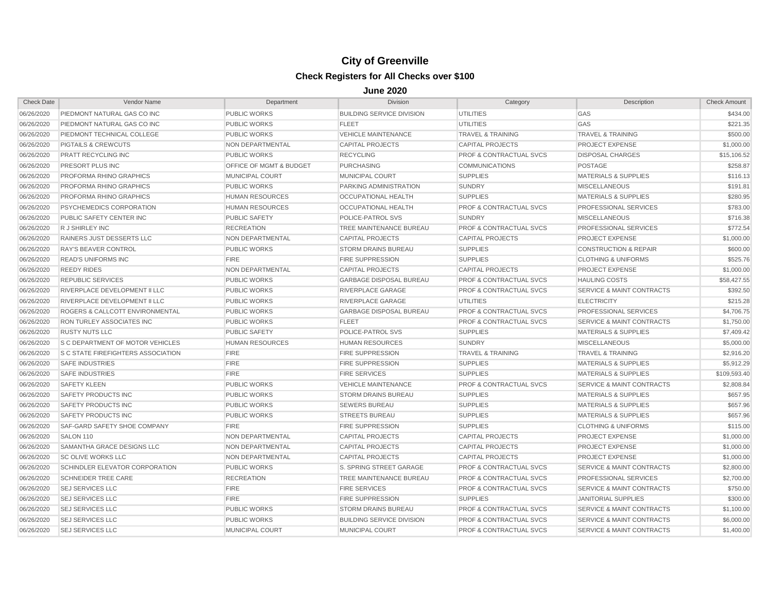# City of Greenville

## Check Registers for All Checks over $100

### June 2020

| Check Date | Vendor Name | Department | Division | Category | Description | Check Amount |
|---|---|---|---|---|---|---|
| 06/26/2020 | PIEDMONT NATURAL GAS CO INC | PUBLIC WORKS | BUILDING SERVICE DIVISION | UTILITIES | GAS | $434.00 |
| 06/26/2020 | PIEDMONT NATURAL GAS CO INC | PUBLIC WORKS | FLEET | UTILITIES | GAS | $221.35 |
| 06/26/2020 | PIEDMONT TECHNICAL COLLEGE | PUBLIC WORKS | VEHICLE MAINTENANCE | TRAVEL & TRAINING | TRAVEL & TRAINING | $500.00 |
| 06/26/2020 | PIGTAILS & CREWCUTS | NON DEPARTMENTAL | CAPITAL PROJECTS | CAPITAL PROJECTS | PROJECT EXPENSE | $1,000.00 |
| 06/26/2020 | PRATT RECYCLING INC | PUBLIC WORKS | RECYCLING | PROF & CONTRACTUAL SVCS | DISPOSAL CHARGES | $15,106.52 |
| 06/26/2020 | PRESORT PLUS INC | OFFICE OF MGMT & BUDGET | PURCHASING | COMMUNICATIONS | POSTAGE | $258.87 |
| 06/26/2020 | PROFORMA RHINO GRAPHICS | MUNICIPAL COURT | MUNICIPAL COURT | SUPPLIES | MATERIALS & SUPPLIES | $116.13 |
| 06/26/2020 | PROFORMA RHINO GRAPHICS | PUBLIC WORKS | PARKING ADMINISTRATION | SUNDRY | MISCELLANEOUS | $191.81 |
| 06/26/2020 | PROFORMA RHINO GRAPHICS | HUMAN RESOURCES | OCCUPATIONAL HEALTH | SUPPLIES | MATERIALS & SUPPLIES | $280.95 |
| 06/26/2020 | PSYCHEMEDICS CORPORATION | HUMAN RESOURCES | OCCUPATIONAL HEALTH | PROF & CONTRACTUAL SVCS | PROFESSIONAL SERVICES | $783.00 |
| 06/26/2020 | PUBLIC SAFETY CENTER INC | PUBLIC SAFETY | POLICE-PATROL SVS | SUNDRY | MISCELLANEOUS | $716.38 |
| 06/26/2020 | R J SHIRLEY INC | RECREATION | TREE MAINTENANCE BUREAU | PROF & CONTRACTUAL SVCS | PROFESSIONAL SERVICES | $772.54 |
| 06/26/2020 | RAINERS JUST DESSERTS LLC | NON DEPARTMENTAL | CAPITAL PROJECTS | CAPITAL PROJECTS | PROJECT EXPENSE | $1,000.00 |
| 06/26/2020 | RAY'S BEAVER CONTROL | PUBLIC WORKS | STORM DRAINS BUREAU | SUPPLIES | CONSTRUCTION & REPAIR | $600.00 |
| 06/26/2020 | READ'S UNIFORMS INC | FIRE | FIRE SUPPRESSION | SUPPLIES | CLOTHING & UNIFORMS | $525.76 |
| 06/26/2020 | REEDY RIDES | NON DEPARTMENTAL | CAPITAL PROJECTS | CAPITAL PROJECTS | PROJECT EXPENSE | $1,000.00 |
| 06/26/2020 | REPUBLIC SERVICES | PUBLIC WORKS | GARBAGE DISPOSAL BUREAU | PROF & CONTRACTUAL SVCS | HAULING COSTS | $58,427.55 |
| 06/26/2020 | RIVERPLACE DEVELOPMENT II LLC | PUBLIC WORKS | RIVERPLACE GARAGE | PROF & CONTRACTUAL SVCS | SERVICE & MAINT CONTRACTS | $392.50 |
| 06/26/2020 | RIVERPLACE DEVELOPMENT II LLC | PUBLIC WORKS | RIVERPLACE GARAGE | UTILITIES | ELECTRICITY | $215.28 |
| 06/26/2020 | ROGERS & CALLCOTT ENVIRONMENTAL | PUBLIC WORKS | GARBAGE DISPOSAL BUREAU | PROF & CONTRACTUAL SVCS | PROFESSIONAL SERVICES | $4,706.75 |
| 06/26/2020 | RON TURLEY ASSOCIATES INC | PUBLIC WORKS | FLEET | PROF & CONTRACTUAL SVCS | SERVICE & MAINT CONTRACTS | $1,750.00 |
| 06/26/2020 | RUSTY NUTS LLC | PUBLIC SAFETY | POLICE-PATROL SVS | SUPPLIES | MATERIALS & SUPPLIES | $7,409.42 |
| 06/26/2020 | S C DEPARTMENT OF MOTOR VEHICLES | HUMAN RESOURCES | HUMAN RESOURCES | SUNDRY | MISCELLANEOUS | $5,000.00 |
| 06/26/2020 | S C STATE FIREFIGHTERS ASSOCIATION | FIRE | FIRE SUPPRESSION | TRAVEL & TRAINING | TRAVEL & TRAINING | $2,916.20 |
| 06/26/2020 | SAFE INDUSTRIES | FIRE | FIRE SUPPRESSION | SUPPLIES | MATERIALS & SUPPLIES | $5,912.29 |
| 06/26/2020 | SAFE INDUSTRIES | FIRE | FIRE SERVICES | SUPPLIES | MATERIALS & SUPPLIES | $109,593.40 |
| 06/26/2020 | SAFETY KLEEN | PUBLIC WORKS | VEHICLE MAINTENANCE | PROF & CONTRACTUAL SVCS | SERVICE & MAINT CONTRACTS | $2,808.84 |
| 06/26/2020 | SAFETY PRODUCTS INC | PUBLIC WORKS | STORM DRAINS BUREAU | SUPPLIES | MATERIALS & SUPPLIES | $657.95 |
| 06/26/2020 | SAFETY PRODUCTS INC | PUBLIC WORKS | SEWERS BUREAU | SUPPLIES | MATERIALS & SUPPLIES | $657.96 |
| 06/26/2020 | SAFETY PRODUCTS INC | PUBLIC WORKS | STREETS BUREAU | SUPPLIES | MATERIALS & SUPPLIES | $657.96 |
| 06/26/2020 | SAF-GARD SAFETY SHOE COMPANY | FIRE | FIRE SUPPRESSION | SUPPLIES | CLOTHING & UNIFORMS | $115.00 |
| 06/26/2020 | SALON 110 | NON DEPARTMENTAL | CAPITAL PROJECTS | CAPITAL PROJECTS | PROJECT EXPENSE | $1,000.00 |
| 06/26/2020 | SAMANTHA GRACE DESIGNS LLC | NON DEPARTMENTAL | CAPITAL PROJECTS | CAPITAL PROJECTS | PROJECT EXPENSE | $1,000.00 |
| 06/26/2020 | SC OLIVE WORKS LLC | NON DEPARTMENTAL | CAPITAL PROJECTS | CAPITAL PROJECTS | PROJECT EXPENSE | $1,000.00 |
| 06/26/2020 | SCHINDLER ELEVATOR CORPORATION | PUBLIC WORKS | S. SPRING STREET GARAGE | PROF & CONTRACTUAL SVCS | SERVICE & MAINT CONTRACTS | $2,800.00 |
| 06/26/2020 | SCHNEIDER TREE CARE | RECREATION | TREE MAINTENANCE BUREAU | PROF & CONTRACTUAL SVCS | PROFESSIONAL SERVICES | $2,700.00 |
| 06/26/2020 | SEJ SERVICES LLC | FIRE | FIRE SERVICES | PROF & CONTRACTUAL SVCS | SERVICE & MAINT CONTRACTS | $750.00 |
| 06/26/2020 | SEJ SERVICES LLC | FIRE | FIRE SUPPRESSION | SUPPLIES | JANITORIAL SUPPLIES | $300.00 |
| 06/26/2020 | SEJ SERVICES LLC | PUBLIC WORKS | STORM DRAINS BUREAU | PROF & CONTRACTUAL SVCS | SERVICE & MAINT CONTRACTS | $1,100.00 |
| 06/26/2020 | SEJ SERVICES LLC | PUBLIC WORKS | BUILDING SERVICE DIVISION | PROF & CONTRACTUAL SVCS | SERVICE & MAINT CONTRACTS | $6,000.00 |
| 06/26/2020 | SEJ SERVICES LLC | MUNICIPAL COURT | MUNICIPAL COURT | PROF & CONTRACTUAL SVCS | SERVICE & MAINT CONTRACTS | $1,400.00 |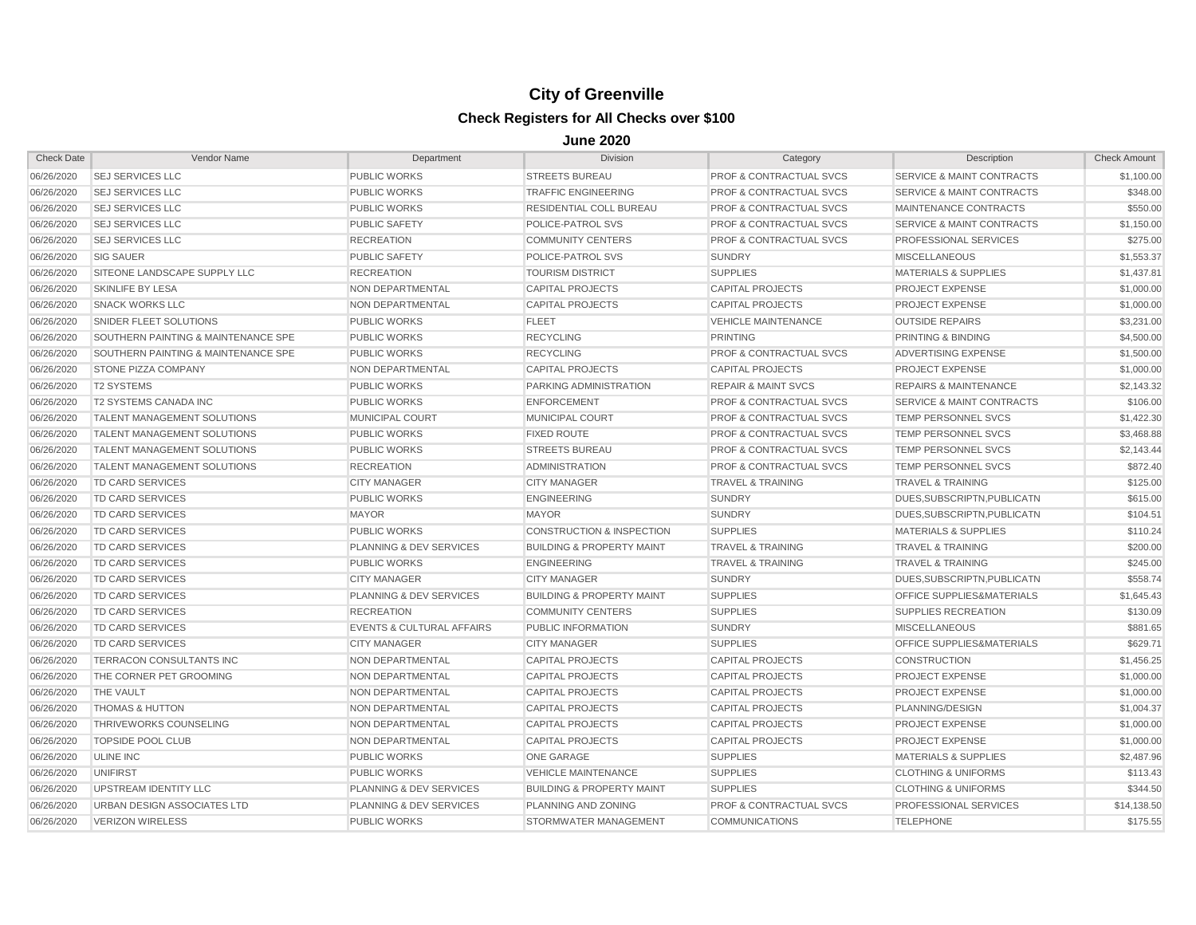# City of Greenville

## Check Registers for All Checks over $100

### June 2020

| Check Date | Vendor Name | Department | Division | Category | Description | Check Amount |
|---|---|---|---|---|---|---|
| 06/26/2020 | SEJ SERVICES LLC | PUBLIC WORKS | STREETS BUREAU | PROF & CONTRACTUAL SVCS | SERVICE & MAINT CONTRACTS | $1,100.00 |
| 06/26/2020 | SEJ SERVICES LLC | PUBLIC WORKS | TRAFFIC ENGINEERING | PROF & CONTRACTUAL SVCS | SERVICE & MAINT CONTRACTS | $348.00 |
| 06/26/2020 | SEJ SERVICES LLC | PUBLIC WORKS | RESIDENTIAL COLL BUREAU | PROF & CONTRACTUAL SVCS | MAINTENANCE CONTRACTS | $550.00 |
| 06/26/2020 | SEJ SERVICES LLC | PUBLIC SAFETY | POLICE-PATROL SVS | PROF & CONTRACTUAL SVCS | SERVICE & MAINT CONTRACTS | $1,150.00 |
| 06/26/2020 | SEJ SERVICES LLC | RECREATION | COMMUNITY CENTERS | PROF & CONTRACTUAL SVCS | PROFESSIONAL SERVICES | $275.00 |
| 06/26/2020 | SIG SAUER | PUBLIC SAFETY | POLICE-PATROL SVS | SUNDRY | MISCELLANEOUS | $1,553.37 |
| 06/26/2020 | SITEONE LANDSCAPE SUPPLY LLC | RECREATION | TOURISM DISTRICT | SUPPLIES | MATERIALS & SUPPLIES | $1,437.81 |
| 06/26/2020 | SKINLIFE BY LESA | NON DEPARTMENTAL | CAPITAL PROJECTS | CAPITAL PROJECTS | PROJECT EXPENSE | $1,000.00 |
| 06/26/2020 | SNACK WORKS LLC | NON DEPARTMENTAL | CAPITAL PROJECTS | CAPITAL PROJECTS | PROJECT EXPENSE | $1,000.00 |
| 06/26/2020 | SNIDER FLEET SOLUTIONS | PUBLIC WORKS | FLEET | VEHICLE MAINTENANCE | OUTSIDE REPAIRS | $3,231.00 |
| 06/26/2020 | SOUTHERN PAINTING & MAINTENANCE SPE | PUBLIC WORKS | RECYCLING | PRINTING | PRINTING & BINDING | $4,500.00 |
| 06/26/2020 | SOUTHERN PAINTING & MAINTENANCE SPE | PUBLIC WORKS | RECYCLING | PROF & CONTRACTUAL SVCS | ADVERTISING EXPENSE | $1,500.00 |
| 06/26/2020 | STONE PIZZA COMPANY | NON DEPARTMENTAL | CAPITAL PROJECTS | CAPITAL PROJECTS | PROJECT EXPENSE | $1,000.00 |
| 06/26/2020 | T2 SYSTEMS | PUBLIC WORKS | PARKING ADMINISTRATION | REPAIR & MAINT SVCS | REPAIRS & MAINTENANCE | $2,143.32 |
| 06/26/2020 | T2 SYSTEMS CANADA INC | PUBLIC WORKS | ENFORCEMENT | PROF & CONTRACTUAL SVCS | SERVICE & MAINT CONTRACTS | $106.00 |
| 06/26/2020 | TALENT MANAGEMENT SOLUTIONS | MUNICIPAL COURT | MUNICIPAL COURT | PROF & CONTRACTUAL SVCS | TEMP PERSONNEL SVCS | $1,422.30 |
| 06/26/2020 | TALENT MANAGEMENT SOLUTIONS | PUBLIC WORKS | FIXED ROUTE | PROF & CONTRACTUAL SVCS | TEMP PERSONNEL SVCS | $3,468.88 |
| 06/26/2020 | TALENT MANAGEMENT SOLUTIONS | PUBLIC WORKS | STREETS BUREAU | PROF & CONTRACTUAL SVCS | TEMP PERSONNEL SVCS | $2,143.44 |
| 06/26/2020 | TALENT MANAGEMENT SOLUTIONS | RECREATION | ADMINISTRATION | PROF & CONTRACTUAL SVCS | TEMP PERSONNEL SVCS | $872.40 |
| 06/26/2020 | TD CARD SERVICES | CITY MANAGER | CITY MANAGER | TRAVEL & TRAINING | TRAVEL & TRAINING | $125.00 |
| 06/26/2020 | TD CARD SERVICES | PUBLIC WORKS | ENGINEERING | SUNDRY | DUES,SUBSCRIPTN,PUBLICATN | $615.00 |
| 06/26/2020 | TD CARD SERVICES | MAYOR | MAYOR | SUNDRY | DUES,SUBSCRIPTN,PUBLICATN | $104.51 |
| 06/26/2020 | TD CARD SERVICES | PUBLIC WORKS | CONSTRUCTION & INSPECTION | SUPPLIES | MATERIALS & SUPPLIES | $110.24 |
| 06/26/2020 | TD CARD SERVICES | PLANNING & DEV SERVICES | BUILDING & PROPERTY MAINT | TRAVEL & TRAINING | TRAVEL & TRAINING | $200.00 |
| 06/26/2020 | TD CARD SERVICES | PUBLIC WORKS | ENGINEERING | TRAVEL & TRAINING | TRAVEL & TRAINING | $245.00 |
| 06/26/2020 | TD CARD SERVICES | CITY MANAGER | CITY MANAGER | SUNDRY | DUES,SUBSCRIPTN,PUBLICATN | $558.74 |
| 06/26/2020 | TD CARD SERVICES | PLANNING & DEV SERVICES | BUILDING & PROPERTY MAINT | SUPPLIES | OFFICE SUPPLIES&MATERIALS | $1,645.43 |
| 06/26/2020 | TD CARD SERVICES | RECREATION | COMMUNITY CENTERS | SUPPLIES | SUPPLIES RECREATION | $130.09 |
| 06/26/2020 | TD CARD SERVICES | EVENTS & CULTURAL AFFAIRS | PUBLIC INFORMATION | SUNDRY | MISCELLANEOUS | $881.65 |
| 06/26/2020 | TD CARD SERVICES | CITY MANAGER | CITY MANAGER | SUPPLIES | OFFICE SUPPLIES&MATERIALS | $629.71 |
| 06/26/2020 | TERRACON CONSULTANTS INC | NON DEPARTMENTAL | CAPITAL PROJECTS | CAPITAL PROJECTS | CONSTRUCTION | $1,456.25 |
| 06/26/2020 | THE CORNER PET GROOMING | NON DEPARTMENTAL | CAPITAL PROJECTS | CAPITAL PROJECTS | PROJECT EXPENSE | $1,000.00 |
| 06/26/2020 | THE VAULT | NON DEPARTMENTAL | CAPITAL PROJECTS | CAPITAL PROJECTS | PROJECT EXPENSE | $1,000.00 |
| 06/26/2020 | THOMAS & HUTTON | NON DEPARTMENTAL | CAPITAL PROJECTS | CAPITAL PROJECTS | PLANNING/DESIGN | $1,004.37 |
| 06/26/2020 | THRIVEWORKS COUNSELING | NON DEPARTMENTAL | CAPITAL PROJECTS | CAPITAL PROJECTS | PROJECT EXPENSE | $1,000.00 |
| 06/26/2020 | TOPSIDE POOL CLUB | NON DEPARTMENTAL | CAPITAL PROJECTS | CAPITAL PROJECTS | PROJECT EXPENSE | $1,000.00 |
| 06/26/2020 | ULINE INC | PUBLIC WORKS | ONE GARAGE | SUPPLIES | MATERIALS & SUPPLIES | $2,487.96 |
| 06/26/2020 | UNIFIRST | PUBLIC WORKS | VEHICLE MAINTENANCE | SUPPLIES | CLOTHING & UNIFORMS | $113.43 |
| 06/26/2020 | UPSTREAM IDENTITY LLC | PLANNING & DEV SERVICES | BUILDING & PROPERTY MAINT | SUPPLIES | CLOTHING & UNIFORMS | $344.50 |
| 06/26/2020 | URBAN DESIGN ASSOCIATES LTD | PLANNING & DEV SERVICES | PLANNING AND ZONING | PROF & CONTRACTUAL SVCS | PROFESSIONAL SERVICES | $14,138.50 |
| 06/26/2020 | VERIZON WIRELESS | PUBLIC WORKS | STORMWATER MANAGEMENT | COMMUNICATIONS | TELEPHONE | $175.55 |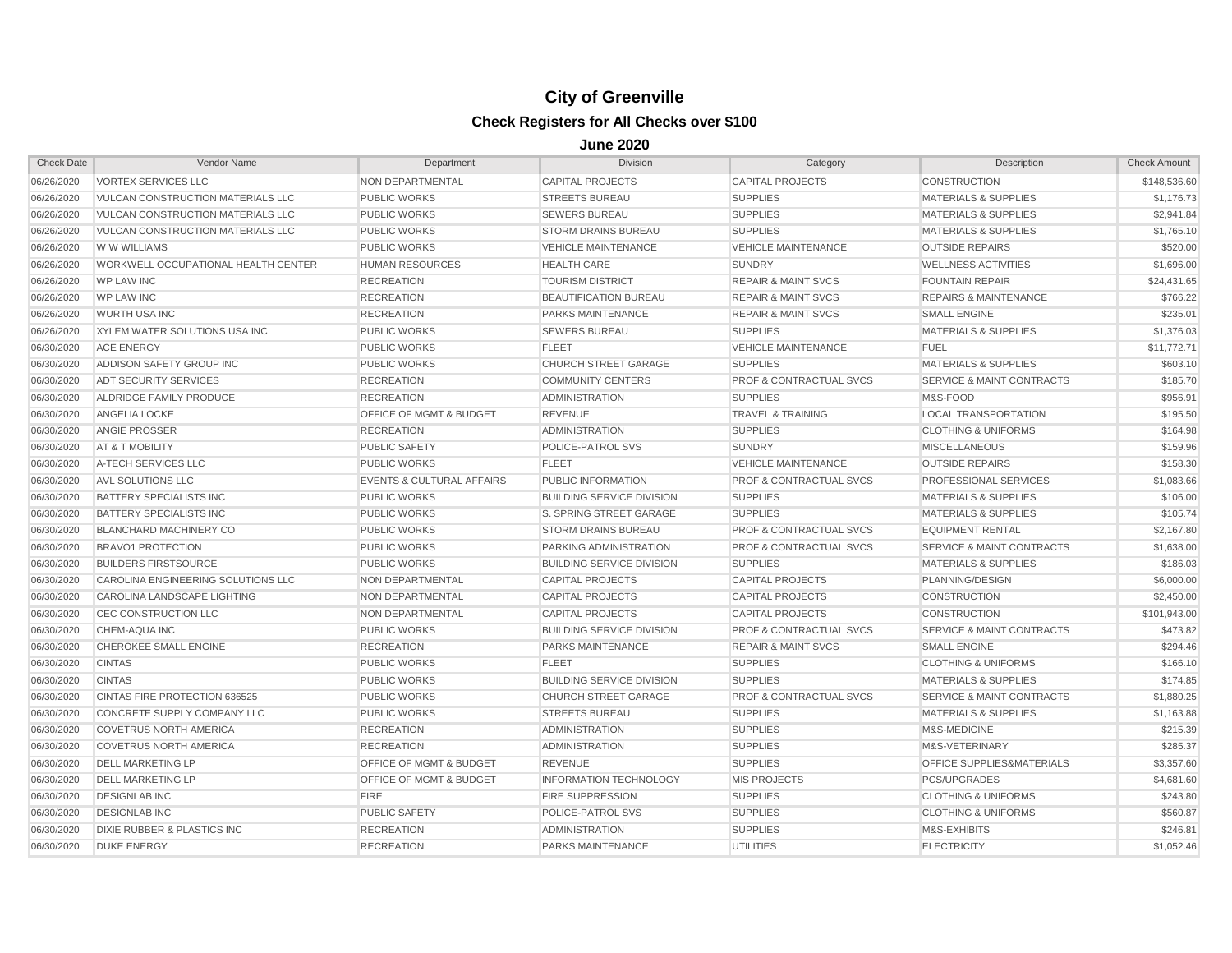# City of Greenville

## Check Registers for All Checks over $100

### June 2020

| Check Date | Vendor Name | Department | Division | Category | Description | Check Amount |
|---|---|---|---|---|---|---|
| 06/26/2020 | VORTEX SERVICES LLC | NON DEPARTMENTAL | CAPITAL PROJECTS | CAPITAL PROJECTS | CONSTRUCTION | $148,536.60 |
| 06/26/2020 | VULCAN CONSTRUCTION MATERIALS LLC | PUBLIC WORKS | STREETS BUREAU | SUPPLIES | MATERIALS & SUPPLIES | $1,176.73 |
| 06/26/2020 | VULCAN CONSTRUCTION MATERIALS LLC | PUBLIC WORKS | SEWERS BUREAU | SUPPLIES | MATERIALS & SUPPLIES | $2,941.84 |
| 06/26/2020 | VULCAN CONSTRUCTION MATERIALS LLC | PUBLIC WORKS | STORM DRAINS BUREAU | SUPPLIES | MATERIALS & SUPPLIES | $1,765.10 |
| 06/26/2020 | W W WILLIAMS | PUBLIC WORKS | VEHICLE MAINTENANCE | VEHICLE MAINTENANCE | OUTSIDE REPAIRS | $520.00 |
| 06/26/2020 | WORKWELL OCCUPATIONAL HEALTH CENTER | HUMAN RESOURCES | HEALTH CARE | SUNDRY | WELLNESS ACTIVITIES | $1,696.00 |
| 06/26/2020 | WP LAW INC | RECREATION | TOURISM DISTRICT | REPAIR & MAINT SVCS | FOUNTAIN REPAIR | $24,431.65 |
| 06/26/2020 | WP LAW INC | RECREATION | BEAUTIFICATION BUREAU | REPAIR & MAINT SVCS | REPAIRS & MAINTENANCE | $766.22 |
| 06/26/2020 | WURTH USA INC | RECREATION | PARKS MAINTENANCE | REPAIR & MAINT SVCS | SMALL ENGINE | $235.01 |
| 06/26/2020 | XYLEM WATER SOLUTIONS USA INC | PUBLIC WORKS | SEWERS BUREAU | SUPPLIES | MATERIALS & SUPPLIES | $1,376.03 |
| 06/30/2020 | ACE ENERGY | PUBLIC WORKS | FLEET | VEHICLE MAINTENANCE | FUEL | $11,772.71 |
| 06/30/2020 | ADDISON SAFETY GROUP INC | PUBLIC WORKS | CHURCH STREET GARAGE | SUPPLIES | MATERIALS & SUPPLIES | $603.10 |
| 06/30/2020 | ADT SECURITY SERVICES | RECREATION | COMMUNITY CENTERS | PROF & CONTRACTUAL SVCS | SERVICE & MAINT CONTRACTS | $185.70 |
| 06/30/2020 | ALDRIDGE FAMILY PRODUCE | RECREATION | ADMINISTRATION | SUPPLIES | M&S-FOOD | $956.91 |
| 06/30/2020 | ANGELIA LOCKE | OFFICE OF MGMT & BUDGET | REVENUE | TRAVEL & TRAINING | LOCAL TRANSPORTATION | $195.50 |
| 06/30/2020 | ANGIE PROSSER | RECREATION | ADMINISTRATION | SUPPLIES | CLOTHING & UNIFORMS | $164.98 |
| 06/30/2020 | AT & T MOBILITY | PUBLIC SAFETY | POLICE-PATROL SVS | SUNDRY | MISCELLANEOUS | $159.96 |
| 06/30/2020 | A-TECH SERVICES LLC | PUBLIC WORKS | FLEET | VEHICLE MAINTENANCE | OUTSIDE REPAIRS | $158.30 |
| 06/30/2020 | AVL SOLUTIONS LLC | EVENTS & CULTURAL AFFAIRS | PUBLIC INFORMATION | PROF & CONTRACTUAL SVCS | PROFESSIONAL SERVICES | $1,083.66 |
| 06/30/2020 | BATTERY SPECIALISTS INC | PUBLIC WORKS | BUILDING SERVICE DIVISION | SUPPLIES | MATERIALS & SUPPLIES | $106.00 |
| 06/30/2020 | BATTERY SPECIALISTS INC | PUBLIC WORKS | S. SPRING STREET GARAGE | SUPPLIES | MATERIALS & SUPPLIES | $105.74 |
| 06/30/2020 | BLANCHARD MACHINERY CO | PUBLIC WORKS | STORM DRAINS BUREAU | PROF & CONTRACTUAL SVCS | EQUIPMENT RENTAL | $2,167.80 |
| 06/30/2020 | BRAVO1 PROTECTION | PUBLIC WORKS | PARKING ADMINISTRATION | PROF & CONTRACTUAL SVCS | SERVICE & MAINT CONTRACTS | $1,638.00 |
| 06/30/2020 | BUILDERS FIRSTSOURCE | PUBLIC WORKS | BUILDING SERVICE DIVISION | SUPPLIES | MATERIALS & SUPPLIES | $186.03 |
| 06/30/2020 | CAROLINA ENGINEERING SOLUTIONS LLC | NON DEPARTMENTAL | CAPITAL PROJECTS | CAPITAL PROJECTS | PLANNING/DESIGN | $6,000.00 |
| 06/30/2020 | CAROLINA LANDSCAPE LIGHTING | NON DEPARTMENTAL | CAPITAL PROJECTS | CAPITAL PROJECTS | CONSTRUCTION | $2,450.00 |
| 06/30/2020 | CEC CONSTRUCTION LLC | NON DEPARTMENTAL | CAPITAL PROJECTS | CAPITAL PROJECTS | CONSTRUCTION | $101,943.00 |
| 06/30/2020 | CHEM-AQUA INC | PUBLIC WORKS | BUILDING SERVICE DIVISION | PROF & CONTRACTUAL SVCS | SERVICE & MAINT CONTRACTS | $473.82 |
| 06/30/2020 | CHEROKEE SMALL ENGINE | RECREATION | PARKS MAINTENANCE | REPAIR & MAINT SVCS | SMALL ENGINE | $294.46 |
| 06/30/2020 | CINTAS | PUBLIC WORKS | FLEET | SUPPLIES | CLOTHING & UNIFORMS | $166.10 |
| 06/30/2020 | CINTAS | PUBLIC WORKS | BUILDING SERVICE DIVISION | SUPPLIES | MATERIALS & SUPPLIES | $174.85 |
| 06/30/2020 | CINTAS FIRE PROTECTION 636525 | PUBLIC WORKS | CHURCH STREET GARAGE | PROF & CONTRACTUAL SVCS | SERVICE & MAINT CONTRACTS | $1,880.25 |
| 06/30/2020 | CONCRETE SUPPLY COMPANY LLC | PUBLIC WORKS | STREETS BUREAU | SUPPLIES | MATERIALS & SUPPLIES | $1,163.88 |
| 06/30/2020 | COVETRUS NORTH AMERICA | RECREATION | ADMINISTRATION | SUPPLIES | M&S-MEDICINE | $215.39 |
| 06/30/2020 | COVETRUS NORTH AMERICA | RECREATION | ADMINISTRATION | SUPPLIES | M&S-VETERINARY | $285.37 |
| 06/30/2020 | DELL MARKETING LP | OFFICE OF MGMT & BUDGET | REVENUE | SUPPLIES | OFFICE SUPPLIES&MATERIALS | $3,357.60 |
| 06/30/2020 | DELL MARKETING LP | OFFICE OF MGMT & BUDGET | INFORMATION TECHNOLOGY | MIS PROJECTS | PCS/UPGRADES | $4,681.60 |
| 06/30/2020 | DESIGNLAB INC | FIRE | FIRE SUPPRESSION | SUPPLIES | CLOTHING & UNIFORMS | $243.80 |
| 06/30/2020 | DESIGNLAB INC | PUBLIC SAFETY | POLICE-PATROL SVS | SUPPLIES | CLOTHING & UNIFORMS | $560.87 |
| 06/30/2020 | DIXIE RUBBER & PLASTICS INC | RECREATION | ADMINISTRATION | SUPPLIES | M&S-EXHIBITS | $246.81 |
| 06/30/2020 | DUKE ENERGY | RECREATION | PARKS MAINTENANCE | UTILITIES | ELECTRICITY | $1,052.46 |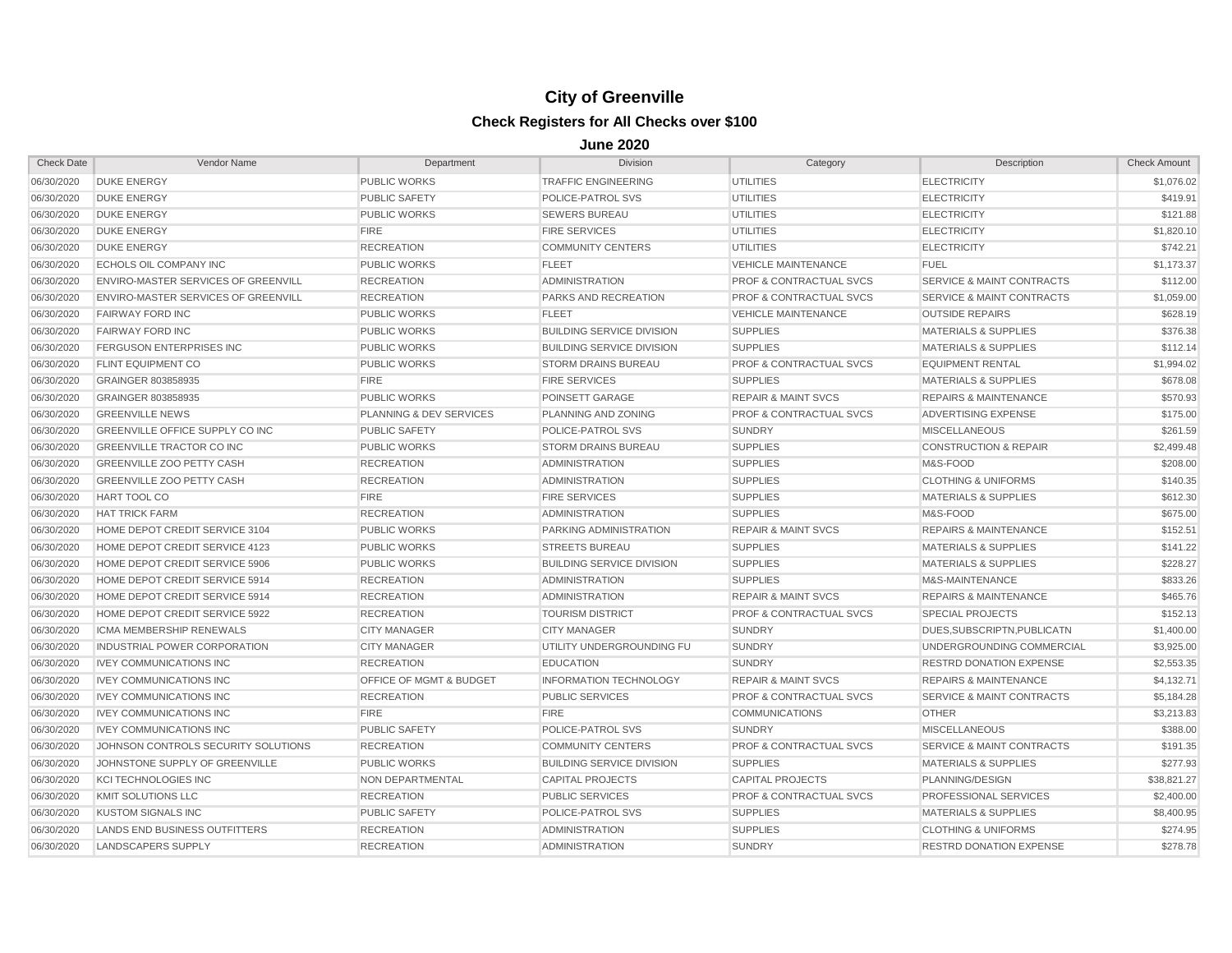# City of Greenville

## Check Registers for All Checks over $100

### June 2020

| Check Date | Vendor Name | Department | Division | Category | Description | Check Amount |
|---|---|---|---|---|---|---|
| 06/30/2020 | DUKE ENERGY | PUBLIC WORKS | TRAFFIC ENGINEERING | UTILITIES | ELECTRICITY | $1,076.02 |
| 06/30/2020 | DUKE ENERGY | PUBLIC SAFETY | POLICE-PATROL SVS | UTILITIES | ELECTRICITY | $419.91 |
| 06/30/2020 | DUKE ENERGY | PUBLIC WORKS | SEWERS BUREAU | UTILITIES | ELECTRICITY | $121.88 |
| 06/30/2020 | DUKE ENERGY | FIRE | FIRE SERVICES | UTILITIES | ELECTRICITY | $1,820.10 |
| 06/30/2020 | DUKE ENERGY | RECREATION | COMMUNITY CENTERS | UTILITIES | ELECTRICITY | $742.21 |
| 06/30/2020 | ECHOLS OIL COMPANY INC | PUBLIC WORKS | FLEET | VEHICLE MAINTENANCE | FUEL | $1,173.37 |
| 06/30/2020 | ENVIRO-MASTER SERVICES OF GREENVILL | RECREATION | ADMINISTRATION | PROF & CONTRACTUAL SVCS | SERVICE & MAINT CONTRACTS | $112.00 |
| 06/30/2020 | ENVIRO-MASTER SERVICES OF GREENVILL | RECREATION | PARKS AND RECREATION | PROF & CONTRACTUAL SVCS | SERVICE & MAINT CONTRACTS | $1,059.00 |
| 06/30/2020 | FAIRWAY FORD INC | PUBLIC WORKS | FLEET | VEHICLE MAINTENANCE | OUTSIDE REPAIRS | $628.19 |
| 06/30/2020 | FAIRWAY FORD INC | PUBLIC WORKS | BUILDING SERVICE DIVISION | SUPPLIES | MATERIALS & SUPPLIES | $376.38 |
| 06/30/2020 | FERGUSON ENTERPRISES INC | PUBLIC WORKS | BUILDING SERVICE DIVISION | SUPPLIES | MATERIALS & SUPPLIES | $112.14 |
| 06/30/2020 | FLINT EQUIPMENT CO | PUBLIC WORKS | STORM DRAINS BUREAU | PROF & CONTRACTUAL SVCS | EQUIPMENT RENTAL | $1,994.02 |
| 06/30/2020 | GRAINGER 803858935 | FIRE | FIRE SERVICES | SUPPLIES | MATERIALS & SUPPLIES | $678.08 |
| 06/30/2020 | GRAINGER 803858935 | PUBLIC WORKS | POINSETT GARAGE | REPAIR & MAINT SVCS | REPAIRS & MAINTENANCE | $570.93 |
| 06/30/2020 | GREENVILLE NEWS | PLANNING & DEV SERVICES | PLANNING AND ZONING | PROF & CONTRACTUAL SVCS | ADVERTISING EXPENSE | $175.00 |
| 06/30/2020 | GREENVILLE OFFICE SUPPLY CO INC | PUBLIC SAFETY | POLICE-PATROL SVS | SUNDRY | MISCELLANEOUS | $261.59 |
| 06/30/2020 | GREENVILLE TRACTOR CO INC | PUBLIC WORKS | STORM DRAINS BUREAU | SUPPLIES | CONSTRUCTION & REPAIR | $2,499.48 |
| 06/30/2020 | GREENVILLE ZOO PETTY CASH | RECREATION | ADMINISTRATION | SUPPLIES | M&S-FOOD | $208.00 |
| 06/30/2020 | GREENVILLE ZOO PETTY CASH | RECREATION | ADMINISTRATION | SUPPLIES | CLOTHING & UNIFORMS | $140.35 |
| 06/30/2020 | HART TOOL CO | FIRE | FIRE SERVICES | SUPPLIES | MATERIALS & SUPPLIES | $612.30 |
| 06/30/2020 | HAT TRICK FARM | RECREATION | ADMINISTRATION | SUPPLIES | M&S-FOOD | $675.00 |
| 06/30/2020 | HOME DEPOT CREDIT SERVICE 3104 | PUBLIC WORKS | PARKING ADMINISTRATION | REPAIR & MAINT SVCS | REPAIRS & MAINTENANCE | $152.51 |
| 06/30/2020 | HOME DEPOT CREDIT SERVICE 4123 | PUBLIC WORKS | STREETS BUREAU | SUPPLIES | MATERIALS & SUPPLIES | $141.22 |
| 06/30/2020 | HOME DEPOT CREDIT SERVICE 5906 | PUBLIC WORKS | BUILDING SERVICE DIVISION | SUPPLIES | MATERIALS & SUPPLIES | $228.27 |
| 06/30/2020 | HOME DEPOT CREDIT SERVICE 5914 | RECREATION | ADMINISTRATION | SUPPLIES | M&S-MAINTENANCE | $833.26 |
| 06/30/2020 | HOME DEPOT CREDIT SERVICE 5914 | RECREATION | ADMINISTRATION | REPAIR & MAINT SVCS | REPAIRS & MAINTENANCE | $465.76 |
| 06/30/2020 | HOME DEPOT CREDIT SERVICE 5922 | RECREATION | TOURISM DISTRICT | PROF & CONTRACTUAL SVCS | SPECIAL PROJECTS | $152.13 |
| 06/30/2020 | ICMA MEMBERSHIP RENEWALS | CITY MANAGER | CITY MANAGER | SUNDRY | DUES,SUBSCRIPTN,PUBLICATN | $1,400.00 |
| 06/30/2020 | INDUSTRIAL POWER CORPORATION | CITY MANAGER | UTILITY UNDERGROUNDING FU | SUNDRY | UNDERGROUNDING COMMERCIAL | $3,925.00 |
| 06/30/2020 | IVEY COMMUNICATIONS INC | RECREATION | EDUCATION | SUNDRY | RESTRD DONATION EXPENSE | $2,553.35 |
| 06/30/2020 | IVEY COMMUNICATIONS INC | OFFICE OF MGMT & BUDGET | INFORMATION TECHNOLOGY | REPAIR & MAINT SVCS | REPAIRS & MAINTENANCE | $4,132.71 |
| 06/30/2020 | IVEY COMMUNICATIONS INC | RECREATION | PUBLIC SERVICES | PROF & CONTRACTUAL SVCS | SERVICE & MAINT CONTRACTS | $5,184.28 |
| 06/30/2020 | IVEY COMMUNICATIONS INC | FIRE | FIRE | COMMUNICATIONS | OTHER | $3,213.83 |
| 06/30/2020 | IVEY COMMUNICATIONS INC | PUBLIC SAFETY | POLICE-PATROL SVS | SUNDRY | MISCELLANEOUS | $388.00 |
| 06/30/2020 | JOHNSON CONTROLS SECURITY SOLUTIONS | RECREATION | COMMUNITY CENTERS | PROF & CONTRACTUAL SVCS | SERVICE & MAINT CONTRACTS | $191.35 |
| 06/30/2020 | JOHNSTONE SUPPLY OF GREENVILLE | PUBLIC WORKS | BUILDING SERVICE DIVISION | SUPPLIES | MATERIALS & SUPPLIES | $277.93 |
| 06/30/2020 | KCI TECHNOLOGIES INC | NON DEPARTMENTAL | CAPITAL PROJECTS | CAPITAL PROJECTS | PLANNING/DESIGN | $38,821.27 |
| 06/30/2020 | KMIT SOLUTIONS LLC | RECREATION | PUBLIC SERVICES | PROF & CONTRACTUAL SVCS | PROFESSIONAL SERVICES | $2,400.00 |
| 06/30/2020 | KUSTOM SIGNALS INC | PUBLIC SAFETY | POLICE-PATROL SVS | SUPPLIES | MATERIALS & SUPPLIES | $8,400.95 |
| 06/30/2020 | LANDS END BUSINESS OUTFITTERS | RECREATION | ADMINISTRATION | SUPPLIES | CLOTHING & UNIFORMS | $274.95 |
| 06/30/2020 | LANDSCAPERS SUPPLY | RECREATION | ADMINISTRATION | SUNDRY | RESTRD DONATION EXPENSE | $278.78 |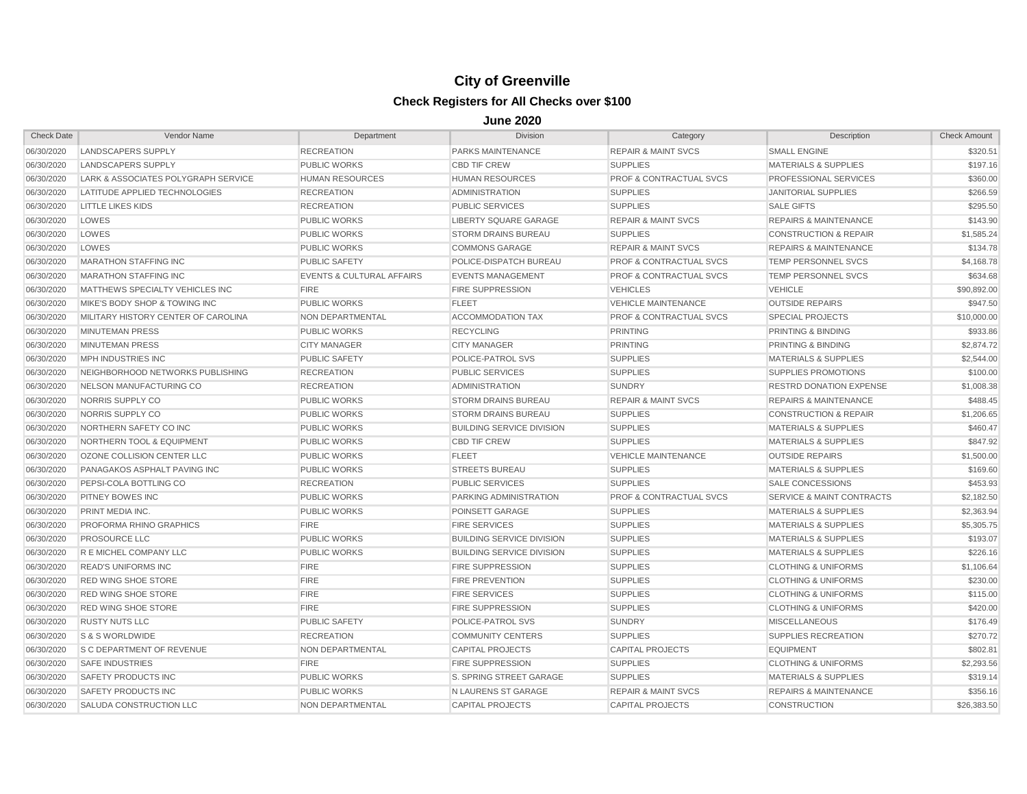# City of Greenville

## Check Registers for All Checks over $100

### June 2020

| Check Date | Vendor Name | Department | Division | Category | Description | Check Amount |
|---|---|---|---|---|---|---|
| 06/30/2020 | LANDSCAPERS SUPPLY | RECREATION | PARKS MAINTENANCE | REPAIR & MAINT SVCS | SMALL ENGINE | $320.51 |
| 06/30/2020 | LANDSCAPERS SUPPLY | PUBLIC WORKS | CBD TIF CREW | SUPPLIES | MATERIALS & SUPPLIES | $197.16 |
| 06/30/2020 | LARK & ASSOCIATES POLYGRAPH SERVICE | HUMAN RESOURCES | HUMAN RESOURCES | PROF & CONTRACTUAL SVCS | PROFESSIONAL SERVICES | $360.00 |
| 06/30/2020 | LATITUDE APPLIED TECHNOLOGIES | RECREATION | ADMINISTRATION | SUPPLIES | JANITORIAL SUPPLIES | $266.59 |
| 06/30/2020 | LITTLE LIKES KIDS | RECREATION | PUBLIC SERVICES | SUPPLIES | SALE GIFTS | $295.50 |
| 06/30/2020 | LOWES | PUBLIC WORKS | LIBERTY SQUARE GARAGE | REPAIR & MAINT SVCS | REPAIRS & MAINTENANCE | $143.90 |
| 06/30/2020 | LOWES | PUBLIC WORKS | STORM DRAINS BUREAU | SUPPLIES | CONSTRUCTION & REPAIR | $1,585.24 |
| 06/30/2020 | LOWES | PUBLIC WORKS | COMMONS GARAGE | REPAIR & MAINT SVCS | REPAIRS & MAINTENANCE | $134.78 |
| 06/30/2020 | MARATHON STAFFING INC | PUBLIC SAFETY | POLICE-DISPATCH BUREAU | PROF & CONTRACTUAL SVCS | TEMP PERSONNEL SVCS | $4,168.78 |
| 06/30/2020 | MARATHON STAFFING INC | EVENTS & CULTURAL AFFAIRS | EVENTS MANAGEMENT | PROF & CONTRACTUAL SVCS | TEMP PERSONNEL SVCS | $634.68 |
| 06/30/2020 | MATTHEWS SPECIALTY VEHICLES INC | FIRE | FIRE SUPPRESSION | VEHICLES | VEHICLE | $90,892.00 |
| 06/30/2020 | MIKE'S BODY SHOP & TOWING INC | PUBLIC WORKS | FLEET | VEHICLE MAINTENANCE | OUTSIDE REPAIRS | $947.50 |
| 06/30/2020 | MILITARY HISTORY CENTER OF CAROLINA | NON DEPARTMENTAL | ACCOMMODATION TAX | PROF & CONTRACTUAL SVCS | SPECIAL PROJECTS | $10,000.00 |
| 06/30/2020 | MINUTEMAN PRESS | PUBLIC WORKS | RECYCLING | PRINTING | PRINTING & BINDING | $933.86 |
| 06/30/2020 | MINUTEMAN PRESS | CITY MANAGER | CITY MANAGER | PRINTING | PRINTING & BINDING | $2,874.72 |
| 06/30/2020 | MPH INDUSTRIES INC | PUBLIC SAFETY | POLICE-PATROL SVS | SUPPLIES | MATERIALS & SUPPLIES | $2,544.00 |
| 06/30/2020 | NEIGHBORHOOD NETWORKS PUBLISHING | RECREATION | PUBLIC SERVICES | SUPPLIES | SUPPLIES PROMOTIONS | $100.00 |
| 06/30/2020 | NELSON MANUFACTURING CO | RECREATION | ADMINISTRATION | SUNDRY | RESTRD DONATION EXPENSE | $1,008.38 |
| 06/30/2020 | NORRIS SUPPLY CO | PUBLIC WORKS | STORM DRAINS BUREAU | REPAIR & MAINT SVCS | REPAIRS & MAINTENANCE | $488.45 |
| 06/30/2020 | NORRIS SUPPLY CO | PUBLIC WORKS | STORM DRAINS BUREAU | SUPPLIES | CONSTRUCTION & REPAIR | $1,206.65 |
| 06/30/2020 | NORTHERN SAFETY CO INC | PUBLIC WORKS | BUILDING SERVICE DIVISION | SUPPLIES | MATERIALS & SUPPLIES | $460.47 |
| 06/30/2020 | NORTHERN TOOL & EQUIPMENT | PUBLIC WORKS | CBD TIF CREW | SUPPLIES | MATERIALS & SUPPLIES | $847.92 |
| 06/30/2020 | OZONE COLLISION CENTER LLC | PUBLIC WORKS | FLEET | VEHICLE MAINTENANCE | OUTSIDE REPAIRS | $1,500.00 |
| 06/30/2020 | PANAGAKOS ASPHALT PAVING INC | PUBLIC WORKS | STREETS BUREAU | SUPPLIES | MATERIALS & SUPPLIES | $169.60 |
| 06/30/2020 | PEPSI-COLA BOTTLING CO | RECREATION | PUBLIC SERVICES | SUPPLIES | SALE CONCESSIONS | $453.93 |
| 06/30/2020 | PITNEY BOWES INC | PUBLIC WORKS | PARKING ADMINISTRATION | PROF & CONTRACTUAL SVCS | SERVICE & MAINT CONTRACTS | $2,182.50 |
| 06/30/2020 | PRINT MEDIA INC. | PUBLIC WORKS | POINSETT GARAGE | SUPPLIES | MATERIALS & SUPPLIES | $2,363.94 |
| 06/30/2020 | PROFORMA RHINO GRAPHICS | FIRE | FIRE SERVICES | SUPPLIES | MATERIALS & SUPPLIES | $5,305.75 |
| 06/30/2020 | PROSOURCE LLC | PUBLIC WORKS | BUILDING SERVICE DIVISION | SUPPLIES | MATERIALS & SUPPLIES | $193.07 |
| 06/30/2020 | R E MICHEL COMPANY LLC | PUBLIC WORKS | BUILDING SERVICE DIVISION | SUPPLIES | MATERIALS & SUPPLIES | $226.16 |
| 06/30/2020 | READ'S UNIFORMS INC | FIRE | FIRE SUPPRESSION | SUPPLIES | CLOTHING & UNIFORMS | $1,106.64 |
| 06/30/2020 | RED WING SHOE STORE | FIRE | FIRE PREVENTION | SUPPLIES | CLOTHING & UNIFORMS | $230.00 |
| 06/30/2020 | RED WING SHOE STORE | FIRE | FIRE SERVICES | SUPPLIES | CLOTHING & UNIFORMS | $115.00 |
| 06/30/2020 | RED WING SHOE STORE | FIRE | FIRE SUPPRESSION | SUPPLIES | CLOTHING & UNIFORMS | $420.00 |
| 06/30/2020 | RUSTY NUTS LLC | PUBLIC SAFETY | POLICE-PATROL SVS | SUNDRY | MISCELLANEOUS | $176.49 |
| 06/30/2020 | S & S WORLDWIDE | RECREATION | COMMUNITY CENTERS | SUPPLIES | SUPPLIES RECREATION | $270.72 |
| 06/30/2020 | S C DEPARTMENT OF REVENUE | NON DEPARTMENTAL | CAPITAL PROJECTS | CAPITAL PROJECTS | EQUIPMENT | $802.81 |
| 06/30/2020 | SAFE INDUSTRIES | FIRE | FIRE SUPPRESSION | SUPPLIES | CLOTHING & UNIFORMS | $2,293.56 |
| 06/30/2020 | SAFETY PRODUCTS INC | PUBLIC WORKS | S. SPRING STREET GARAGE | SUPPLIES | MATERIALS & SUPPLIES | $319.14 |
| 06/30/2020 | SAFETY PRODUCTS INC | PUBLIC WORKS | N LAURENS ST GARAGE | REPAIR & MAINT SVCS | REPAIRS & MAINTENANCE | $356.16 |
| 06/30/2020 | SALUDA CONSTRUCTION LLC | NON DEPARTMENTAL | CAPITAL PROJECTS | CAPITAL PROJECTS | CONSTRUCTION | $26,383.50 |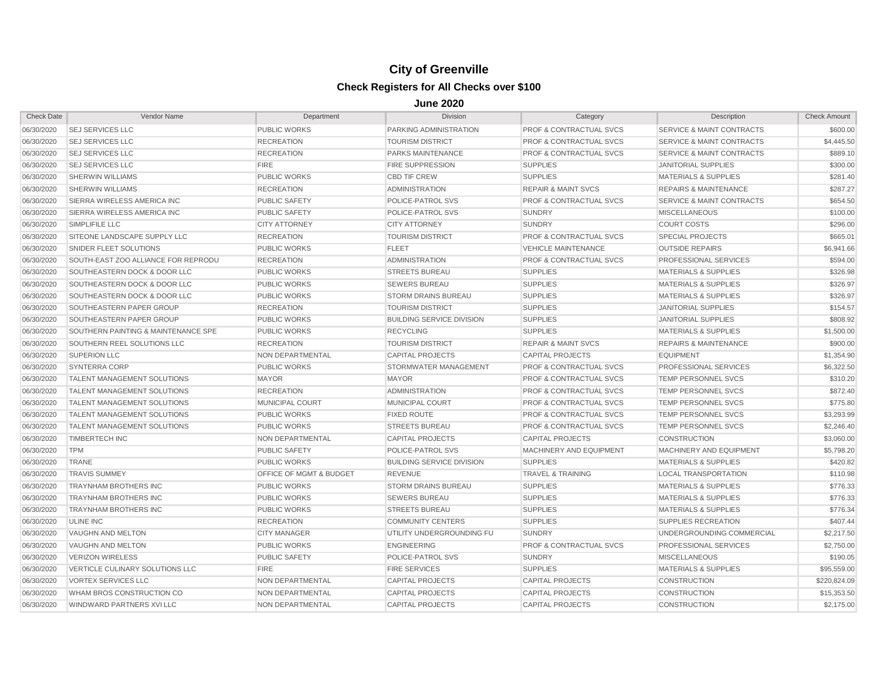# City of Greenville

## Check Registers for All Checks over $100

### June 2020

| Check Date | Vendor Name | Department | Division | Category | Description | Check Amount |
|---|---|---|---|---|---|---|
| 06/30/2020 | SEJ SERVICES LLC | PUBLIC WORKS | PARKING ADMINISTRATION | PROF & CONTRACTUAL SVCS | SERVICE & MAINT CONTRACTS | $600.00 |
| 06/30/2020 | SEJ SERVICES LLC | RECREATION | TOURISM DISTRICT | PROF & CONTRACTUAL SVCS | SERVICE & MAINT CONTRACTS | $4,445.50 |
| 06/30/2020 | SEJ SERVICES LLC | RECREATION | PARKS MAINTENANCE | PROF & CONTRACTUAL SVCS | SERVICE & MAINT CONTRACTS | $889.10 |
| 06/30/2020 | SEJ SERVICES LLC | FIRE | FIRE SUPPRESSION | SUPPLIES | JANITORIAL SUPPLIES | $300.00 |
| 06/30/2020 | SHERWIN WILLIAMS | PUBLIC WORKS | CBD TIF CREW | SUPPLIES | MATERIALS & SUPPLIES | $281.40 |
| 06/30/2020 | SHERWIN WILLIAMS | RECREATION | ADMINISTRATION | REPAIR & MAINT SVCS | REPAIRS & MAINTENANCE | $287.27 |
| 06/30/2020 | SIERRA WIRELESS AMERICA INC | PUBLIC SAFETY | POLICE-PATROL SVS | PROF & CONTRACTUAL SVCS | SERVICE & MAINT CONTRACTS | $654.50 |
| 06/30/2020 | SIERRA WIRELESS AMERICA INC | PUBLIC SAFETY | POLICE-PATROL SVS | SUNDRY | MISCELLANEOUS | $100.00 |
| 06/30/2020 | SIMPLIFILE LLC | CITY ATTORNEY | CITY ATTORNEY | SUNDRY | COURT COSTS | $296.00 |
| 06/30/2020 | SITEONE LANDSCAPE SUPPLY LLC | RECREATION | TOURISM DISTRICT | PROF & CONTRACTUAL SVCS | SPECIAL PROJECTS | $665.01 |
| 06/30/2020 | SNIDER FLEET SOLUTIONS | PUBLIC WORKS | FLEET | VEHICLE MAINTENANCE | OUTSIDE REPAIRS | $6,941.66 |
| 06/30/2020 | SOUTH-EAST ZOO ALLIANCE FOR REPRODU | RECREATION | ADMINISTRATION | PROF & CONTRACTUAL SVCS | PROFESSIONAL SERVICES | $594.00 |
| 06/30/2020 | SOUTHEASTERN DOCK & DOOR LLC | PUBLIC WORKS | STREETS BUREAU | SUPPLIES | MATERIALS & SUPPLIES | $326.98 |
| 06/30/2020 | SOUTHEASTERN DOCK & DOOR LLC | PUBLIC WORKS | SEWERS BUREAU | SUPPLIES | MATERIALS & SUPPLIES | $326.97 |
| 06/30/2020 | SOUTHEASTERN DOCK & DOOR LLC | PUBLIC WORKS | STORM DRAINS BUREAU | SUPPLIES | MATERIALS & SUPPLIES | $326.97 |
| 06/30/2020 | SOUTHEASTERN PAPER GROUP | RECREATION | TOURISM DISTRICT | SUPPLIES | JANITORIAL SUPPLIES | $154.57 |
| 06/30/2020 | SOUTHEASTERN PAPER GROUP | PUBLIC WORKS | BUILDING SERVICE DIVISION | SUPPLIES | JANITORIAL SUPPLIES | $808.92 |
| 06/30/2020 | SOUTHERN PAINTING & MAINTENANCE SPE | PUBLIC WORKS | RECYCLING | SUPPLIES | MATERIALS & SUPPLIES | $1,500.00 |
| 06/30/2020 | SOUTHERN REEL SOLUTIONS LLC | RECREATION | TOURISM DISTRICT | REPAIR & MAINT SVCS | REPAIRS & MAINTENANCE | $900.00 |
| 06/30/2020 | SUPERION LLC | NON DEPARTMENTAL | CAPITAL PROJECTS | CAPITAL PROJECTS | EQUIPMENT | $1,354.90 |
| 06/30/2020 | SYNTERRA CORP | PUBLIC WORKS | STORMWATER MANAGEMENT | PROF & CONTRACTUAL SVCS | PROFESSIONAL SERVICES | $6,322.50 |
| 06/30/2020 | TALENT MANAGEMENT SOLUTIONS | MAYOR | MAYOR | PROF & CONTRACTUAL SVCS | TEMP PERSONNEL SVCS | $310.20 |
| 06/30/2020 | TALENT MANAGEMENT SOLUTIONS | RECREATION | ADMINISTRATION | PROF & CONTRACTUAL SVCS | TEMP PERSONNEL SVCS | $872.40 |
| 06/30/2020 | TALENT MANAGEMENT SOLUTIONS | MUNICIPAL COURT | MUNICIPAL COURT | PROF & CONTRACTUAL SVCS | TEMP PERSONNEL SVCS | $775.80 |
| 06/30/2020 | TALENT MANAGEMENT SOLUTIONS | PUBLIC WORKS | FIXED ROUTE | PROF & CONTRACTUAL SVCS | TEMP PERSONNEL SVCS | $3,293.99 |
| 06/30/2020 | TALENT MANAGEMENT SOLUTIONS | PUBLIC WORKS | STREETS BUREAU | PROF & CONTRACTUAL SVCS | TEMP PERSONNEL SVCS | $2,246.40 |
| 06/30/2020 | TIMBERTECH INC | NON DEPARTMENTAL | CAPITAL PROJECTS | CAPITAL PROJECTS | CONSTRUCTION | $3,060.00 |
| 06/30/2020 | TPM | PUBLIC SAFETY | POLICE-PATROL SVS | MACHINERY AND EQUIPMENT | MACHINERY AND EQUIPMENT | $5,798.20 |
| 06/30/2020 | TRANE | PUBLIC WORKS | BUILDING SERVICE DIVISION | SUPPLIES | MATERIALS & SUPPLIES | $420.82 |
| 06/30/2020 | TRAVIS SUMMEY | OFFICE OF MGMT & BUDGET | REVENUE | TRAVEL & TRAINING | LOCAL TRANSPORTATION | $110.98 |
| 06/30/2020 | TRAYNHAM BROTHERS INC | PUBLIC WORKS | STORM DRAINS BUREAU | SUPPLIES | MATERIALS & SUPPLIES | $776.33 |
| 06/30/2020 | TRAYNHAM BROTHERS INC | PUBLIC WORKS | SEWERS BUREAU | SUPPLIES | MATERIALS & SUPPLIES | $776.33 |
| 06/30/2020 | TRAYNHAM BROTHERS INC | PUBLIC WORKS | STREETS BUREAU | SUPPLIES | MATERIALS & SUPPLIES | $776.34 |
| 06/30/2020 | ULINE INC | RECREATION | COMMUNITY CENTERS | SUPPLIES | SUPPLIES RECREATION | $407.44 |
| 06/30/2020 | VAUGHN AND MELTON | CITY MANAGER | UTILITY UNDERGROUNDING FU | SUNDRY | UNDERGROUNDING COMMERCIAL | $2,217.50 |
| 06/30/2020 | VAUGHN AND MELTON | PUBLIC WORKS | ENGINEERING | PROF & CONTRACTUAL SVCS | PROFESSIONAL SERVICES | $2,750.00 |
| 06/30/2020 | VERIZON WIRELESS | PUBLIC SAFETY | POLICE-PATROL SVS | SUNDRY | MISCELLANEOUS | $190.05 |
| 06/30/2020 | VERTICLE CULINARY SOLUTIONS LLC | FIRE | FIRE SERVICES | SUPPLIES | MATERIALS & SUPPLIES | $95,559.00 |
| 06/30/2020 | VORTEX SERVICES LLC | NON DEPARTMENTAL | CAPITAL PROJECTS | CAPITAL PROJECTS | CONSTRUCTION | $220,824.09 |
| 06/30/2020 | WHAM BROS CONSTRUCTION CO | NON DEPARTMENTAL | CAPITAL PROJECTS | CAPITAL PROJECTS | CONSTRUCTION | $15,353.50 |
| 06/30/2020 | WINDWARD PARTNERS XVI LLC | NON DEPARTMENTAL | CAPITAL PROJECTS | CAPITAL PROJECTS | CONSTRUCTION | $2,175.00 |